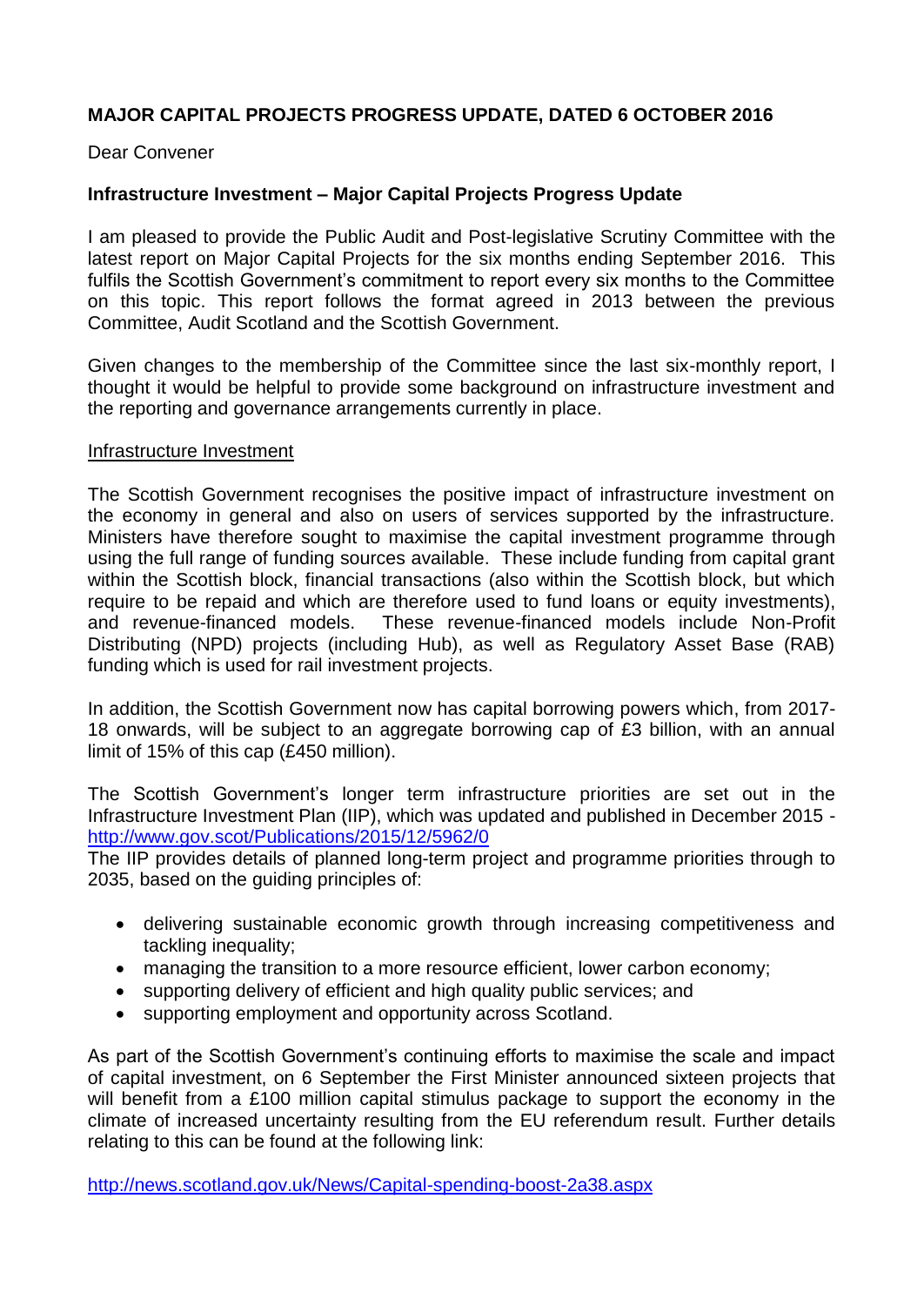## MAJOR CAPITAL PROJECTS PROGRESS UPDATE, DATED 6 OCTOBER 2016

Dear Convener

### Infrastructure Investment – Major Capital Projects Progress Update

I am pleased to provide the Public Audit and Post-legislative Scrutiny Committee with the latest report on Major Capital Projects for the six months ending September 2016. This fulfils the Scottish Government's commitment to report every six months to the Committee on this topic. This report follows the format agreed in 2013 between the previous Committee, Audit Scotland and the Scottish Government.

Given changes to the membership of the Committee since the last six-monthly report, I thought it would be helpful to provide some background on infrastructure investment and the reporting and governance arrangements currently in place.

Infrastructure Investment

The Scottish Government recognises the positive impact of infrastructure investment on the economy in general and also on users of services supported by the infrastructure. Ministers have therefore sought to maximise the capital investment programme through using the full range of funding sources available. These include funding from capital grant within the Scottish block, financial transactions (also within the Scottish block, but which require to be repaid and which are therefore used to fund loans or equity investments), and revenue-financed models. These revenue-financed models include Non-Profit Distributing (NPD) projects (including Hub), as well as Regulatory Asset Base (RAB) funding which is used for rail investment projects.

In addition, the Scottish Government now has capital borrowing powers which, from 2017-18 onwards, will be subject to an aggregate borrowing cap of £3 billion, with an annual limit of 15% of this cap (£450 million).

The Scottish Government's longer term infrastructure priorities are set out in the Infrastructure Investment Plan (IIP), which was updated and published in December 2015 - http://www.gov.scot/Publications/2015/12/5962/0

The IIP provides details of planned long-term project and programme priorities through to 2035, based on the guiding principles of:

- delivering sustainable economic growth through increasing competitiveness and tackling inequality;
- managing the transition to a more resource efficient, lower carbon economy;
- supporting delivery of efficient and high quality public services; and
- supporting employment and opportunity across Scotland.

As part of the Scottish Government's continuing efforts to maximise the scale and impact of capital investment, on 6 September the First Minister announced sixteen projects that will benefit from a £100 million capital stimulus package to support the economy in the climate of increased uncertainty resulting from the EU referendum result. Further details relating to this can be found at the following link:

http://news.scotland.gov.uk/News/Capital-spending-boost-2a38.aspx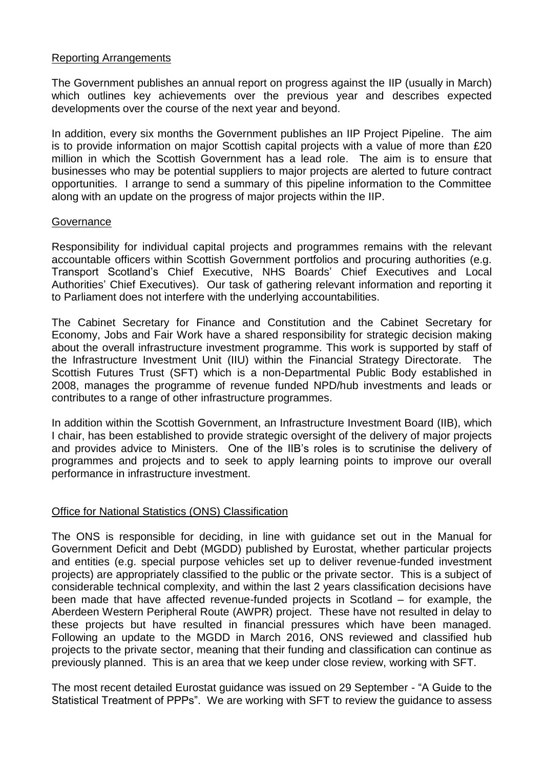## Reporting Arrangements

The Government publishes an annual report on progress against the IIP (usually in March) which outlines key achievements over the previous year and describes expected developments over the course of the next year and beyond.

In addition, every six months the Government publishes an IIP Project Pipeline. The aim is to provide information on major Scottish capital projects with a value of more than £20 million in which the Scottish Government has a lead role. The aim is to ensure that businesses who may be potential suppliers to major projects are alerted to future contract opportunities. I arrange to send a summary of this pipeline information to the Committee along with an update on the progress of major projects within the IIP.

## Governance

Responsibility for individual capital projects and programmes remains with the relevant accountable officers within Scottish Government portfolios and procuring authorities (e.g. Transport Scotland's Chief Executive, NHS Boards' Chief Executives and Local Authorities' Chief Executives). Our task of gathering relevant information and reporting it to Parliament does not interfere with the underlying accountabilities.

The Cabinet Secretary for Finance and Constitution and the Cabinet Secretary for Economy, Jobs and Fair Work have a shared responsibility for strategic decision making about the overall infrastructure investment programme. This work is supported by staff of the Infrastructure Investment Unit (IIU) within the Financial Strategy Directorate. The Scottish Futures Trust (SFT) which is a non-Departmental Public Body established in 2008, manages the programme of revenue funded NPD/hub investments and leads or contributes to a range of other infrastructure programmes.

In addition within the Scottish Government, an Infrastructure Investment Board (IIB), which I chair, has been established to provide strategic oversight of the delivery of major projects and provides advice to Ministers. One of the IIB's roles is to scrutinise the delivery of programmes and projects and to seek to apply learning points to improve our overall performance in infrastructure investment.

## Office for National Statistics (ONS) Classification

The ONS is responsible for deciding, in line with guidance set out in the Manual for Government Deficit and Debt (MGDD) published by Eurostat, whether particular projects and entities (e.g. special purpose vehicles set up to deliver revenue-funded investment projects) are appropriately classified to the public or the private sector. This is a subject of considerable technical complexity, and within the last 2 years classification decisions have been made that have affected revenue-funded projects in Scotland – for example, the Aberdeen Western Peripheral Route (AWPR) project. These have not resulted in delay to these projects but have resulted in financial pressures which have been managed. Following an update to the MGDD in March 2016, ONS reviewed and classified hub projects to the private sector, meaning that their funding and classification can continue as previously planned. This is an area that we keep under close review, working with SFT.

The most recent detailed Eurostat guidance was issued on 29 September - "A Guide to the Statistical Treatment of PPPs". We are working with SFT to review the guidance to assess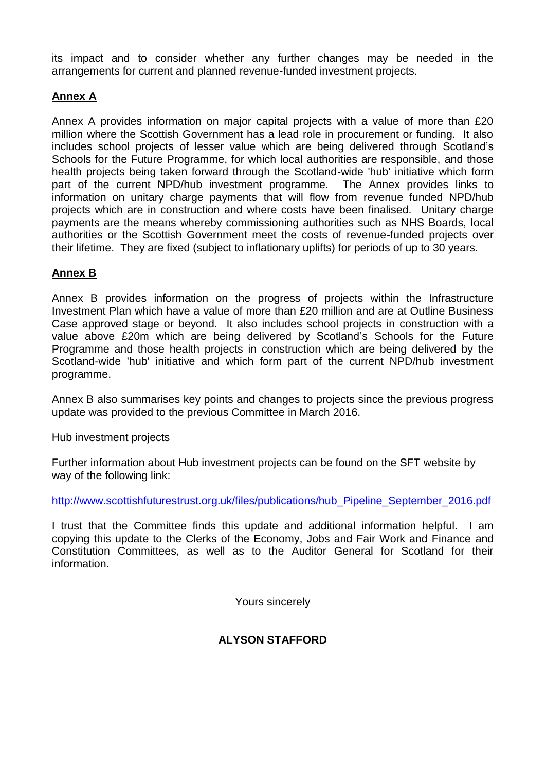its impact and to consider whether any further changes may be needed in the arrangements for current and planned revenue-funded investment projects.

## Annex A

Annex A provides information on major capital projects with a value of more than £20 million where the Scottish Government has a lead role in procurement or funding. It also includes school projects of lesser value which are being delivered through Scotland's Schools for the Future Programme, for which local authorities are responsible, and those health projects being taken forward through the Scotland-wide 'hub' initiative which form part of the current NPD/hub investment programme. The Annex provides links to information on unitary charge payments that will flow from revenue funded NPD/hub projects which are in construction and where costs have been finalised. Unitary charge payments are the means whereby commissioning authorities such as NHS Boards, local authorities or the Scottish Government meet the costs of revenue-funded projects over their lifetime. They are fixed (subject to inflationary uplifts) for periods of up to 30 years.

## Annex B

Annex B provides information on the progress of projects within the Infrastructure Investment Plan which have a value of more than £20 million and are at Outline Business Case approved stage or beyond. It also includes school projects in construction with a value above £20m which are being delivered by Scotland's Schools for the Future Programme and those health projects in construction which are being delivered by the Scotland-wide 'hub' initiative and which form part of the current NPD/hub investment programme.

Annex B also summarises key points and changes to projects since the previous progress update was provided to the previous Committee in March 2016.

Hub investment projects

Further information about Hub investment projects can be found on the SFT website by way of the following link:

http://www.scottishfuturestrust.org.uk/files/publications/hub_Pipeline_September_2016.pdf

I trust that the Committee finds this update and additional information helpful. I am copying this update to the Clerks of the Economy, Jobs and Fair Work and Finance and Constitution Committees, as well as to the Auditor General for Scotland for their information.

Yours sincerely

**ALYSON STAFFORD**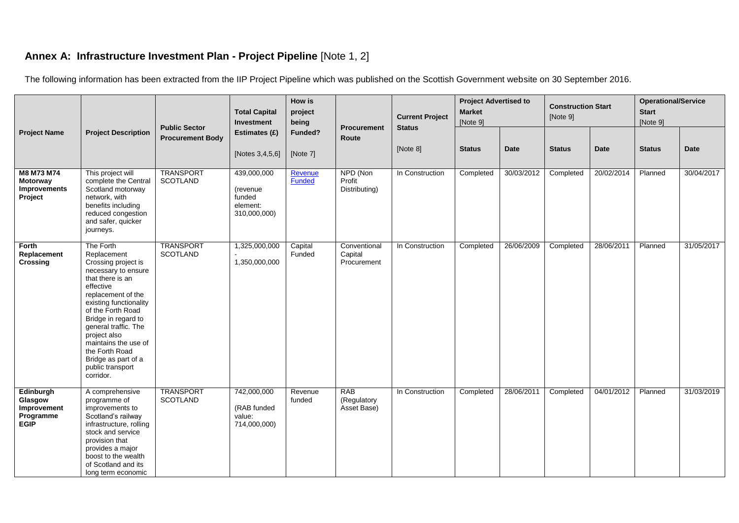## Annex A: Infrastructure Investment Plan - Project Pipeline [Note 1, 2]

The following information has been extracted from the IIP Project Pipeline which was published on the Scottish Government website on 30 September 2016.

| Project Name | Project Description | Public Sector Procurement Body | Total Capital Investment Estimates (£) [Notes 3,4,5,6] | How is project being Funded? [Note 7] | Procurement Route | Current Project Status [Note 8] | Project Advertised to Market [Note 9] | | Construction Start [Note 9] | | Operational/Service Start [Note 9] | |
|---|---|---|---|---|---|---|---|---|---|---|---|---|
| | | | | | | | Status | Date | Status | Date | Status | Date |
| **M8 M73 M74 Motorway Improvements Project** | This project will complete the Central Scotland motorway network, with benefits including reduced congestion and safer, quicker journeys. | TRANSPORT SCOTLAND | 439,000,000 (revenue funded element: 310,000,000) | Revenue Funded | NPD (Non Profit Distributing) | In Construction | Completed | 30/03/2012 | Completed | 20/02/2014 | Planned | 30/04/2017 |
| **Forth Replacement Crossing** | The Forth Replacement Crossing project is necessary to ensure that there is an effective replacement of the existing functionality of the Forth Road Bridge in regard to general traffic. The project also maintains the use of the Forth Road Bridge as part of a public transport corridor. | TRANSPORT SCOTLAND | 1,325,000,000 - 1,350,000,000 | Capital Funded | Conventional Capital Procurement | In Construction | Completed | 26/06/2009 | Completed | 28/06/2011 | Planned | 31/05/2017 |
| **Edinburgh Glasgow Improvement Programme EGIP** | A comprehensive programme of improvements to Scotland's railway infrastructure, rolling stock and service provision that provides a major boost to the wealth of Scotland and its long term economic | TRANSPORT SCOTLAND | 742,000,000 (RAB funded value: 714,000,000) | Revenue funded | RAB (Regulatory Asset Base) | In Construction | Completed | 28/06/2011 | Completed | 04/01/2012 | Planned | 31/03/2019 |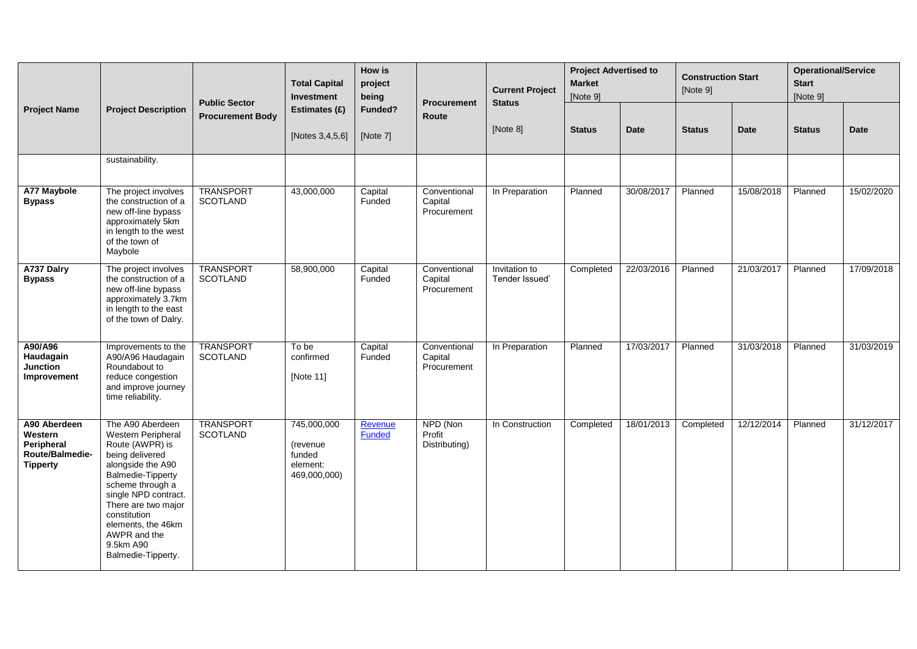| Project Name | Project Description | Public Sector Procurement Body | Total Capital Investment Estimates (£) [Notes 3,4,5,6] | How is project being Funded? [Note 7] | Procurement Route | Current Project Status [Note 8] | Project Advertised to Market [Note 9] | | Construction Start [Note 9] | | Operational/Service Start [Note 9] | |
|---|---|---|---|---|---|---|---|---|---|---|---|---|
| | | | | | | | Status | Date | Status | Date | Status | Date |
| | sustainability. | | | | | | | | | | | |
| **A77 Maybole Bypass** | The project involves the construction of a new off-line bypass approximately 5km in length to the west of the town of Maybole | TRANSPORT SCOTLAND | 43,000,000 | Capital Funded | Conventional Capital Procurement | In Preparation | Planned | 30/08/2017 | Planned | 15/08/2018 | Planned | 15/02/2020 |
| **A737 Dalry Bypass** | The project involves the construction of a new off-line bypass approximately 3.7km in length to the east of the town of Dalry. | TRANSPORT SCOTLAND | 58,900,000 | Capital Funded | Conventional Capital Procurement | Invitation to Tender Issued' | Completed | 22/03/2016 | Planned | 21/03/2017 | Planned | 17/09/2018 |
| **A90/A96 Haudagain Junction Improvement** | Improvements to the A90/A96 Haudagain Roundabout to reduce congestion and improve journey time reliability. | TRANSPORT SCOTLAND | To be confirmed [Note 11] | Capital Funded | Conventional Capital Procurement | In Preparation | Planned | 17/03/2017 | Planned | 31/03/2018 | Planned | 31/03/2019 |
| **A90 Aberdeen Western Peripheral Route/Balmedie-Tipperty** | The A90 Aberdeen Western Peripheral Route (AWPR) is being delivered alongside the A90 Balmedie-Tipperty scheme through a single NPD contract. There are two major constitution elements, the 46km AWPR and the 9.5km A90 Balmedie-Tipperty. | TRANSPORT SCOTLAND | 745,000,000 (revenue funded element: 469,000,000) | Revenue Funded | NPD (Non Profit Distributing) | In Construction | Completed | 18/01/2013 | Completed | 12/12/2014 | Planned | 31/12/2017 |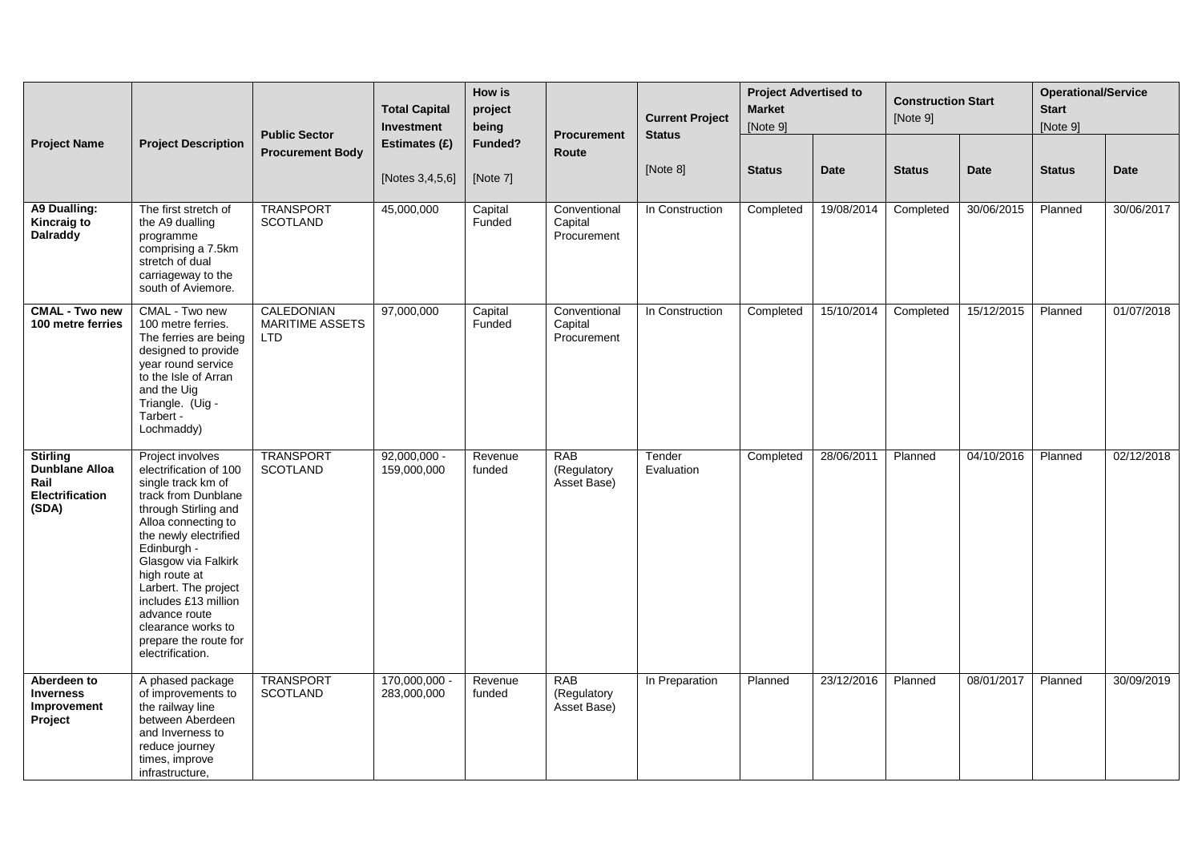| Project Name | Project Description | Public Sector Procurement Body | Total Capital Investment Estimates (£) [Notes 3,4,5,6] | How is project being Funded? [Note 7] | Procurement Route | Current Project Status [Note 8] | Project Advertised to Market [Note 9] | | Construction Start [Note 9] | | Operational/Service Start [Note 9] | |
|---|---|---|---|---|---|---|---|---|---|---|---|---|
| | | | | | | | Status | Date | Status | Date | Status | Date |
| **A9 Dualling: Kincraig to Dalraddy** | The first stretch of the A9 dualling programme comprising a 7.5km stretch of dual carriageway to the south of Aviemore. | TRANSPORT SCOTLAND | 45,000,000 | Capital Funded | Conventional Capital Procurement | In Construction | Completed | 19/08/2014 | Completed | 30/06/2015 | Planned | 30/06/2017 |
| **CMAL - Two new 100 metre ferries** | CMAL - Two new 100 metre ferries. The ferries are being designed to provide year round service to the Isle of Arran and the Uig Triangle. (Uig - Tarbert - Lochmaddy) | CALEDONIAN MARITIME ASSETS LTD | 97,000,000 | Capital Funded | Conventional Capital Procurement | In Construction | Completed | 15/10/2014 | Completed | 15/12/2015 | Planned | 01/07/2018 |
| **Stirling Dunblane Alloa Rail Electrification (SDA)** | Project involves electrification of 100 single track km of track from Dunblane through Stirling and Alloa connecting to the newly electrified Edinburgh - Glasgow via Falkirk high route at Larbert. The project includes £13 million advance route clearance works to prepare the route for electrification. | TRANSPORT SCOTLAND | 92,000,000 - 159,000,000 | Revenue funded | RAB (Regulatory Asset Base) | Tender Evaluation | Completed | 28/06/2011 | Planned | 04/10/2016 | Planned | 02/12/2018 |
| **Aberdeen to Inverness Improvement Project** | A phased package of improvements to the railway line between Aberdeen and Inverness to reduce journey times, improve infrastructure, | TRANSPORT SCOTLAND | 170,000,000 - 283,000,000 | Revenue funded | RAB (Regulatory Asset Base) | In Preparation | Planned | 23/12/2016 | Planned | 08/01/2017 | Planned | 30/09/2019 |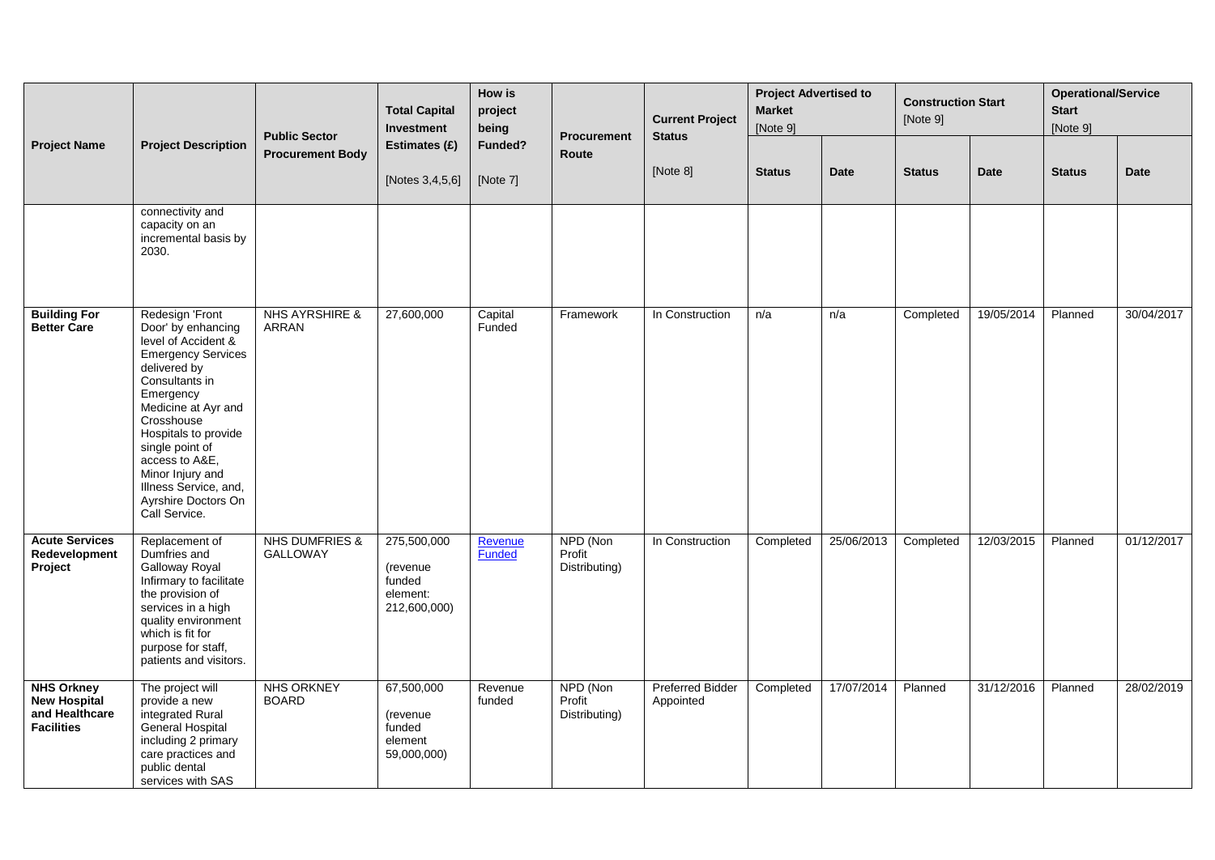| Project Name | Project Description | Public Sector Procurement Body | Total Capital Investment Estimates (£) [Notes 3,4,5,6] | How is project being Funded? [Note 7] | Procurement Route | Current Project Status [Note 8] | Project Advertised to Market [Note 9] | | Construction Start [Note 9] | | Operational/Service Start [Note 9] | |
|---|---|---|---|---|---|---|---|---|---|---|---|---|
| | | | | | | | Status | Date | Status | Date | Status | Date |
| | connectivity and capacity on an incremental basis by 2030. | | | | | | | | | | | |
| **Building For Better Care** | Redesign 'Front Door' by enhancing level of Accident & Emergency Services delivered by Consultants in Emergency Medicine at Ayr and Crosshouse Hospitals to provide single point of access to A&E, Minor Injury and Illness Service, and, Ayrshire Doctors On Call Service. | NHS AYRSHIRE & ARRAN | 27,600,000 | Capital Funded | Framework | In Construction | n/a | n/a | Completed | 19/05/2014 | Planned | 30/04/2017 |
| **Acute Services Redevelopment Project** | Replacement of Dumfries and Galloway Royal Infirmary to facilitate the provision of services in a high quality environment which is fit for purpose for staff, patients and visitors. | NHS DUMFRIES & GALLOWAY | 275,500,000 (revenue funded element: 212,600,000) | Revenue Funded | NPD (Non Profit Distributing) | In Construction | Completed | 25/06/2013 | Completed | 12/03/2015 | Planned | 01/12/2017 |
| **NHS Orkney New Hospital and Healthcare Facilities** | The project will provide a new integrated Rural General Hospital including 2 primary care practices and public dental services with SAS | NHS ORKNEY BOARD | 67,500,000 (revenue funded element 59,000,000) | Revenue funded | NPD (Non Profit Distributing) | Preferred Bidder Appointed | Completed | 17/07/2014 | Planned | 31/12/2016 | Planned | 28/02/2019 |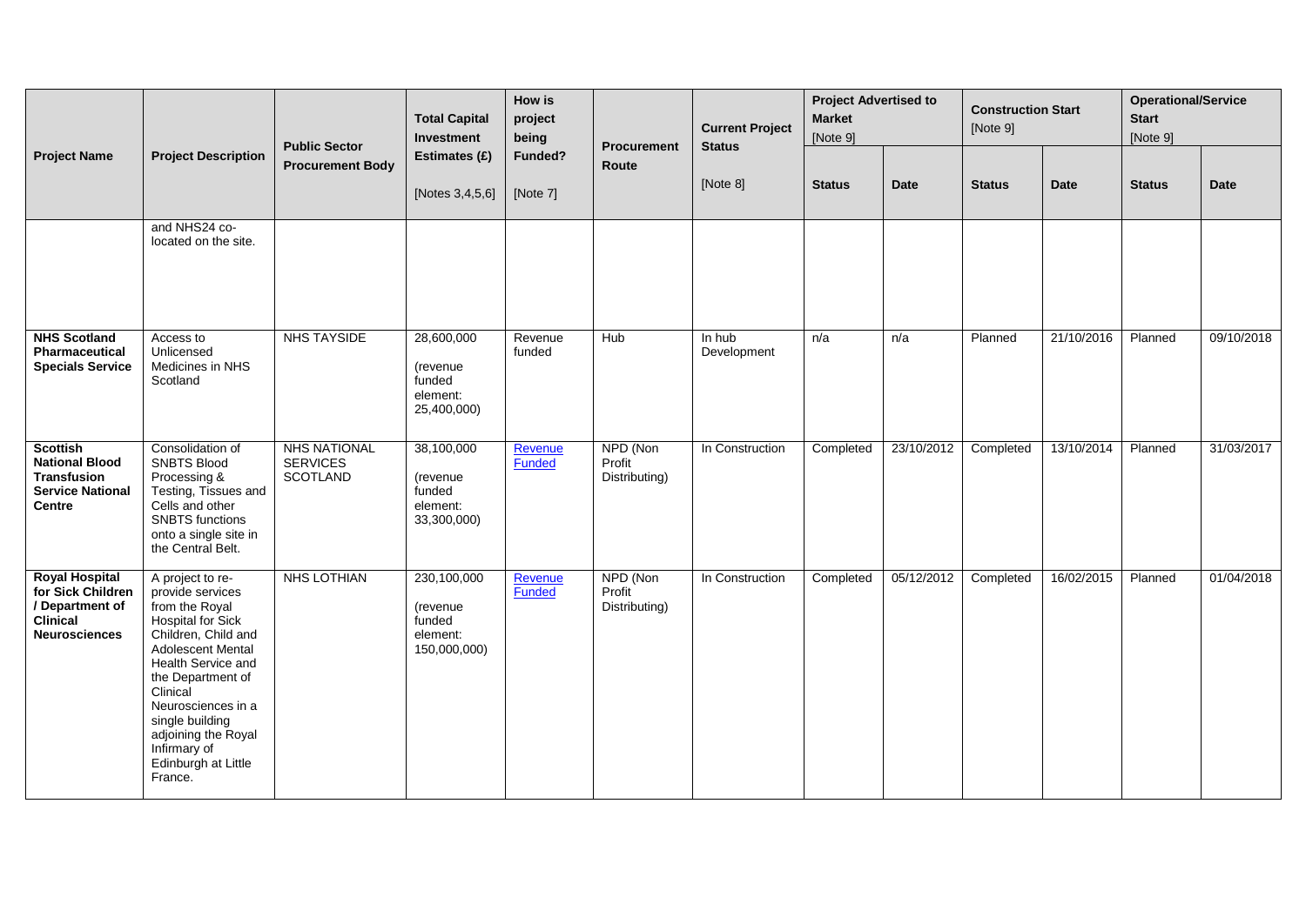| Project Name | Project Description | Public Sector Procurement Body | Total Capital Investment Estimates (£) [Notes 3,4,5,6] | How is project being Funded? [Note 7] | Procurement Route | Current Project Status [Note 8] | Project Advertised to Market [Note 9] | | Construction Start [Note 9] | | Operational/Service Start [Note 9] | |
|---|---|---|---|---|---|---|---|---|---|---|---|---|
| | | | | | | | Status | Date | Status | Date | Status | Date |
| | and NHS24 co-located on the site. | | | | | | | | | | | |
| **NHS Scotland Pharmaceutical Specials Service** | Access to Unlicensed Medicines in NHS Scotland | NHS TAYSIDE | 28,600,000 (revenue funded element: 25,400,000) | Revenue funded | Hub | In hub Development | n/a | n/a | Planned | 21/10/2016 | Planned | 09/10/2018 |
| **Scottish National Blood Transfusion Service National Centre** | Consolidation of SNBTS Blood Processing & Testing, Tissues and Cells and other SNBTS functions onto a single site in the Central Belt. | NHS NATIONAL SERVICES SCOTLAND | 38,100,000 (revenue funded element: 33,300,000) | Revenue Funded | NPD (Non Profit Distributing) | In Construction | Completed | 23/10/2012 | Completed | 13/10/2014 | Planned | 31/03/2017 |
| **Royal Hospital for Sick Children / Department of Clinical Neurosciences** | A project to re-provide services from the Royal Hospital for Sick Children, Child and Adolescent Mental Health Service and the Department of Clinical Neurosciences in a single building adjoining the Royal Infirmary of Edinburgh at Little France. | NHS LOTHIAN | 230,100,000 (revenue funded element: 150,000,000) | Revenue Funded | NPD (Non Profit Distributing) | In Construction | Completed | 05/12/2012 | Completed | 16/02/2015 | Planned | 01/04/2018 |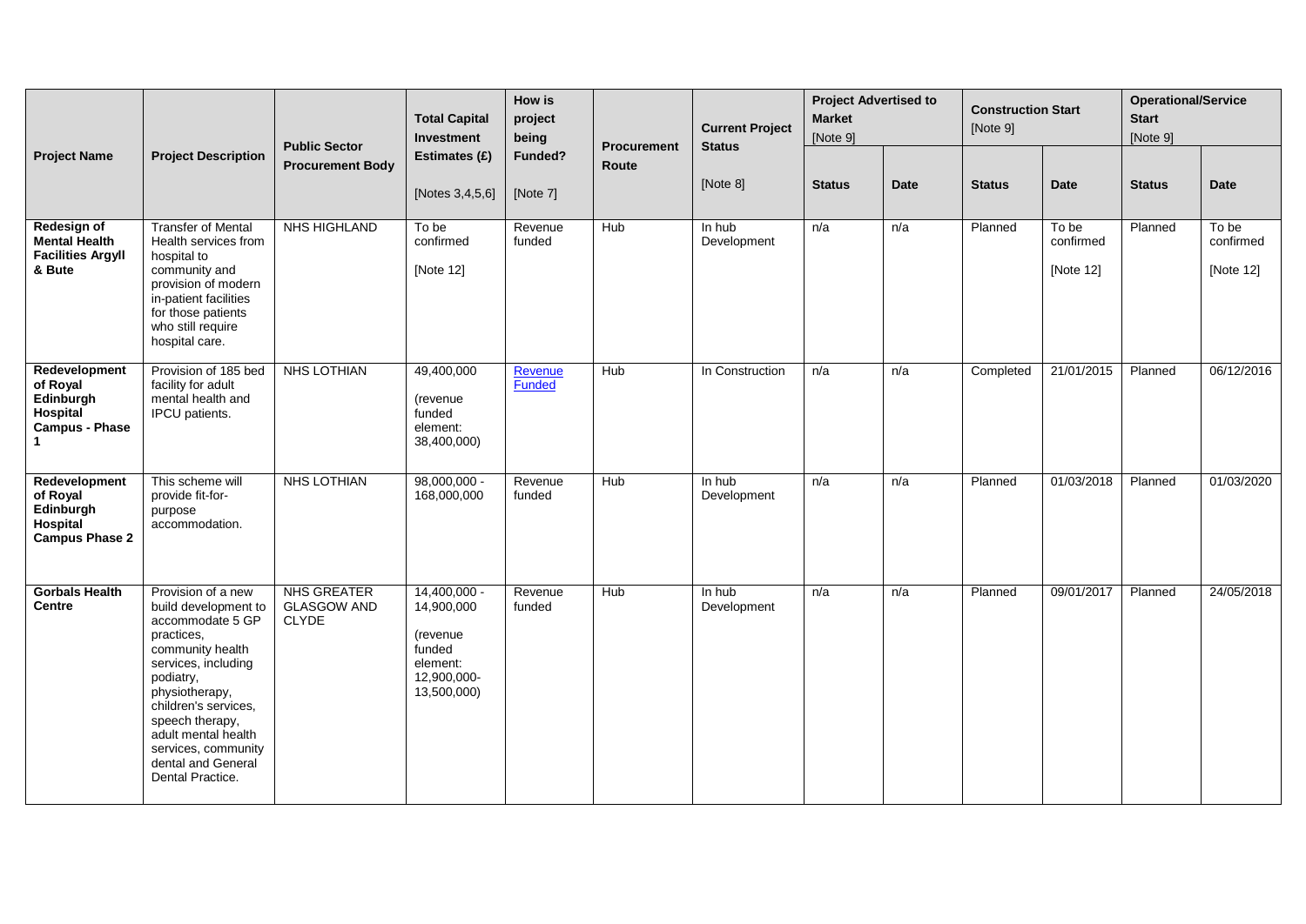| Project Name | Project Description | Public Sector Procurement Body | Total Capital Investment Estimates (£) [Notes 3,4,5,6] | How is project being Funded? [Note 7] | Procurement Route | Current Project Status [Note 8] | Project Advertised to Market [Note 9] | | Construction Start [Note 9] | | Operational/Service Start [Note 9] | |
|---|---|---|---|---|---|---|---|---|---|---|---|---|
| | | | | | | | Status | Date | Status | Date | Status | Date |
| **Redesign of Mental Health Facilities Argyll & Bute** | Transfer of Mental Health services from hospital to community and provision of modern in-patient facilities for those patients who still require hospital care. | NHS HIGHLAND | To be confirmed [Note 12] | Revenue funded | Hub | In hub Development | n/a | n/a | Planned | To be confirmed [Note 12] | Planned | To be confirmed [Note 12] |
| **Redevelopment of Royal Edinburgh Hospital Campus - Phase 1** | Provision of 185 bed facility for adult mental health and IPCU patients. | NHS LOTHIAN | 49,400,000 (revenue funded element: 38,400,000) | Revenue Funded | Hub | In Construction | n/a | n/a | Completed | 21/01/2015 | Planned | 06/12/2016 |
| **Redevelopment of Royal Edinburgh Hospital Campus Phase 2** | This scheme will provide fit-for-purpose accommodation. | NHS LOTHIAN | 98,000,000 - 168,000,000 | Revenue funded | Hub | In hub Development | n/a | n/a | Planned | 01/03/2018 | Planned | 01/03/2020 |
| **Gorbals Health Centre** | Provision of a new build development to accommodate 5 GP practices, community health services, including podiatry, physiotherapy, children's services, speech therapy, adult mental health services, community dental and General Dental Practice. | NHS GREATER GLASGOW AND CLYDE | 14,400,000 - 14,900,000 (revenue funded element: 12,900,000-13,500,000) | Revenue funded | Hub | In hub Development | n/a | n/a | Planned | 09/01/2017 | Planned | 24/05/2018 |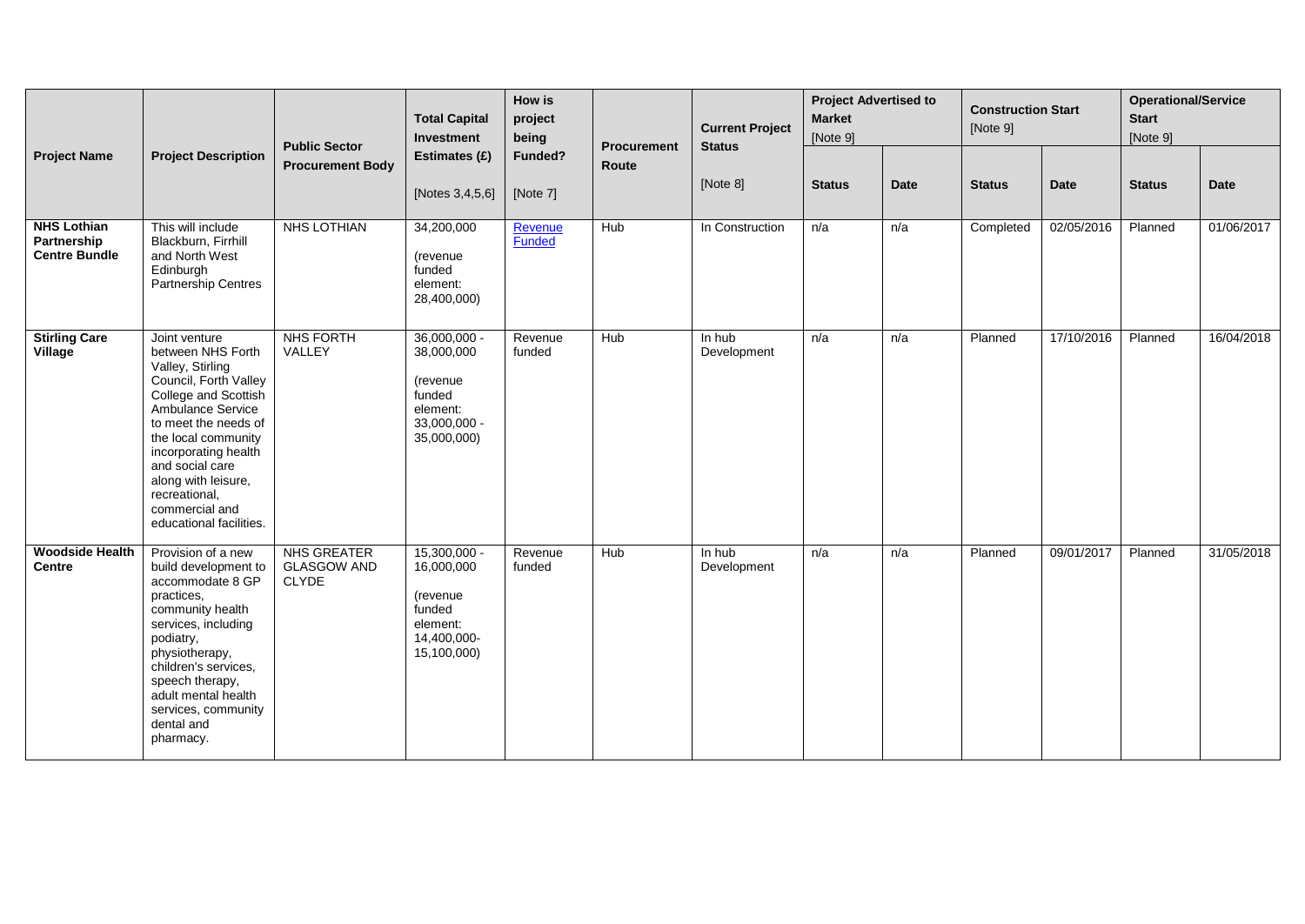| Project Name | Project Description | Public Sector Procurement Body | Total Capital Investment Estimates (£) [Notes 3,4,5,6] | How is project being Funded? [Note 7] | Procurement Route | Current Project Status [Note 8] | Project Advertised to Market [Note 9] | | Construction Start [Note 9] | | Operational/Service Start [Note 9] | |
|---|---|---|---|---|---|---|---|---|---|---|---|---|
| | | | | | | | Status | Date | Status | Date | Status | Date |
| **NHS Lothian Partnership Centre Bundle** | This will include Blackburn, Firrhill and North West Edinburgh Partnership Centres | NHS LOTHIAN | 34,200,000 (revenue funded element: 28,400,000) | Revenue Funded | Hub | In Construction | n/a | n/a | Completed | 02/05/2016 | Planned | 01/06/2017 |
| **Stirling Care Village** | Joint venture between NHS Forth Valley, Stirling Council, Forth Valley College and Scottish Ambulance Service to meet the needs of the local community incorporating health and social care along with leisure, recreational, commercial and educational facilities. | NHS FORTH VALLEY | 36,000,000 - 38,000,000 (revenue funded element: 33,000,000 - 35,000,000) | Revenue funded | Hub | In hub Development | n/a | n/a | Planned | 17/10/2016 | Planned | 16/04/2018 |
| **Woodside Health Centre** | Provision of a new build development to accommodate 8 GP practices, community health services, including podiatry, physiotherapy, children's services, speech therapy, adult mental health services, community dental and pharmacy. | NHS GREATER GLASGOW AND CLYDE | 15,300,000 - 16,000,000 (revenue funded element: 14,400,000- 15,100,000) | Revenue funded | Hub | In hub Development | n/a | n/a | Planned | 09/01/2017 | Planned | 31/05/2018 |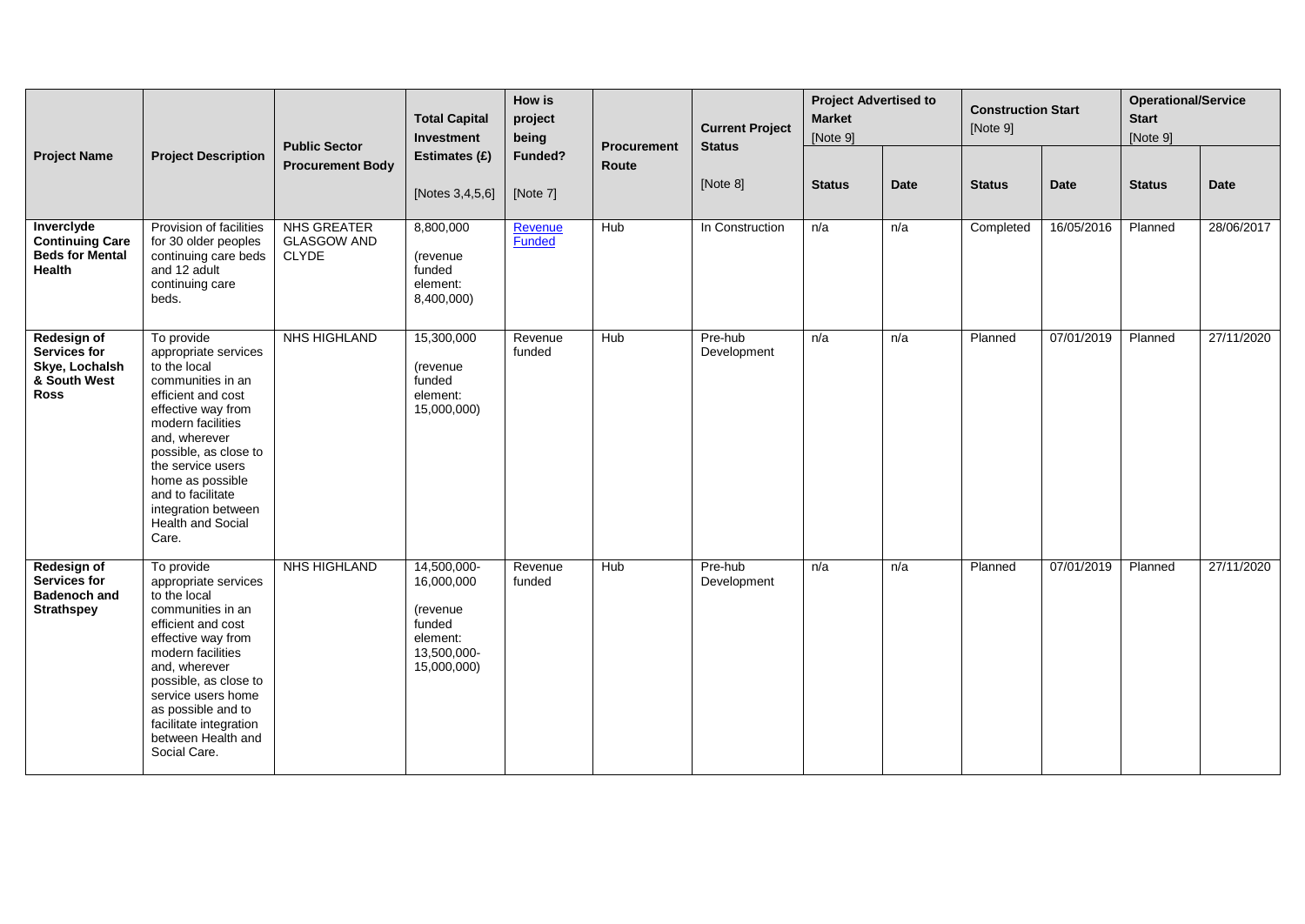| Project Name | Project Description | Public Sector Procurement Body | Total Capital Investment Estimates (£) [Notes 3,4,5,6] | How is project being Funded? [Note 7] | Procurement Route | Current Project Status [Note 8] | Project Advertised to Market [Note 9] | | Construction Start [Note 9] | | Operational/Service Start [Note 9] | |
|---|---|---|---|---|---|---|---|---|---|---|---|---|
| | | | | | | | Status | Date | Status | Date | Status | Date |
| **Inverclyde Continuing Care Beds for Mental Health** | Provision of facilities for 30 older peoples continuing care beds and 12 adult continuing care beds. | NHS GREATER GLASGOW AND CLYDE | 8,800,000 (revenue funded element: 8,400,000) | Revenue Funded | Hub | In Construction | n/a | n/a | Completed | 16/05/2016 | Planned | 28/06/2017 |
| **Redesign of Services for Skye, Lochalsh & South West Ross** | To provide appropriate services to the local communities in an efficient and cost effective way from modern facilities and, wherever possible, as close to the service users home as possible and to facilitate integration between Health and Social Care. | NHS HIGHLAND | 15,300,000 (revenue funded element: 15,000,000) | Revenue funded | Hub | Pre-hub Development | n/a | n/a | Planned | 07/01/2019 | Planned | 27/11/2020 |
| **Redesign of Services for Badenoch and Strathspey** | To provide appropriate services to the local communities in an efficient and cost effective way from modern facilities and, wherever possible, as close to service users home as possible and to facilitate integration between Health and Social Care. | NHS HIGHLAND | 14,500,000-16,000,000 (revenue funded element: 13,500,000-15,000,000) | Revenue funded | Hub | Pre-hub Development | n/a | n/a | Planned | 07/01/2019 | Planned | 27/11/2020 |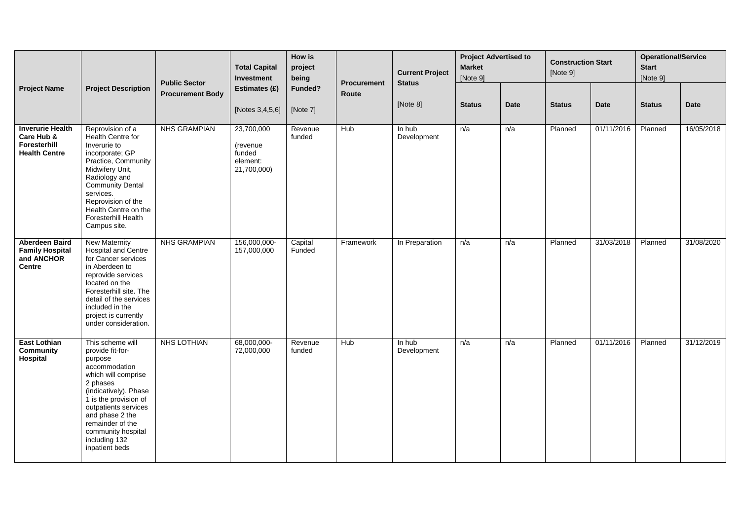| Project Name | Project Description | Public Sector Procurement Body | Total Capital Investment Estimates (£) [Notes 3,4,5,6] | How is project being Funded? [Note 7] | Procurement Route | Current Project Status [Note 8] | Project Advertised to Market [Note 9] | | Construction Start [Note 9] | | Operational/Service Start [Note 9] | |
|---|---|---|---|---|---|---|---|---|---|---|---|---|
| | | | | | | | Status | Date | Status | Date | Status | Date |
| **Inverurie Health Care Hub & Foresterhill Health Centre** | Reprovision of a Health Centre for Inverurie to incorporate; GP Practice, Community Midwifery Unit, Radiology and Community Dental services. Reprovision of the Health Centre on the Foresterhill Health Campus site. | NHS GRAMPIAN | 23,700,000 (revenue funded element: 21,700,000) | Revenue funded | Hub | In hub Development | n/a | n/a | Planned | 01/11/2016 | Planned | 16/05/2018 |
| **Aberdeen Baird Family Hospital and ANCHOR Centre** | New Maternity Hospital and Centre for Cancer services in Aberdeen to reprovide services located on the Foresterhill site. The detail of the services included in the project is currently under consideration. | NHS GRAMPIAN | 156,000,000-157,000,000 | Capital Funded | Framework | In Preparation | n/a | n/a | Planned | 31/03/2018 | Planned | 31/08/2020 |
| **East Lothian Community Hospital** | This scheme will provide fit-for-purpose accommodation which will comprise 2 phases (indicatively). Phase 1 is the provision of outpatients services and phase 2 the remainder of the community hospital including 132 inpatient beds | NHS LOTHIAN | 68,000,000-72,000,000 | Revenue funded | Hub | In hub Development | n/a | n/a | Planned | 01/11/2016 | Planned | 31/12/2019 |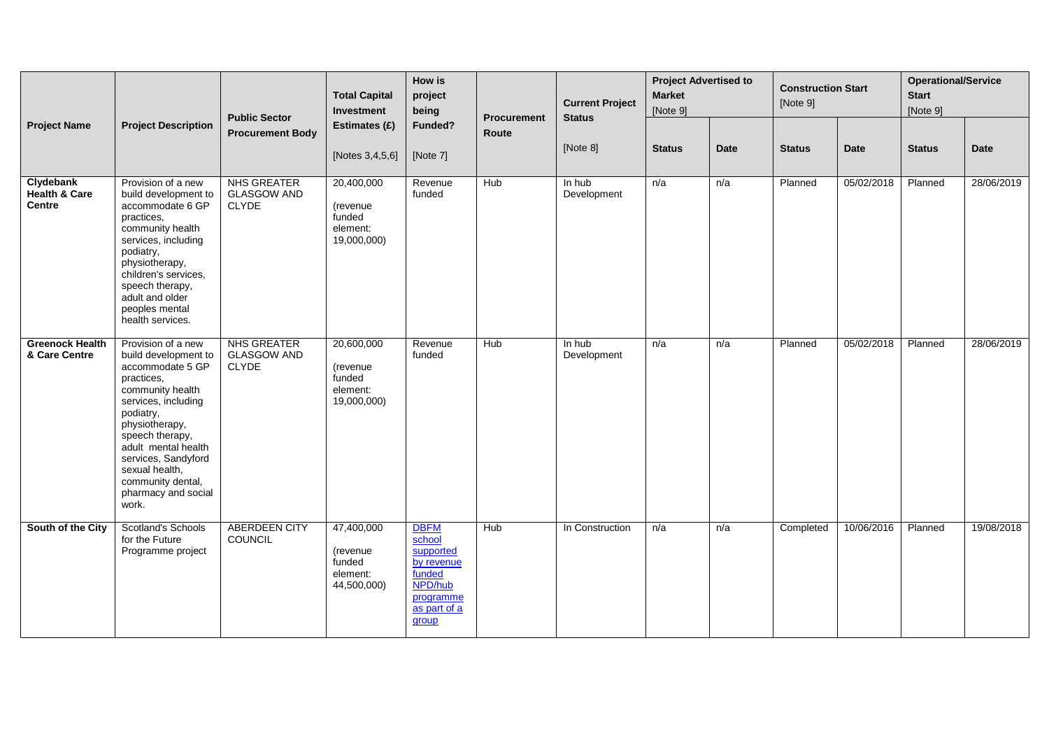| Project Name | Project Description | Public Sector Procurement Body | Total Capital Investment Estimates (£) [Notes 3,4,5,6] | How is project being Funded? [Note 7] | Procurement Route | Current Project Status [Note 8] | Project Advertised to Market [Note 9] | | Construction Start [Note 9] | | Operational/Service Start [Note 9] | |
|---|---|---|---|---|---|---|---|---|---|---|---|---|
| | | | | | | | Status | Date | Status | Date | Status | Date |
| **Clydebank Health & Care Centre** | Provision of a new build development to accommodate 6 GP practices, community health services, including podiatry, physiotherapy, children's services, speech therapy, adult and older peoples mental health services. | NHS GREATER GLASGOW AND CLYDE | 20,400,000 (revenue funded element: 19,000,000) | Revenue funded | Hub | In hub Development | n/a | n/a | Planned | 05/02/2018 | Planned | 28/06/2019 |
| **Greenock Health & Care Centre** | Provision of a new build development to accommodate 5 GP practices, community health services, including podiatry, physiotherapy, speech therapy, adult mental health services, Sandyford sexual health, community dental, pharmacy and social work. | NHS GREATER GLASGOW AND CLYDE | 20,600,000 (revenue funded element: 19,000,000) | Revenue funded | Hub | In hub Development | n/a | n/a | Planned | 05/02/2018 | Planned | 28/06/2019 |
| **South of the City** | Scotland's Schools for the Future Programme project | ABERDEEN CITY COUNCIL | 47,400,000 (revenue funded element: 44,500,000) | DBFM school supported by revenue funded NPD/hub programme as part of a group | Hub | In Construction | n/a | n/a | Completed | 10/06/2016 | Planned | 19/08/2018 |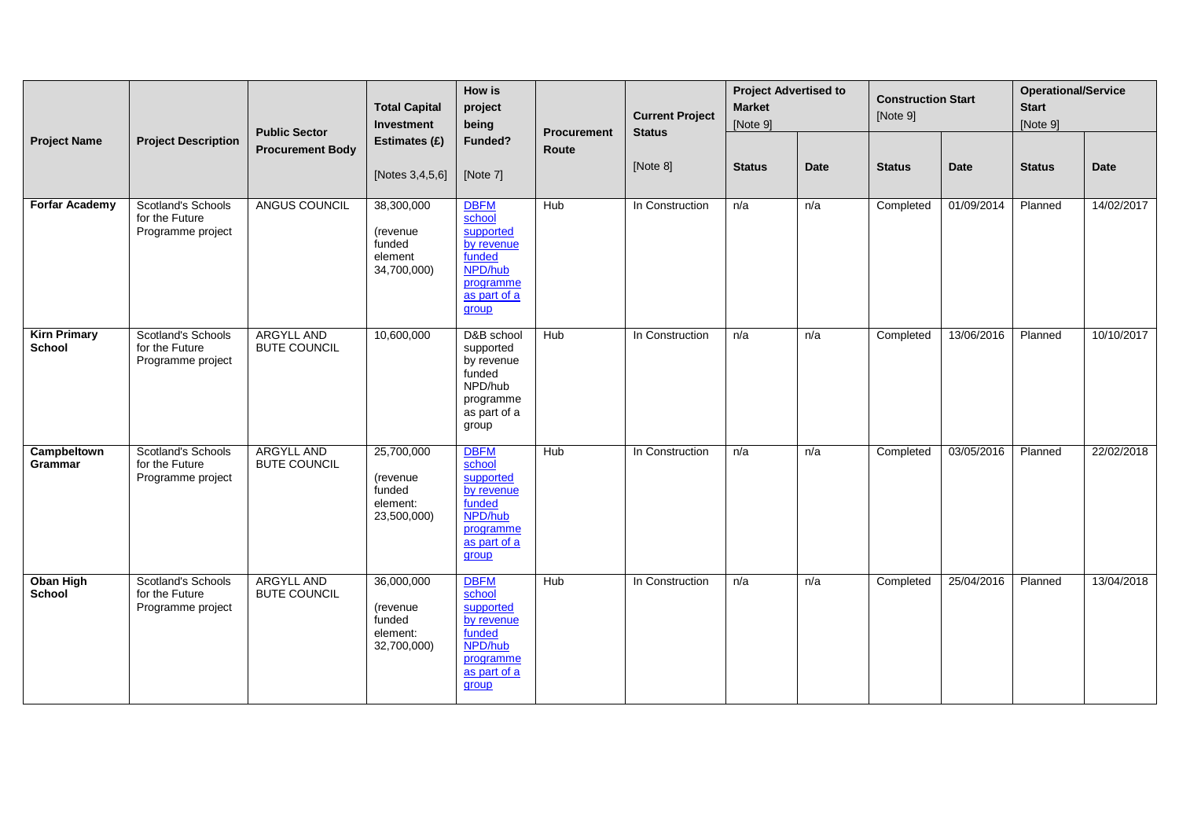| Project Name | Project Description | Public Sector Procurement Body | Total Capital Investment Estimates (£) [Notes 3,4,5,6] | How is project being Funded? [Note 7] | Procurement Route | Current Project Status [Note 8] | Project Advertised to Market [Note 9] | | Construction Start [Note 9] | | Operational/Service Start [Note 9] | |
|---|---|---|---|---|---|---|---|---|---|---|---|---|
| | | | | | | | Status | Date | Status | Date | Status | Date |
| **Forfar Academy** | Scotland's Schools for the Future Programme project | ANGUS COUNCIL | 38,300,000 (revenue funded element 34,700,000) | DBFM school supported by revenue funded NPD/hub programme as part of a group | Hub | In Construction | n/a | n/a | Completed | 01/09/2014 | Planned | 14/02/2017 |
| **Kirn Primary School** | Scotland's Schools for the Future Programme project | ARGYLL AND BUTE COUNCIL | 10,600,000 | D&B school supported by revenue funded NPD/hub programme as part of a group | Hub | In Construction | n/a | n/a | Completed | 13/06/2016 | Planned | 10/10/2017 |
| **Campbeltown Grammar** | Scotland's Schools for the Future Programme project | ARGYLL AND BUTE COUNCIL | 25,700,000 (revenue funded element: 23,500,000) | DBFM school supported by revenue funded NPD/hub programme as part of a group | Hub | In Construction | n/a | n/a | Completed | 03/05/2016 | Planned | 22/02/2018 |
| **Oban High School** | Scotland's Schools for the Future Programme project | ARGYLL AND BUTE COUNCIL | 36,000,000 (revenue funded element: 32,700,000) | DBFM school supported by revenue funded NPD/hub programme as part of a group | Hub | In Construction | n/a | n/a | Completed | 25/04/2016 | Planned | 13/04/2018 |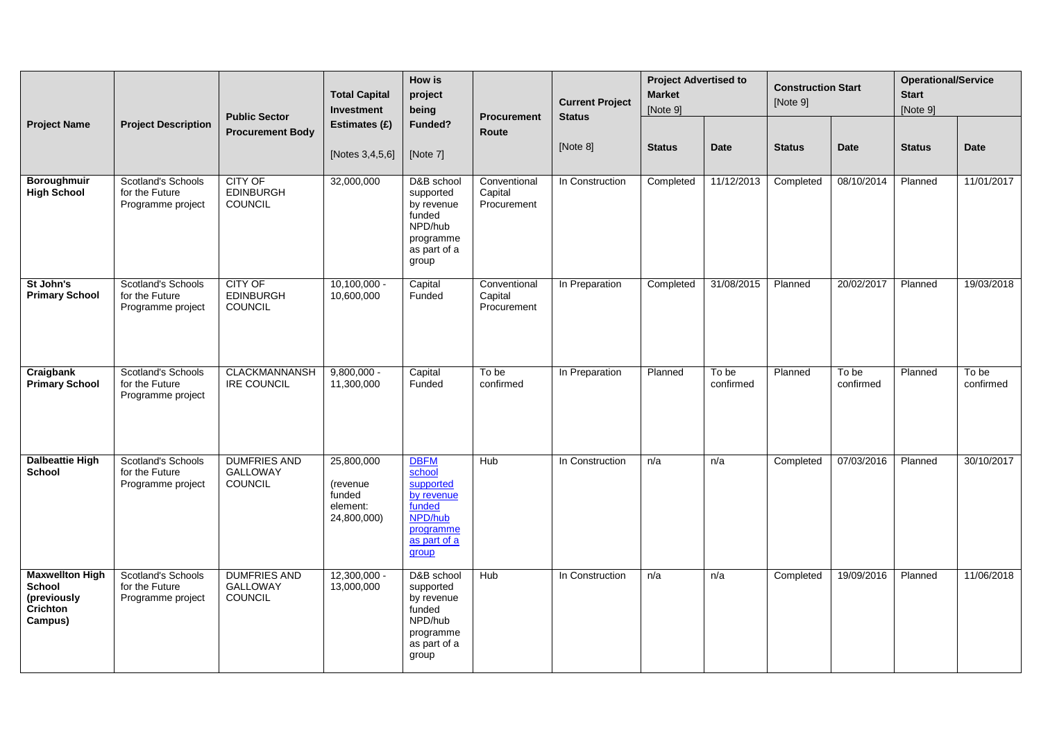| Project Name | Project Description | Public Sector Procurement Body | Total Capital Investment Estimates (£) [Notes 3,4,5,6] | How is project being Funded? [Note 7] | Procurement Route | Current Project Status [Note 8] | Project Advertised to Market [Note 9] | | Construction Start [Note 9] | | Operational/Service Start [Note 9] | |
|---|---|---|---|---|---|---|---|---|---|---|---|---|
| | | | | | | | Status | Date | Status | Date | Status | Date |
| **Boroughmuir High School** | Scotland's Schools for the Future Programme project | CITY OF EDINBURGH COUNCIL | 32,000,000 | D&B school supported by revenue funded NPD/hub programme as part of a group | Conventional Capital Procurement | In Construction | Completed | 11/12/2013 | Completed | 08/10/2014 | Planned | 11/01/2017 |
| **St John's Primary School** | Scotland's Schools for the Future Programme project | CITY OF EDINBURGH COUNCIL | 10,100,000 - 10,600,000 | Capital Funded | Conventional Capital Procurement | In Preparation | Completed | 31/08/2015 | Planned | 20/02/2017 | Planned | 19/03/2018 |
| **Craigbank Primary School** | Scotland's Schools for the Future Programme project | CLACKMANNANSHIRE COUNCIL | 9,800,000 - 11,300,000 | Capital Funded | To be confirmed | In Preparation | Planned | To be confirmed | Planned | To be confirmed | Planned | To be confirmed |
| **Dalbeattie High School** | Scotland's Schools for the Future Programme project | DUMFRIES AND GALLOWAY COUNCIL | 25,800,000 (revenue funded element: 24,800,000) | DBFM school supported by revenue funded NPD/hub programme as part of a group | Hub | In Construction | n/a | n/a | Completed | 07/03/2016 | Planned | 30/10/2017 |
| **Maxwellton High School (previously Crichton Campus)** | Scotland's Schools for the Future Programme project | DUMFRIES AND GALLOWAY COUNCIL | 12,300,000 - 13,000,000 | D&B school supported by revenue funded NPD/hub programme as part of a group | Hub | In Construction | n/a | n/a | Completed | 19/09/2016 | Planned | 11/06/2018 |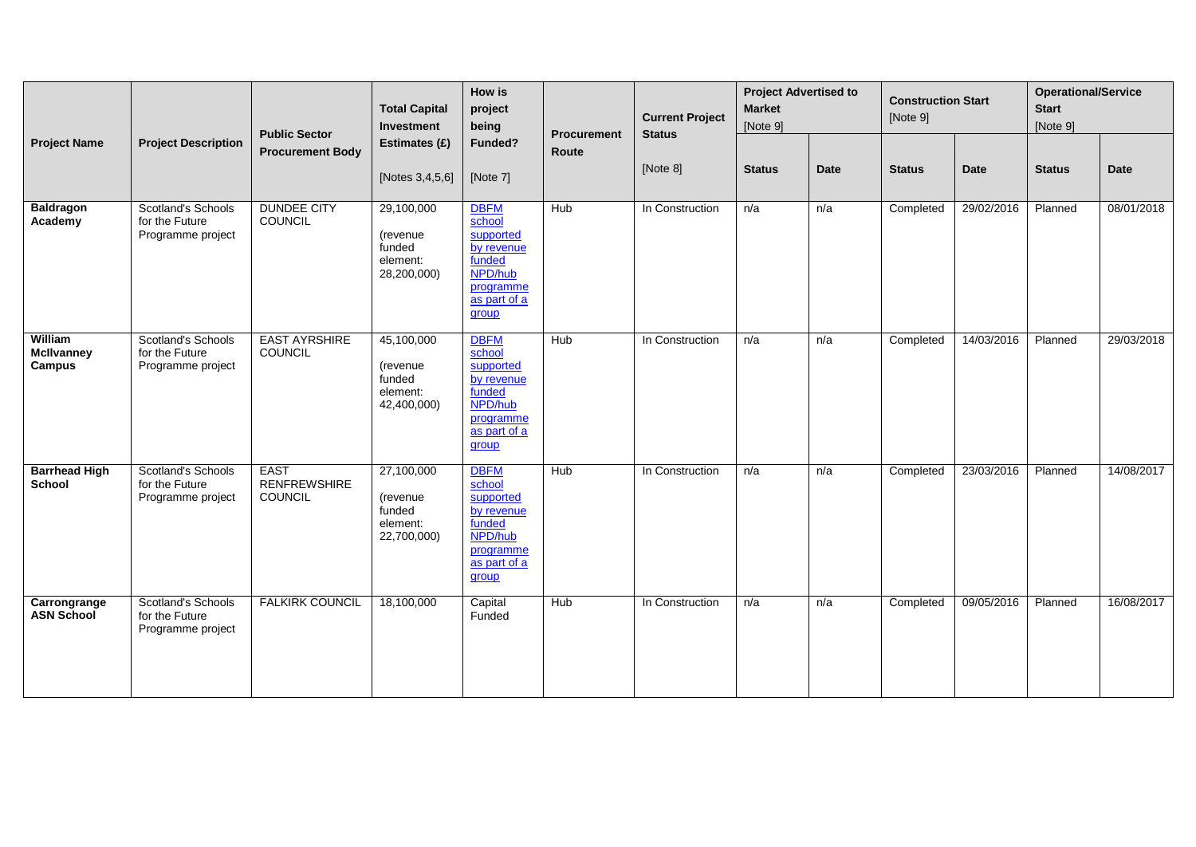| Project Name | Project Description | Public Sector Procurement Body | Total Capital Investment Estimates (£) [Notes 3,4,5,6] | How is project being Funded? [Note 7] | Procurement Route | Current Project Status [Note 8] | Project Advertised to Market [Note 9] | | Construction Start [Note 9] | | Operational/Service Start [Note 9] | |
|---|---|---|---|---|---|---|---|---|---|---|---|---|
| | | | | | | | Status | Date | Status | Date | Status | Date |
| **Baldragon Academy** | Scotland's Schools for the Future Programme project | DUNDEE CITY COUNCIL | 29,100,000 (revenue funded element: 28,200,000) | DBFM school supported by revenue funded NPD/hub programme as part of a group | Hub | In Construction | n/a | n/a | Completed | 29/02/2016 | Planned | 08/01/2018 |
| **William McIlvanney Campus** | Scotland's Schools for the Future Programme project | EAST AYRSHIRE COUNCIL | 45,100,000 (revenue funded element: 42,400,000) | DBFM school supported by revenue funded NPD/hub programme as part of a group | Hub | In Construction | n/a | n/a | Completed | 14/03/2016 | Planned | 29/03/2018 |
| **Barrhead High School** | Scotland's Schools for the Future Programme project | EAST RENFREWSHIRE COUNCIL | 27,100,000 (revenue funded element: 22,700,000) | DBFM school supported by revenue funded NPD/hub programme as part of a group | Hub | In Construction | n/a | n/a | Completed | 23/03/2016 | Planned | 14/08/2017 |
| **Carrongrange ASN School** | Scotland's Schools for the Future Programme project | FALKIRK COUNCIL | 18,100,000 | Capital Funded | Hub | In Construction | n/a | n/a | Completed | 09/05/2016 | Planned | 16/08/2017 |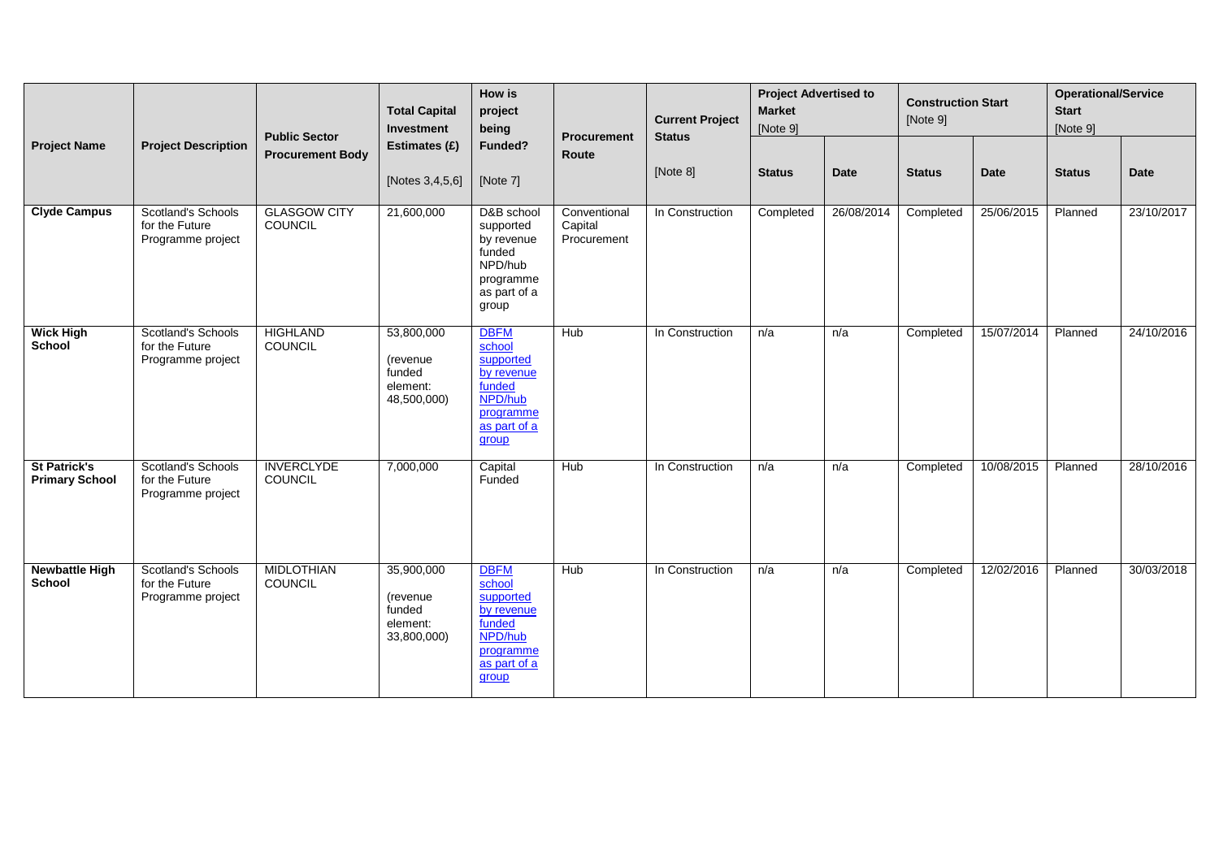| Project Name | Project Description | Public Sector Procurement Body | Total Capital Investment Estimates (£) [Notes 3,4,5,6] | How is project being Funded? [Note 7] | Procurement Route | Current Project Status [Note 8] | Project Advertised to Market [Note 9] | | Construction Start [Note 9] | | Operational/Service Start [Note 9] | |
|---|---|---|---|---|---|---|---|---|---|---|---|---|
| | | | | | | | Status | Date | Status | Date | Status | Date |
| **Clyde Campus** | Scotland's Schools for the Future Programme project | GLASGOW CITY COUNCIL | 21,600,000 | D&B school supported by revenue funded NPD/hub programme as part of a group | Conventional Capital Procurement | In Construction | Completed | 26/08/2014 | Completed | 25/06/2015 | Planned | 23/10/2017 |
| **Wick High School** | Scotland's Schools for the Future Programme project | HIGHLAND COUNCIL | 53,800,000 (revenue funded element: 48,500,000) | DBFM school supported by revenue funded NPD/hub programme as part of a group | Hub | In Construction | n/a | n/a | Completed | 15/07/2014 | Planned | 24/10/2016 |
| **St Patrick's Primary School** | Scotland's Schools for the Future Programme project | INVERCLYDE COUNCIL | 7,000,000 | Capital Funded | Hub | In Construction | n/a | n/a | Completed | 10/08/2015 | Planned | 28/10/2016 |
| **Newbattle High School** | Scotland's Schools for the Future Programme project | MIDLOTHIAN COUNCIL | 35,900,000 (revenue funded element: 33,800,000) | DBFM school supported by revenue funded NPD/hub programme as part of a group | Hub | In Construction | n/a | n/a | Completed | 12/02/2016 | Planned | 30/03/2018 |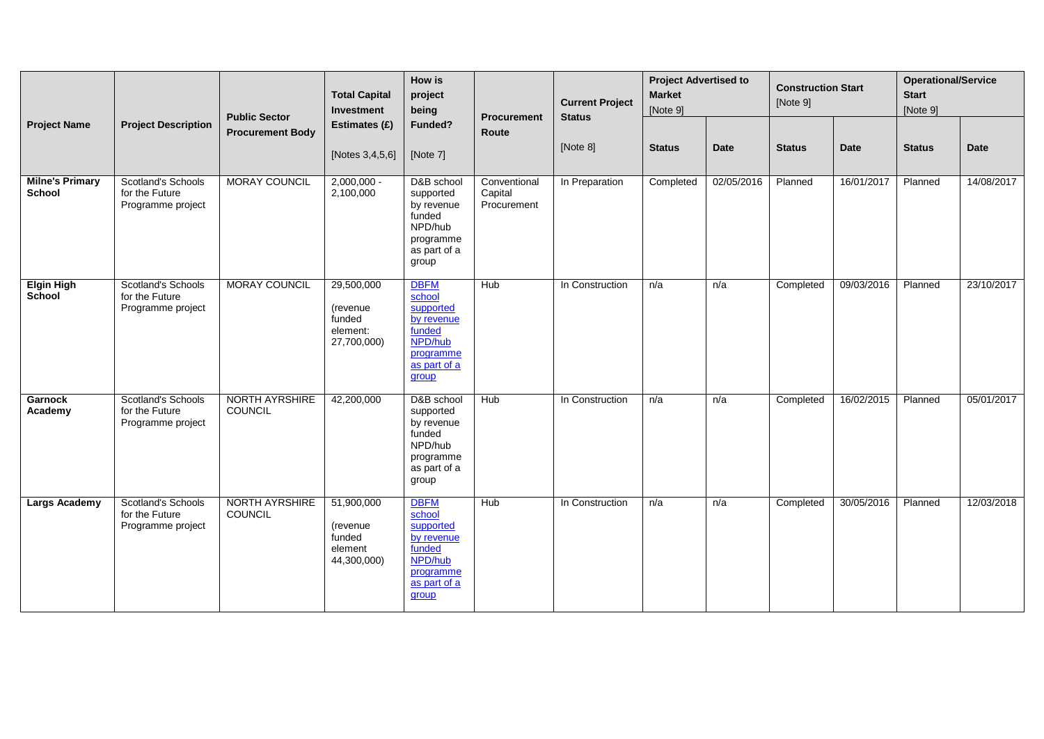| Project Name | Project Description | Public Sector Procurement Body | Total Capital Investment Estimates (£) [Notes 3,4,5,6] | How is project being Funded? [Note 7] | Procurement Route | Current Project Status [Note 8] | Project Advertised to Market [Note 9] | | Construction Start [Note 9] | | Operational/Service Start [Note 9] | |
|---|---|---|---|---|---|---|---|---|---|---|---|---|
| | | | | | | | Status | Date | Status | Date | Status | Date |
| **Milne's Primary School** | Scotland's Schools for the Future Programme project | MORAY COUNCIL | 2,000,000 - 2,100,000 | D&B school supported by revenue funded NPD/hub programme as part of a group | Conventional Capital Procurement | In Preparation | Completed | 02/05/2016 | Planned | 16/01/2017 | Planned | 14/08/2017 |
| **Elgin High School** | Scotland's Schools for the Future Programme project | MORAY COUNCIL | 29,500,000 (revenue funded element: 27,700,000) | DBFM school supported by revenue funded NPD/hub programme as part of a group | Hub | In Construction | n/a | n/a | Completed | 09/03/2016 | Planned | 23/10/2017 |
| **Garnock Academy** | Scotland's Schools for the Future Programme project | NORTH AYRSHIRE COUNCIL | 42,200,000 | D&B school supported by revenue funded NPD/hub programme as part of a group | Hub | In Construction | n/a | n/a | Completed | 16/02/2015 | Planned | 05/01/2017 |
| **Largs Academy** | Scotland's Schools for the Future Programme project | NORTH AYRSHIRE COUNCIL | 51,900,000 (revenue funded element 44,300,000) | DBFM school supported by revenue funded NPD/hub programme as part of a group | Hub | In Construction | n/a | n/a | Completed | 30/05/2016 | Planned | 12/03/2018 |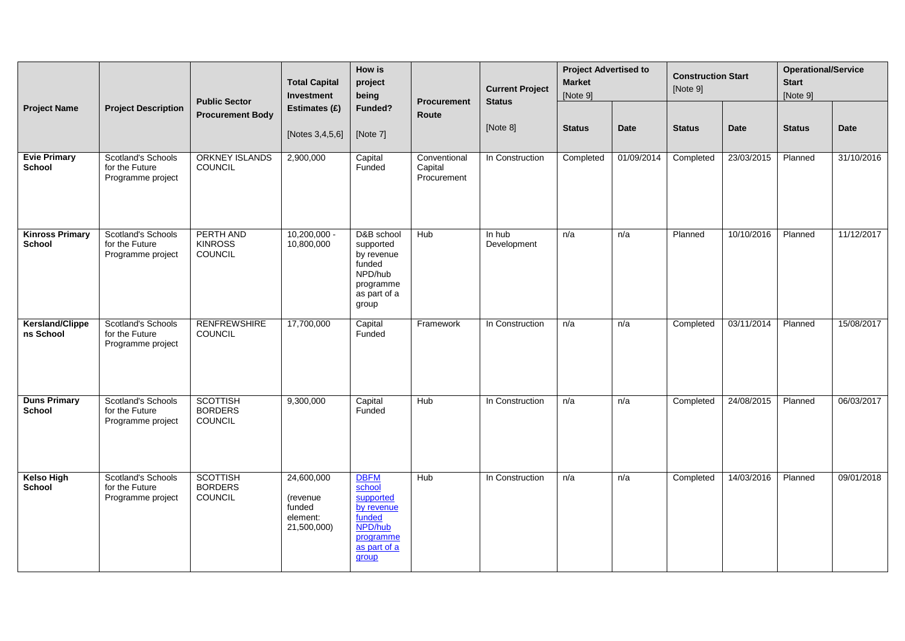| Project Name | Project Description | Public Sector Procurement Body | Total Capital Investment Estimates (£) [Notes 3,4,5,6] | How is project being Funded? [Note 7] | Procurement Route | Current Project Status [Note 8] | Project Advertised to Market [Note 9] | | Construction Start [Note 9] | | Operational/Service Start [Note 9] | |
|---|---|---|---|---|---|---|---|---|---|---|---|---|
| | | | | | | | Status | Date | Status | Date | Status | Date |
| **Evie Primary School** | Scotland's Schools for the Future Programme project | ORKNEY ISLANDS COUNCIL | 2,900,000 | Capital Funded | Conventional Capital Procurement | In Construction | Completed | 01/09/2014 | Completed | 23/03/2015 | Planned | 31/10/2016 |
| **Kinross Primary School** | Scotland's Schools for the Future Programme project | PERTH AND KINROSS COUNCIL | 10,200,000 - 10,800,000 | D&B school supported by revenue funded NPD/hub programme as part of a group | Hub | In hub Development | n/a | n/a | Planned | 10/10/2016 | Planned | 11/12/2017 |
| **Kersland/Clippens School** | Scotland's Schools for the Future Programme project | RENFREWSHIRE COUNCIL | 17,700,000 | Capital Funded | Framework | In Construction | n/a | n/a | Completed | 03/11/2014 | Planned | 15/08/2017 |
| **Duns Primary School** | Scotland's Schools for the Future Programme project | SCOTTISH BORDERS COUNCIL | 9,300,000 | Capital Funded | Hub | In Construction | n/a | n/a | Completed | 24/08/2015 | Planned | 06/03/2017 |
| **Kelso High School** | Scotland's Schools for the Future Programme project | SCOTTISH BORDERS COUNCIL | 24,600,000 (revenue funded element: 21,500,000) | DBFM school supported by revenue funded NPD/hub programme as part of a group | Hub | In Construction | n/a | n/a | Completed | 14/03/2016 | Planned | 09/01/2018 |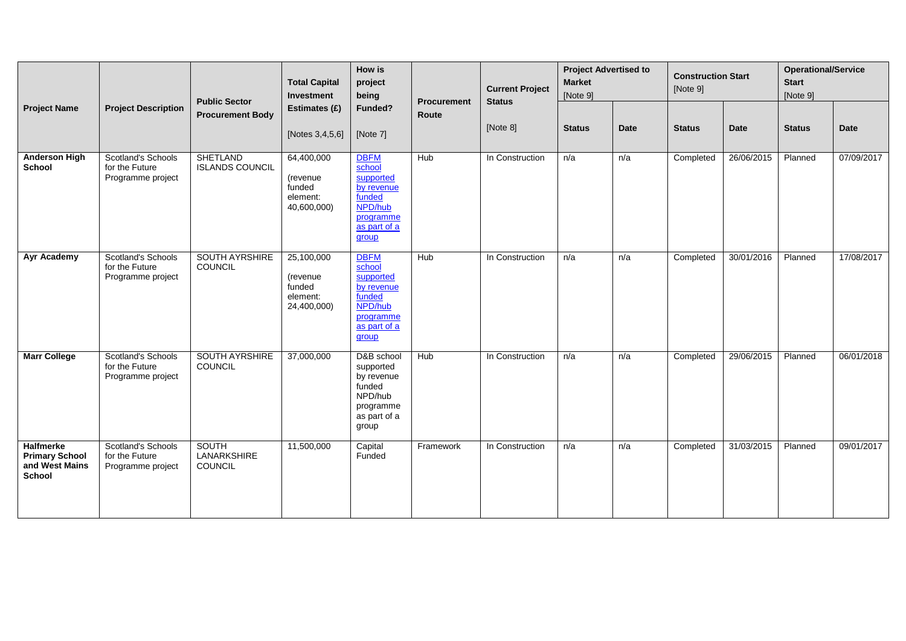| Project Name | Project Description | Public Sector Procurement Body | Total Capital Investment Estimates (£) [Notes 3,4,5,6] | How is project being Funded? [Note 7] | Procurement Route | Current Project Status [Note 8] | Project Advertised to Market [Note 9] | | Construction Start [Note 9] | | Operational/Service Start [Note 9] | |
|---|---|---|---|---|---|---|---|---|---|---|---|---|
| | | | | | | | Status | Date | Status | Date | Status | Date |
| **Anderson High School** | Scotland's Schools for the Future Programme project | SHETLAND ISLANDS COUNCIL | 64,400,000 (revenue funded element: 40,600,000) | DBFM school supported by revenue funded NPD/hub programme as part of a group | Hub | In Construction | n/a | n/a | Completed | 26/06/2015 | Planned | 07/09/2017 |
| **Ayr Academy** | Scotland's Schools for the Future Programme project | SOUTH AYRSHIRE COUNCIL | 25,100,000 (revenue funded element: 24,400,000) | DBFM school supported by revenue funded NPD/hub programme as part of a group | Hub | In Construction | n/a | n/a | Completed | 30/01/2016 | Planned | 17/08/2017 |
| **Marr College** | Scotland's Schools for the Future Programme project | SOUTH AYRSHIRE COUNCIL | 37,000,000 | D&B school supported by revenue funded NPD/hub programme as part of a group | Hub | In Construction | n/a | n/a | Completed | 29/06/2015 | Planned | 06/01/2018 |
| **Halfmerke Primary School and West Mains School** | Scotland's Schools for the Future Programme project | SOUTH LANARKSHIRE COUNCIL | 11,500,000 | Capital Funded | Framework | In Construction | n/a | n/a | Completed | 31/03/2015 | Planned | 09/01/2017 |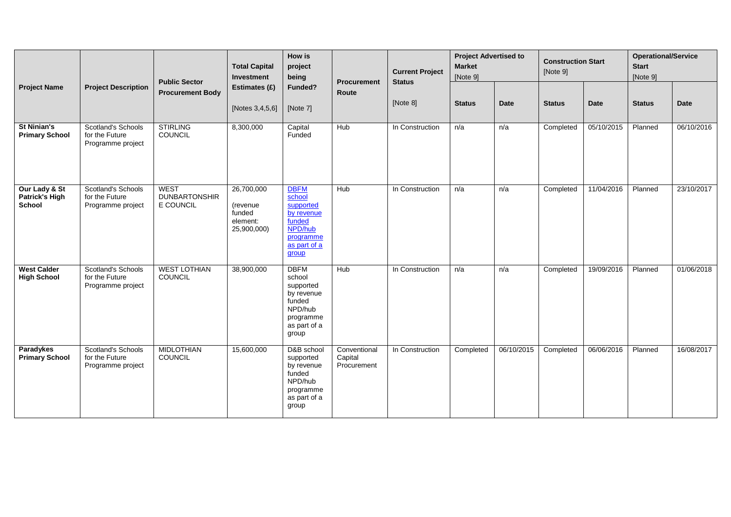| Project Name | Project Description | Public Sector Procurement Body | Total Capital Investment Estimates (£) [Notes 3,4,5,6] | How is project being Funded? [Note 7] | Procurement Route | Current Project Status [Note 8] | Project Advertised to Market [Note 9] | | Construction Start [Note 9] | | Operational/Service Start [Note 9] | |
|---|---|---|---|---|---|---|---|---|---|---|---|---|
| | | | | | | | Status | Date | Status | Date | Status | Date |
| **St Ninian's Primary School** | Scotland's Schools for the Future Programme project | STIRLING COUNCIL | 8,300,000 | Capital Funded | Hub | In Construction | n/a | n/a | Completed | 05/10/2015 | Planned | 06/10/2016 |
| **Our Lady & St Patrick's High School** | Scotland's Schools for the Future Programme project | WEST DUNBARTONSHIRE COUNCIL | 26,700,000 (revenue funded element: 25,900,000) | DBFM school supported by revenue funded NPD/hub programme as part of a group | Hub | In Construction | n/a | n/a | Completed | 11/04/2016 | Planned | 23/10/2017 |
| **West Calder High School** | Scotland's Schools for the Future Programme project | WEST LOTHIAN COUNCIL | 38,900,000 | DBFM school supported by revenue funded NPD/hub programme as part of a group | Hub | In Construction | n/a | n/a | Completed | 19/09/2016 | Planned | 01/06/2018 |
| **Paradykes Primary School** | Scotland's Schools for the Future Programme project | MIDLOTHIAN COUNCIL | 15,600,000 | D&B school supported by revenue funded NPD/hub programme as part of a group | Conventional Capital Procurement | In Construction | Completed | 06/10/2015 | Completed | 06/06/2016 | Planned | 16/08/2017 |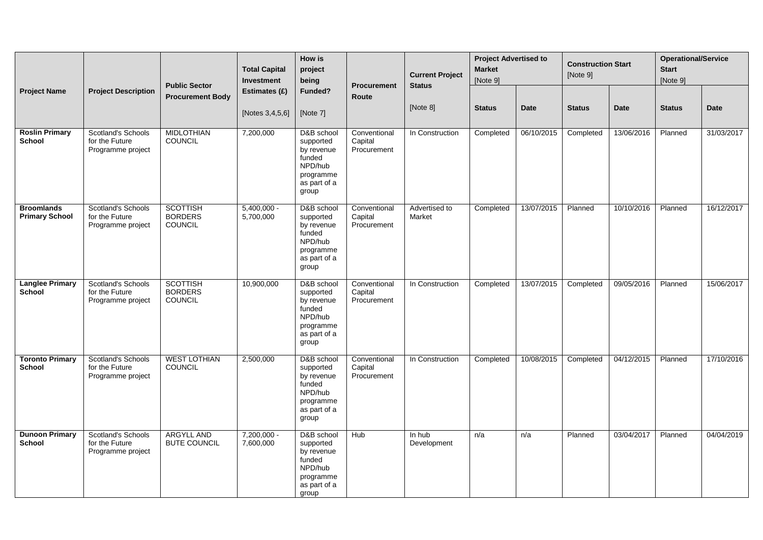| Project Name | Project Description | Public Sector Procurement Body | Total Capital Investment Estimates (£) [Notes 3,4,5,6] | How is project being Funded? [Note 7] | Procurement Route | Current Project Status [Note 8] | Project Advertised to Market [Note 9] | | Construction Start [Note 9] | | Operational/Service Start [Note 9] | |
|---|---|---|---|---|---|---|---|---|---|---|---|---|
| | | | | | | | Status | Date | Status | Date | Status | Date |
| **Roslin Primary School** | Scotland's Schools for the Future Programme project | MIDLOTHIAN COUNCIL | 7,200,000 | D&B school supported by revenue funded NPD/hub programme as part of a group | Conventional Capital Procurement | In Construction | Completed | 06/10/2015 | Completed | 13/06/2016 | Planned | 31/03/2017 |
| **Broomlands Primary School** | Scotland's Schools for the Future Programme project | SCOTTISH BORDERS COUNCIL | 5,400,000 - 5,700,000 | D&B school supported by revenue funded NPD/hub programme as part of a group | Conventional Capital Procurement | Advertised to Market | Completed | 13/07/2015 | Planned | 10/10/2016 | Planned | 16/12/2017 |
| **Langlee Primary School** | Scotland's Schools for the Future Programme project | SCOTTISH BORDERS COUNCIL | 10,900,000 | D&B school supported by revenue funded NPD/hub programme as part of a group | Conventional Capital Procurement | In Construction | Completed | 13/07/2015 | Completed | 09/05/2016 | Planned | 15/06/2017 |
| **Toronto Primary School** | Scotland's Schools for the Future Programme project | WEST LOTHIAN COUNCIL | 2,500,000 | D&B school supported by revenue funded NPD/hub programme as part of a group | Conventional Capital Procurement | In Construction | Completed | 10/08/2015 | Completed | 04/12/2015 | Planned | 17/10/2016 |
| **Dunoon Primary School** | Scotland's Schools for the Future Programme project | ARGYLL AND BUTE COUNCIL | 7,200,000 - 7,600,000 | D&B school supported by revenue funded NPD/hub programme as part of a group | Hub | In hub Development | n/a | n/a | Planned | 03/04/2017 | Planned | 04/04/2019 |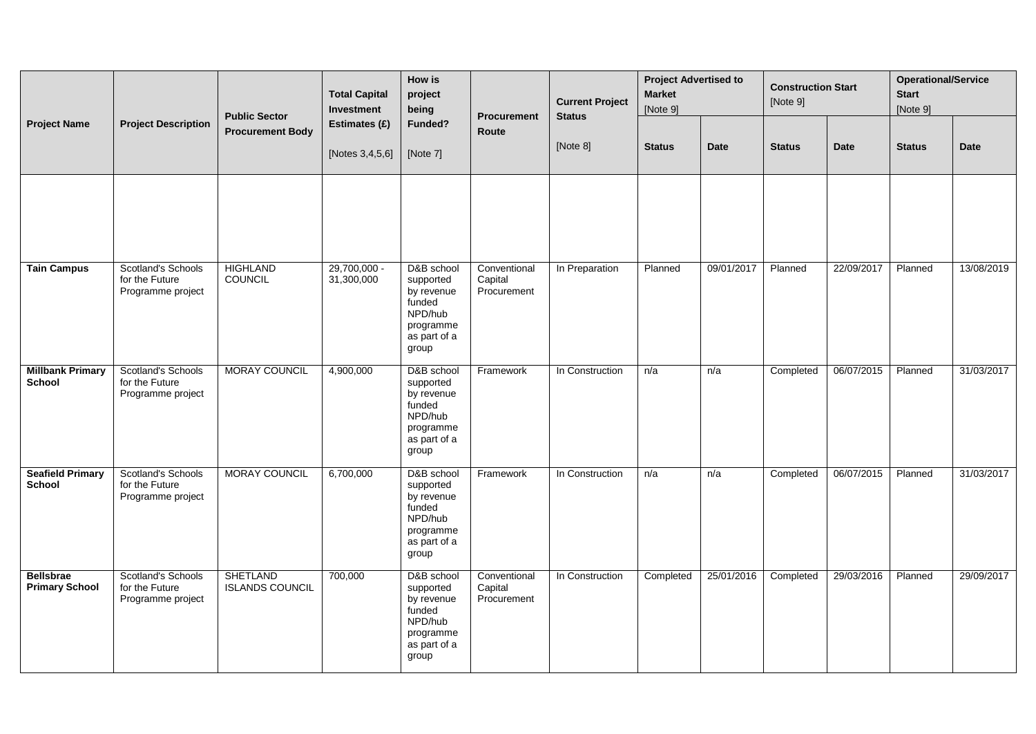| Project Name | Project Description | Public Sector Procurement Body | Total Capital Investment Estimates (£) [Notes 3,4,5,6] | How is project being Funded? [Note 7] | Procurement Route | Current Project Status [Note 8] | Project Advertised to Market [Note 9] | | Construction Start [Note 9] | | Operational/Service Start [Note 9] | |
|---|---|---|---|---|---|---|---|---|---|---|---|---|
| | | | | | | | Status | Date | Status | Date | Status | Date |
| | | | | | | | | | | | | |
| **Tain Campus** | Scotland's Schools for the Future Programme project | HIGHLAND COUNCIL | 29,700,000 - 31,300,000 | D&B school supported by revenue funded NPD/hub programme as part of a group | Conventional Capital Procurement | In Preparation | Planned | 09/01/2017 | Planned | 22/09/2017 | Planned | 13/08/2019 |
| **Millbank Primary School** | Scotland's Schools for the Future Programme project | MORAY COUNCIL | 4,900,000 | D&B school supported by revenue funded NPD/hub programme as part of a group | Framework | In Construction | n/a | n/a | Completed | 06/07/2015 | Planned | 31/03/2017 |
| **Seafield Primary School** | Scotland's Schools for the Future Programme project | MORAY COUNCIL | 6,700,000 | D&B school supported by revenue funded NPD/hub programme as part of a group | Framework | In Construction | n/a | n/a | Completed | 06/07/2015 | Planned | 31/03/2017 |
| **Bellsbrae Primary School** | Scotland's Schools for the Future Programme project | SHETLAND ISLANDS COUNCIL | 700,000 | D&B school supported by revenue funded NPD/hub programme as part of a group | Conventional Capital Procurement | In Construction | Completed | 25/01/2016 | Completed | 29/03/2016 | Planned | 29/09/2017 |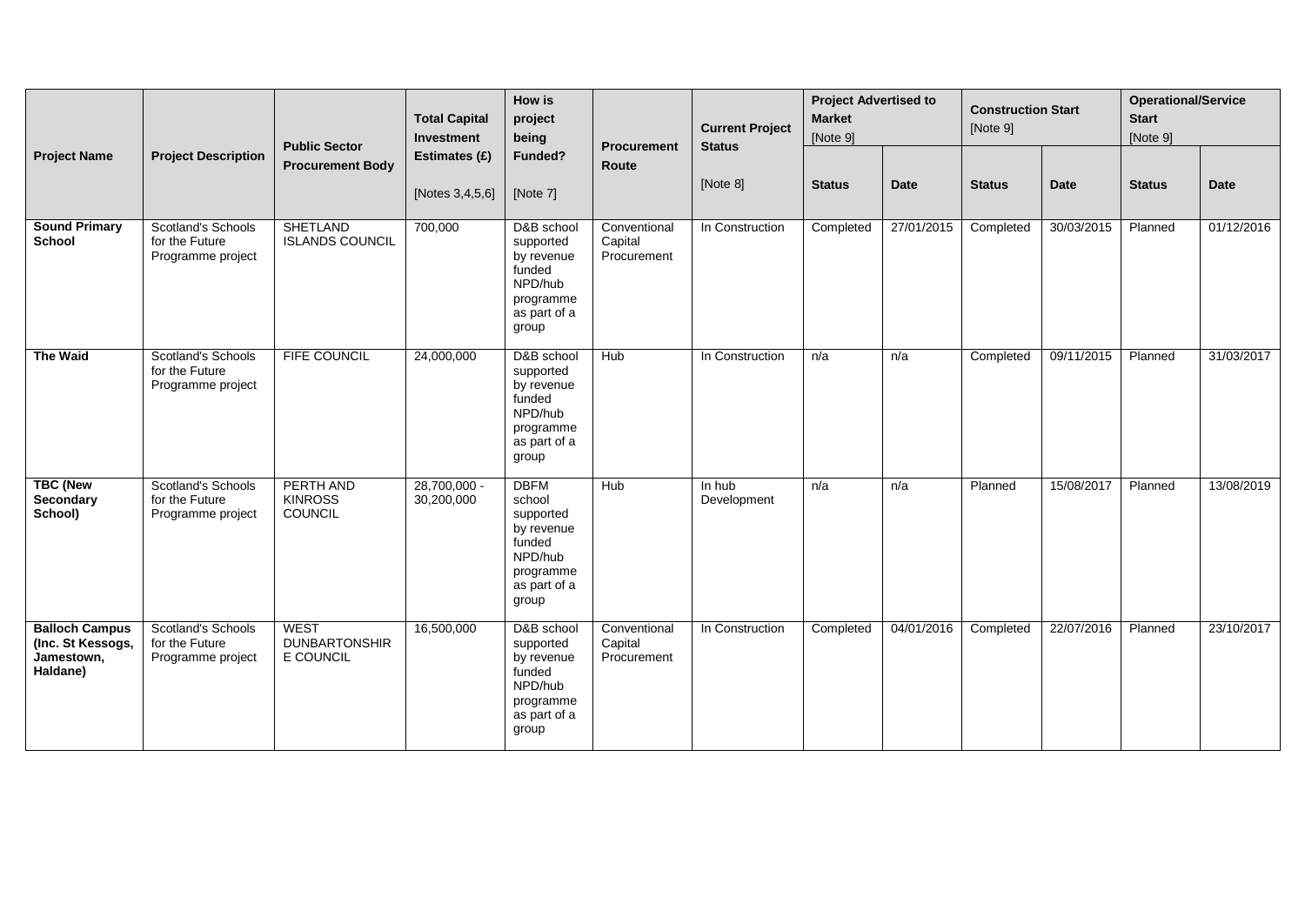| Project Name | Project Description | Public Sector Procurement Body | Total Capital Investment Estimates (£) [Notes 3,4,5,6] | How is project being Funded? [Note 7] | Procurement Route | Current Project Status [Note 8] | Project Advertised to Market [Note 9] | | Construction Start [Note 9] | | Operational/Service Start [Note 9] | |
|---|---|---|---|---|---|---|---|---|---|---|---|---|
| | | | | | | | Status | Date | Status | Date | Status | Date |
| **Sound Primary School** | Scotland's Schools for the Future Programme project | SHETLAND ISLANDS COUNCIL | 700,000 | D&B school supported by revenue funded NPD/hub programme as part of a group | Conventional Capital Procurement | In Construction | Completed | 27/01/2015 | Completed | 30/03/2015 | Planned | 01/12/2016 |
| **The Waid** | Scotland's Schools for the Future Programme project | FIFE COUNCIL | 24,000,000 | D&B school supported by revenue funded NPD/hub programme as part of a group | Hub | In Construction | n/a | n/a | Completed | 09/11/2015 | Planned | 31/03/2017 |
| **TBC (New Secondary School)** | Scotland's Schools for the Future Programme project | PERTH AND KINROSS COUNCIL | 28,700,000 - 30,200,000 | DBFM school supported by revenue funded NPD/hub programme as part of a group | Hub | In hub Development | n/a | n/a | Planned | 15/08/2017 | Planned | 13/08/2019 |
| **Balloch Campus (Inc. St Kessogs, Jamestown, Haldane)** | Scotland's Schools for the Future Programme project | WEST DUNBARTONSHIRE COUNCIL | 16,500,000 | D&B school supported by revenue funded NPD/hub programme as part of a group | Conventional Capital Procurement | In Construction | Completed | 04/01/2016 | Completed | 22/07/2016 | Planned | 23/10/2017 |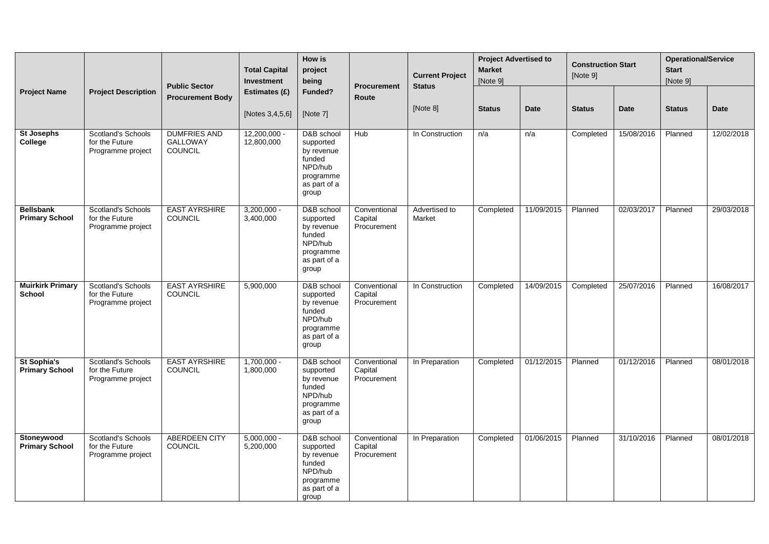| Project Name | Project Description | Public Sector Procurement Body | Total Capital Investment Estimates (£) [Notes 3,4,5,6] | How is project being Funded? [Note 7] | Procurement Route | Current Project Status [Note 8] | Project Advertised to Market [Note 9] | | Construction Start [Note 9] | | Operational/Service Start [Note 9] | |
|---|---|---|---|---|---|---|---|---|---|---|---|---|
| | | | | | | | **Status** | **Date** | **Status** | **Date** | **Status** | **Date** |
| **St Josephs College** | Scotland's Schools for the Future Programme project | DUMFRIES AND GALLOWAY COUNCIL | 12,200,000 - 12,800,000 | D&B school supported by revenue funded NPD/hub programme as part of a group | Hub | In Construction | n/a | n/a | Completed | 15/08/2016 | Planned | 12/02/2018 |
| **Bellsbank Primary School** | Scotland's Schools for the Future Programme project | EAST AYRSHIRE COUNCIL | 3,200,000 - 3,400,000 | D&B school supported by revenue funded NPD/hub programme as part of a group | Conventional Capital Procurement | Advertised to Market | Completed | 11/09/2015 | Planned | 02/03/2017 | Planned | 29/03/2018 |
| **Muirkirk Primary School** | Scotland's Schools for the Future Programme project | EAST AYRSHIRE COUNCIL | 5,900,000 | D&B school supported by revenue funded NPD/hub programme as part of a group | Conventional Capital Procurement | In Construction | Completed | 14/09/2015 | Completed | 25/07/2016 | Planned | 16/08/2017 |
| **St Sophia's Primary School** | Scotland's Schools for the Future Programme project | EAST AYRSHIRE COUNCIL | 1,700,000 - 1,800,000 | D&B school supported by revenue funded NPD/hub programme as part of a group | Conventional Capital Procurement | In Preparation | Completed | 01/12/2015 | Planned | 01/12/2016 | Planned | 08/01/2018 |
| **Stoneywood Primary School** | Scotland's Schools for the Future Programme project | ABERDEEN CITY COUNCIL | 5,000,000 - 5,200,000 | D&B school supported by revenue funded NPD/hub programme as part of a group | Conventional Capital Procurement | In Preparation | Completed | 01/06/2015 | Planned | 31/10/2016 | Planned | 08/01/2018 |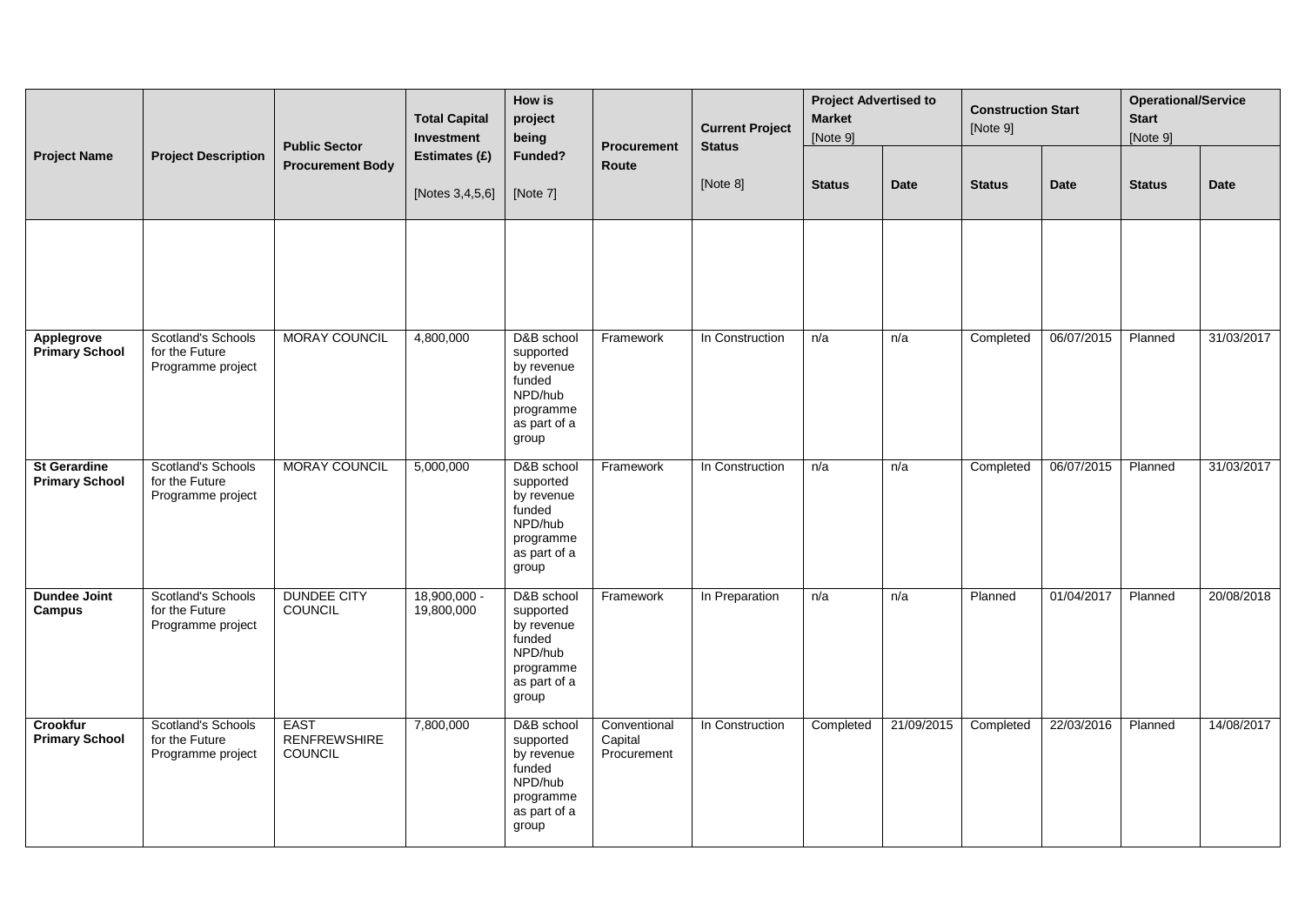| Project Name | Project Description | Public Sector Procurement Body | Total Capital Investment Estimates (£) [Notes 3,4,5,6] | How is project being Funded? [Note 7] | Procurement Route | Current Project Status [Note 8] | Project Advertised to Market [Note 9] | | Construction Start [Note 9] | | Operational/Service Start [Note 9] | |
|---|---|---|---|---|---|---|---|---|---|---|---|---|
| | | | | | | | Status | Date | Status | Date | Status | Date |
| | | | | | | | | | | | | |
| **Applegrove Primary School** | Scotland's Schools for the Future Programme project | MORAY COUNCIL | 4,800,000 | D&B school supported by revenue funded NPD/hub programme as part of a group | Framework | In Construction | n/a | n/a | Completed | 06/07/2015 | Planned | 31/03/2017 |
| **St Gerardine Primary School** | Scotland's Schools for the Future Programme project | MORAY COUNCIL | 5,000,000 | D&B school supported by revenue funded NPD/hub programme as part of a group | Framework | In Construction | n/a | n/a | Completed | 06/07/2015 | Planned | 31/03/2017 |
| **Dundee Joint Campus** | Scotland's Schools for the Future Programme project | DUNDEE CITY COUNCIL | 18,900,000 - 19,800,000 | D&B school supported by revenue funded NPD/hub programme as part of a group | Framework | In Preparation | n/a | n/a | Planned | 01/04/2017 | Planned | 20/08/2018 |
| **Crookfur Primary School** | Scotland's Schools for the Future Programme project | EAST RENFREWSHIRE COUNCIL | 7,800,000 | D&B school supported by revenue funded NPD/hub programme as part of a group | Conventional Capital Procurement | In Construction | Completed | 21/09/2015 | Completed | 22/03/2016 | Planned | 14/08/2017 |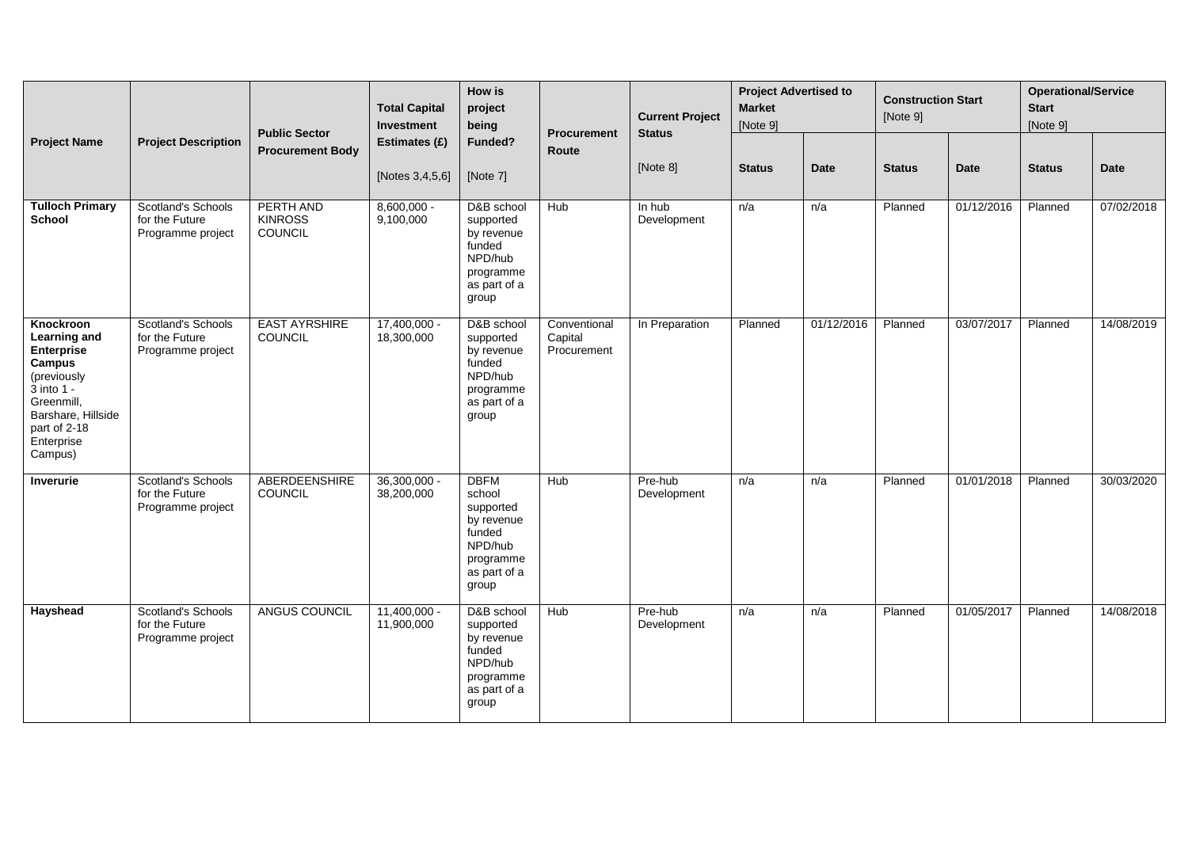| Project Name | Project Description | Public Sector Procurement Body | Total Capital Investment Estimates (£) [Notes 3,4,5,6] | How is project being Funded? [Note 7] | Procurement Route | Current Project Status [Note 8] | Project Advertised to Market [Note 9] | | Construction Start [Note 9] | | Operational/Service Start [Note 9] | |
|---|---|---|---|---|---|---|---|---|---|---|---|---|
| | | | | | | | Status | Date | Status | Date | Status | Date |
| **Tulloch Primary School** | Scotland's Schools for the Future Programme project | PERTH AND KINROSS COUNCIL | 8,600,000 - 9,100,000 | D&B school supported by revenue funded NPD/hub programme as part of a group | Hub | In hub Development | n/a | n/a | Planned | 01/12/2016 | Planned | 07/02/2018 |
| **Knockroon Learning and Enterprise Campus** (previously 3 into 1 - Greenmill, Barshare, Hillside part of 2-18 Enterprise Campus) | Scotland's Schools for the Future Programme project | EAST AYRSHIRE COUNCIL | 17,400,000 - 18,300,000 | D&B school supported by revenue funded NPD/hub programme as part of a group | Conventional Capital Procurement | In Preparation | Planned | 01/12/2016 | Planned | 03/07/2017 | Planned | 14/08/2019 |
| **Inverurie** | Scotland's Schools for the Future Programme project | ABERDEENSHIRE COUNCIL | 36,300,000 - 38,200,000 | DBFM school supported by revenue funded NPD/hub programme as part of a group | Hub | Pre-hub Development | n/a | n/a | Planned | 01/01/2018 | Planned | 30/03/2020 |
| **Hayshead** | Scotland's Schools for the Future Programme project | ANGUS COUNCIL | 11,400,000 - 11,900,000 | D&B school supported by revenue funded NPD/hub programme as part of a group | Hub | Pre-hub Development | n/a | n/a | Planned | 01/05/2017 | Planned | 14/08/2018 |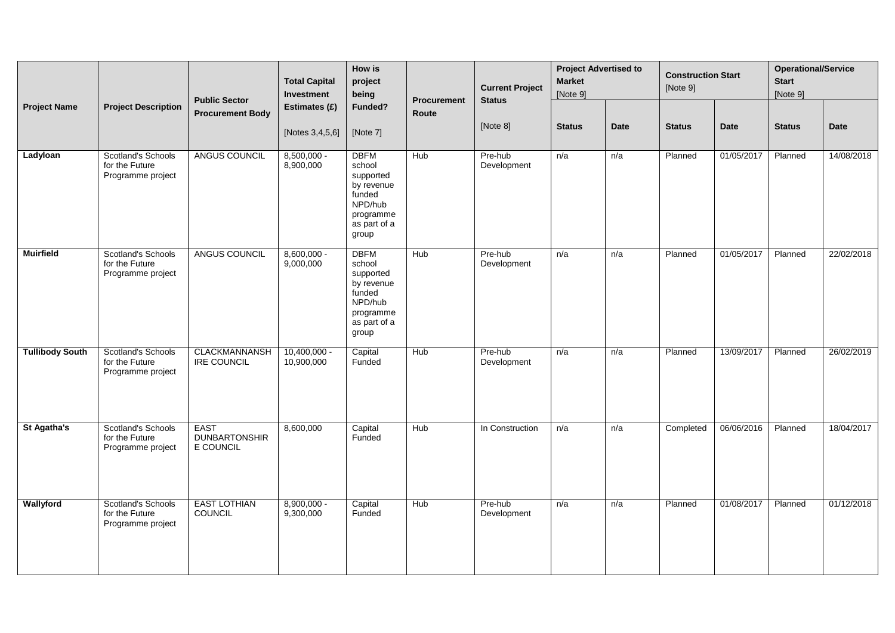| Project Name | Project Description | Public Sector Procurement Body | Total Capital Investment Estimates (£) [Notes 3,4,5,6] | How is project being Funded? [Note 7] | Procurement Route | Current Project Status [Note 8] | Project Advertised to Market [Note 9] | | Construction Start [Note 9] | | Operational/Service Start [Note 9] | |
|---|---|---|---|---|---|---|---|---|---|---|---|---|
| | | | | | | | Status | Date | Status | Date | Status | Date |
| **Ladyloan** | Scotland's Schools for the Future Programme project | ANGUS COUNCIL | 8,500,000 - 8,900,000 | DBFM school supported by revenue funded NPD/hub programme as part of a group | Hub | Pre-hub Development | n/a | n/a | Planned | 01/05/2017 | Planned | 14/08/2018 |
| **Muirfield** | Scotland's Schools for the Future Programme project | ANGUS COUNCIL | 8,600,000 - 9,000,000 | DBFM school supported by revenue funded NPD/hub programme as part of a group | Hub | Pre-hub Development | n/a | n/a | Planned | 01/05/2017 | Planned | 22/02/2018 |
| **Tullibody South** | Scotland's Schools for the Future Programme project | CLACKMANNANSHIRE COUNCIL | 10,400,000 - 10,900,000 | Capital Funded | Hub | Pre-hub Development | n/a | n/a | Planned | 13/09/2017 | Planned | 26/02/2019 |
| **St Agatha's** | Scotland's Schools for the Future Programme project | EAST DUNBARTONSHIRE COUNCIL | 8,600,000 | Capital Funded | Hub | In Construction | n/a | n/a | Completed | 06/06/2016 | Planned | 18/04/2017 |
| **Wallyford** | Scotland's Schools for the Future Programme project | EAST LOTHIAN COUNCIL | 8,900,000 - 9,300,000 | Capital Funded | Hub | Pre-hub Development | n/a | n/a | Planned | 01/08/2017 | Planned | 01/12/2018 |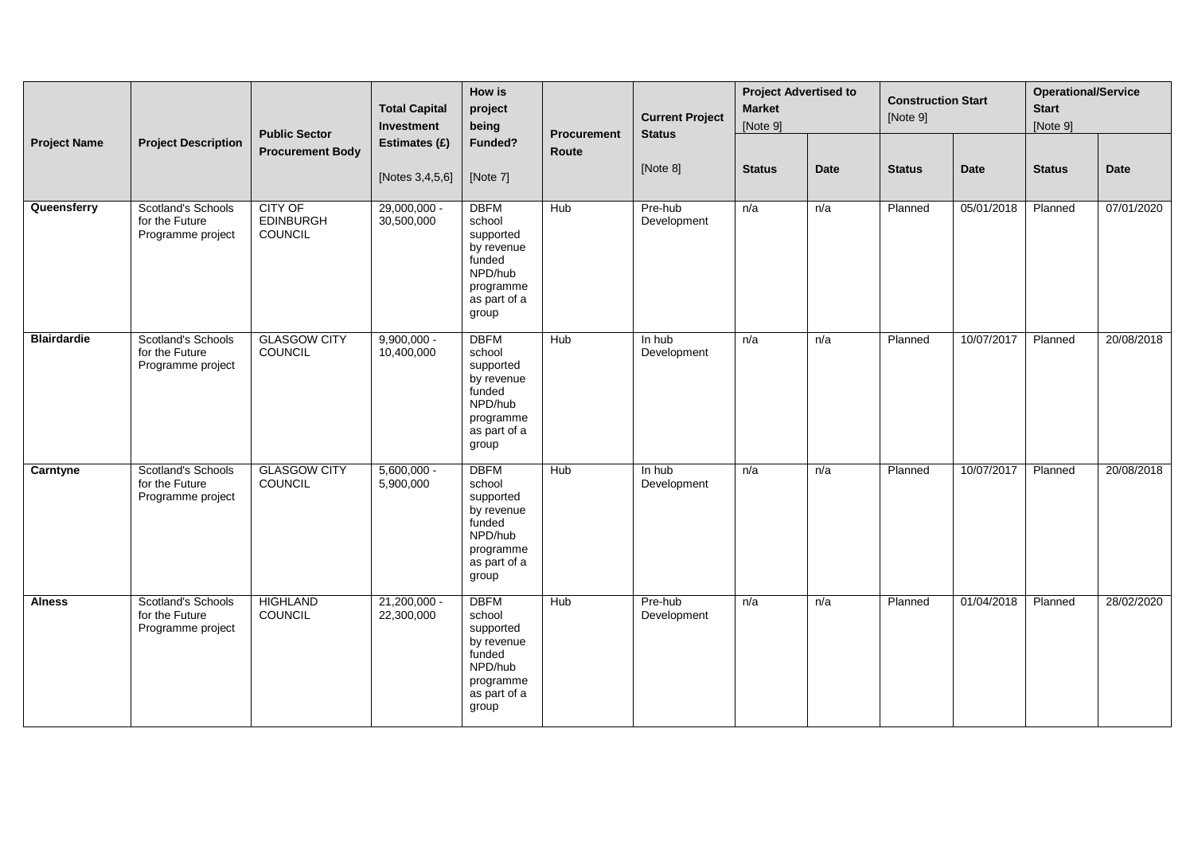| Project Name | Project Description | Public Sector Procurement Body | Total Capital Investment Estimates (£) [Notes 3,4,5,6] | How is project being Funded? [Note 7] | Procurement Route | Current Project Status [Note 8] | Project Advertised to Market [Note 9] | | Construction Start [Note 9] | | Operational/Service Start [Note 9] | |
|---|---|---|---|---|---|---|---|---|---|---|---|---|
| | | | | | | | Status | Date | Status | Date | Status | Date |
| **Queensferry** | Scotland's Schools for the Future Programme project | CITY OF EDINBURGH COUNCIL | 29,000,000 - 30,500,000 | DBFM school supported by revenue funded NPD/hub programme as part of a group | Hub | Pre-hub Development | n/a | n/a | Planned | 05/01/2018 | Planned | 07/01/2020 |
| **Blairdardie** | Scotland's Schools for the Future Programme project | GLASGOW CITY COUNCIL | 9,900,000 - 10,400,000 | DBFM school supported by revenue funded NPD/hub programme as part of a group | Hub | In hub Development | n/a | n/a | Planned | 10/07/2017 | Planned | 20/08/2018 |
| **Carntyne** | Scotland's Schools for the Future Programme project | GLASGOW CITY COUNCIL | 5,600,000 - 5,900,000 | DBFM school supported by revenue funded NPD/hub programme as part of a group | Hub | In hub Development | n/a | n/a | Planned | 10/07/2017 | Planned | 20/08/2018 |
| **Alness** | Scotland's Schools for the Future Programme project | HIGHLAND COUNCIL | 21,200,000 - 22,300,000 | DBFM school supported by revenue funded NPD/hub programme as part of a group | Hub | Pre-hub Development | n/a | n/a | Planned | 01/04/2018 | Planned | 28/02/2020 |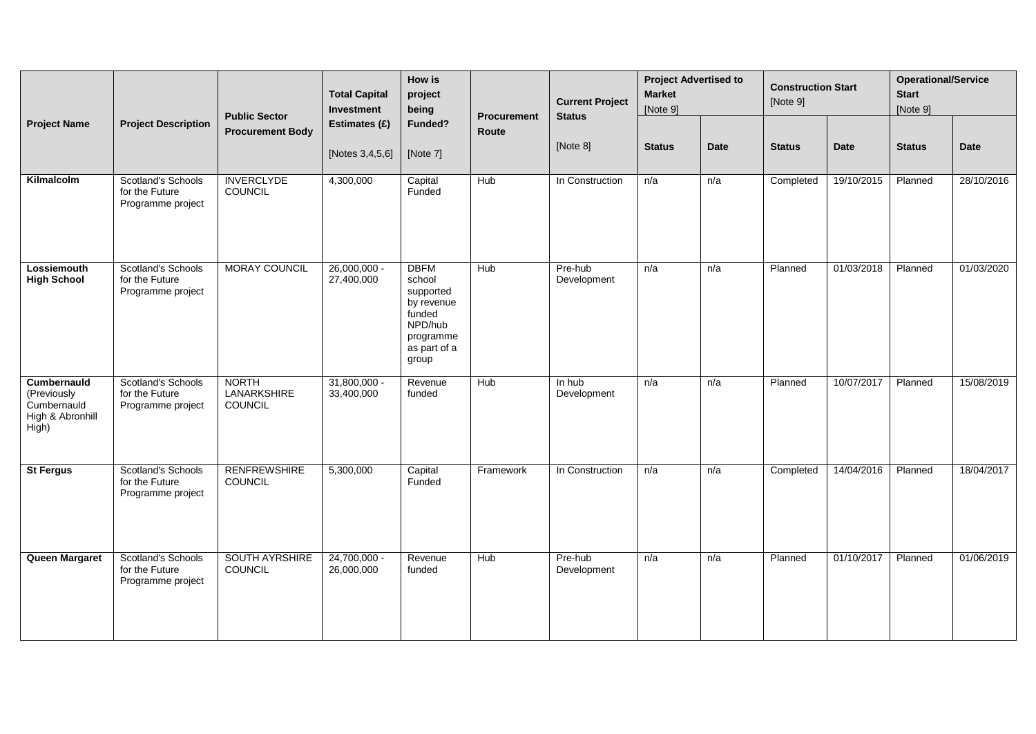| Project Name | Project Description | Public Sector Procurement Body | Total Capital Investment Estimates (£) [Notes 3,4,5,6] | How is project being Funded? [Note 7] | Procurement Route | Current Project Status [Note 8] | Project Advertised to Market [Note 9] | | Construction Start [Note 9] | | Operational/Service Start [Note 9] | |
|---|---|---|---|---|---|---|---|---|---|---|---|---|
| | | | | | | | Status | Date | Status | Date | Status | Date |
| **Kilmalcolm** | Scotland's Schools for the Future Programme project | INVERCLYDE COUNCIL | 4,300,000 | Capital Funded | Hub | In Construction | n/a | n/a | Completed | 19/10/2015 | Planned | 28/10/2016 |
| **Lossiemouth High School** | Scotland's Schools for the Future Programme project | MORAY COUNCIL | 26,000,000 - 27,400,000 | DBFM school supported by revenue funded NPD/hub programme as part of a group | Hub | Pre-hub Development | n/a | n/a | Planned | 01/03/2018 | Planned | 01/03/2020 |
| **Cumbernauld** (Previously Cumbernauld High & Abronhill High) | Scotland's Schools for the Future Programme project | NORTH LANARKSHIRE COUNCIL | 31,800,000 - 33,400,000 | Revenue funded | Hub | In hub Development | n/a | n/a | Planned | 10/07/2017 | Planned | 15/08/2019 |
| **St Fergus** | Scotland's Schools for the Future Programme project | RENFREWSHIRE COUNCIL | 5,300,000 | Capital Funded | Framework | In Construction | n/a | n/a | Completed | 14/04/2016 | Planned | 18/04/2017 |
| **Queen Margaret** | Scotland's Schools for the Future Programme project | SOUTH AYRSHIRE COUNCIL | 24,700,000 - 26,000,000 | Revenue funded | Hub | Pre-hub Development | n/a | n/a | Planned | 01/10/2017 | Planned | 01/06/2019 |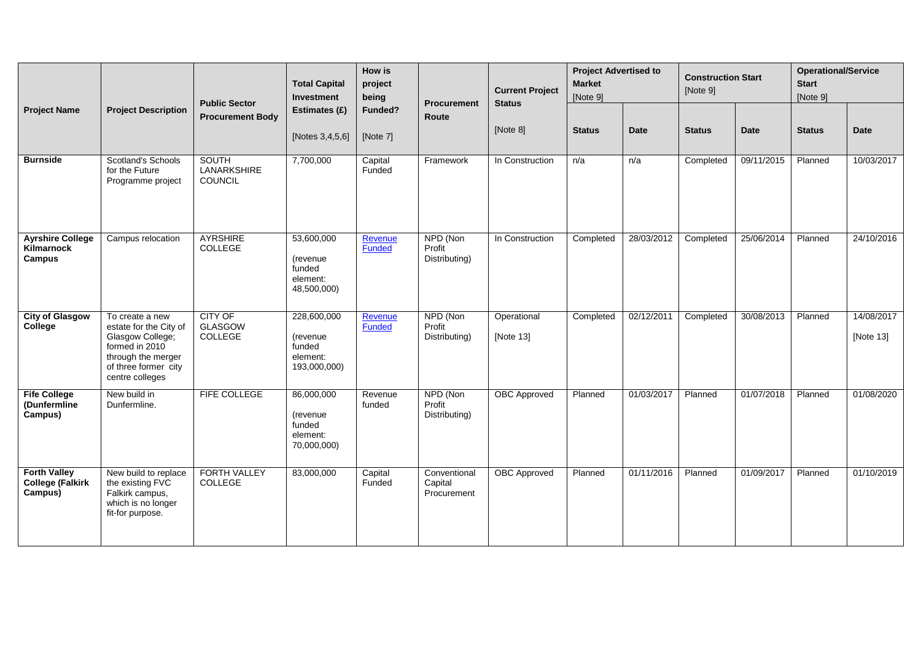| Project Name | Project Description | Public Sector Procurement Body | Total Capital Investment Estimates (£) [Notes 3,4,5,6] | How is project being Funded? [Note 7] | Procurement Route | Current Project Status [Note 8] | Project Advertised to Market [Note 9] | | Construction Start [Note 9] | | Operational/Service Start [Note 9] | |
|---|---|---|---|---|---|---|---|---|---|---|---|---|
| | | | | | | | Status | Date | Status | Date | Status | Date |
| **Burnside** | Scotland's Schools for the Future Programme project | SOUTH LANARKSHIRE COUNCIL | 7,700,000 | Capital Funded | Framework | In Construction | n/a | n/a | Completed | 09/11/2015 | Planned | 10/03/2017 |
| **Ayrshire College Kilmarnock Campus** | Campus relocation | AYRSHIRE COLLEGE | 53,600,000 (revenue funded element: 48,500,000) | Revenue Funded | NPD (Non Profit Distributing) | In Construction | Completed | 28/03/2012 | Completed | 25/06/2014 | Planned | 24/10/2016 |
| **City of Glasgow College** | To create a new estate for the City of Glasgow College; formed in 2010 through the merger of three former city centre colleges | CITY OF GLASGOW COLLEGE | 228,600,000 (revenue funded element: 193,000,000) | Revenue Funded | NPD (Non Profit Distributing) | Operational [Note 13] | Completed | 02/12/2011 | Completed | 30/08/2013 | Planned | 14/08/2017 [Note 13] |
| **Fife College (Dunfermline Campus)** | New build in Dunfermline. | FIFE COLLEGE | 86,000,000 (revenue funded element: 70,000,000) | Revenue funded | NPD (Non Profit Distributing) | OBC Approved | Planned | 01/03/2017 | Planned | 01/07/2018 | Planned | 01/08/2020 |
| **Forth Valley College (Falkirk Campus)** | New build to replace the existing FVC Falkirk campus, which is no longer fit-for purpose. | FORTH VALLEY COLLEGE | 83,000,000 | Capital Funded | Conventional Capital Procurement | OBC Approved | Planned | 01/11/2016 | Planned | 01/09/2017 | Planned | 01/10/2019 |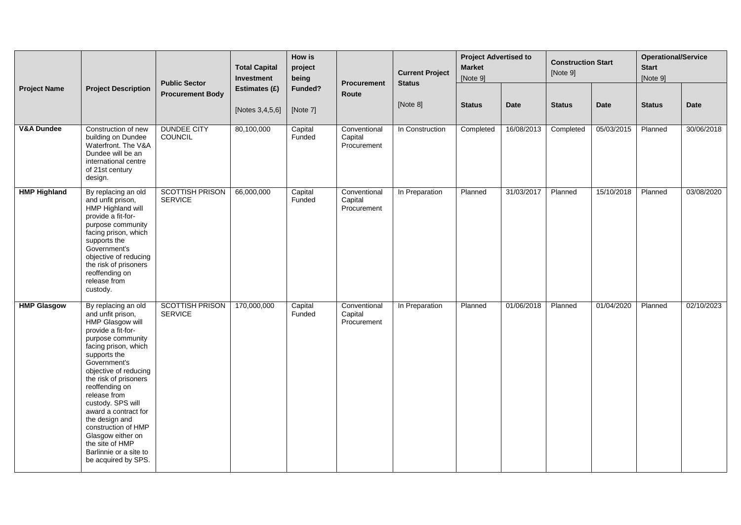| Project Name | Project Description | Public Sector Procurement Body | Total Capital Investment Estimates (£) [Notes 3,4,5,6] | How is project being Funded? [Note 7] | Procurement Route | Current Project Status [Note 8] | Project Advertised to Market [Note 9] | | Construction Start [Note 9] | | Operational/Service Start [Note 9] | |
|---|---|---|---|---|---|---|---|---|---|---|---|---|
| | | | | | | | Status | Date | Status | Date | Status | Date |
| **V&A Dundee** | Construction of new building on Dundee Waterfront. The V&A Dundee will be an international centre of 21st century design. | DUNDEE CITY COUNCIL | 80,100,000 | Capital Funded | Conventional Capital Procurement | In Construction | Completed | 16/08/2013 | Completed | 05/03/2015 | Planned | 30/06/2018 |
| **HMP Highland** | By replacing an old and unfit prison, HMP Highland will provide a fit-for-purpose community facing prison, which supports the Government's objective of reducing the risk of prisoners reoffending on release from custody. | SCOTTISH PRISON SERVICE | 66,000,000 | Capital Funded | Conventional Capital Procurement | In Preparation | Planned | 31/03/2017 | Planned | 15/10/2018 | Planned | 03/08/2020 |
| **HMP Glasgow** | By replacing an old and unfit prison, HMP Glasgow will provide a fit-for-purpose community facing prison, which supports the Government's objective of reducing the risk of prisoners reoffending on release from custody. SPS will award a contract for the design and construction of HMP Glasgow either on the site of HMP Barlinnie or a site to be acquired by SPS. | SCOTTISH PRISON SERVICE | 170,000,000 | Capital Funded | Conventional Capital Procurement | In Preparation | Planned | 01/06/2018 | Planned | 01/04/2020 | Planned | 02/10/2023 |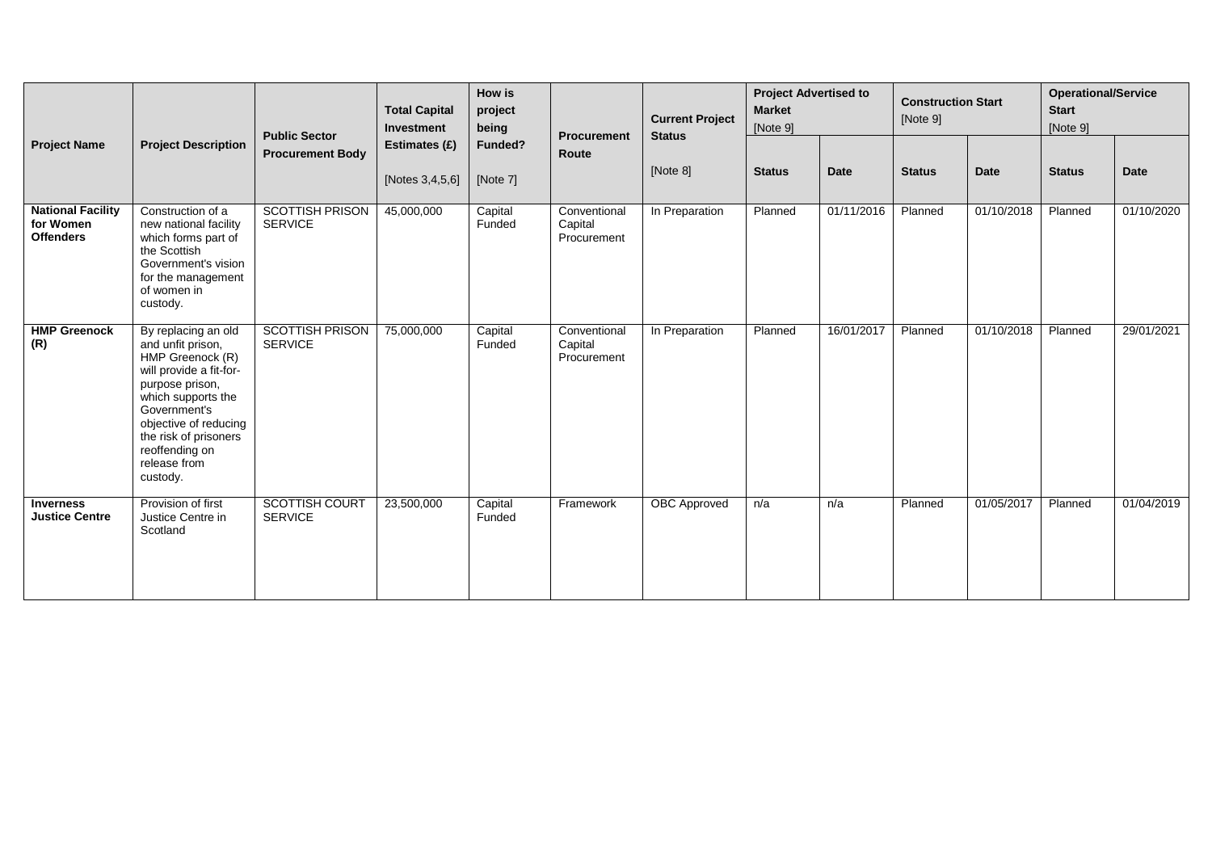| Project Name | Project Description | Public Sector Procurement Body | Total Capital Investment Estimates (£) [Notes 3,4,5,6] | How is project being Funded? [Note 7] | Procurement Route | Current Project Status [Note 8] | Project Advertised to Market [Note 9] | | Construction Start [Note 9] | | Operational/Service Start [Note 9] | |
|---|---|---|---|---|---|---|---|---|---|---|---|---|
| | | | | | | | Status | Date | Status | Date | Status | Date |
| **National Facility for Women Offenders** | Construction of a new national facility which forms part of the Scottish Government's vision for the management of women in custody. | SCOTTISH PRISON SERVICE | 45,000,000 | Capital Funded | Conventional Capital Procurement | In Preparation | Planned | 01/11/2016 | Planned | 01/10/2018 | Planned | 01/10/2020 |
| **HMP Greenock (R)** | By replacing an old and unfit prison, HMP Greenock (R) will provide a fit-for-purpose prison, which supports the Government's objective of reducing the risk of prisoners reoffending on release from custody. | SCOTTISH PRISON SERVICE | 75,000,000 | Capital Funded | Conventional Capital Procurement | In Preparation | Planned | 16/01/2017 | Planned | 01/10/2018 | Planned | 29/01/2021 |
| **Inverness Justice Centre** | Provision of first Justice Centre in Scotland | SCOTTISH COURT SERVICE | 23,500,000 | Capital Funded | Framework | OBC Approved | n/a | n/a | Planned | 01/05/2017 | Planned | 01/04/2019 |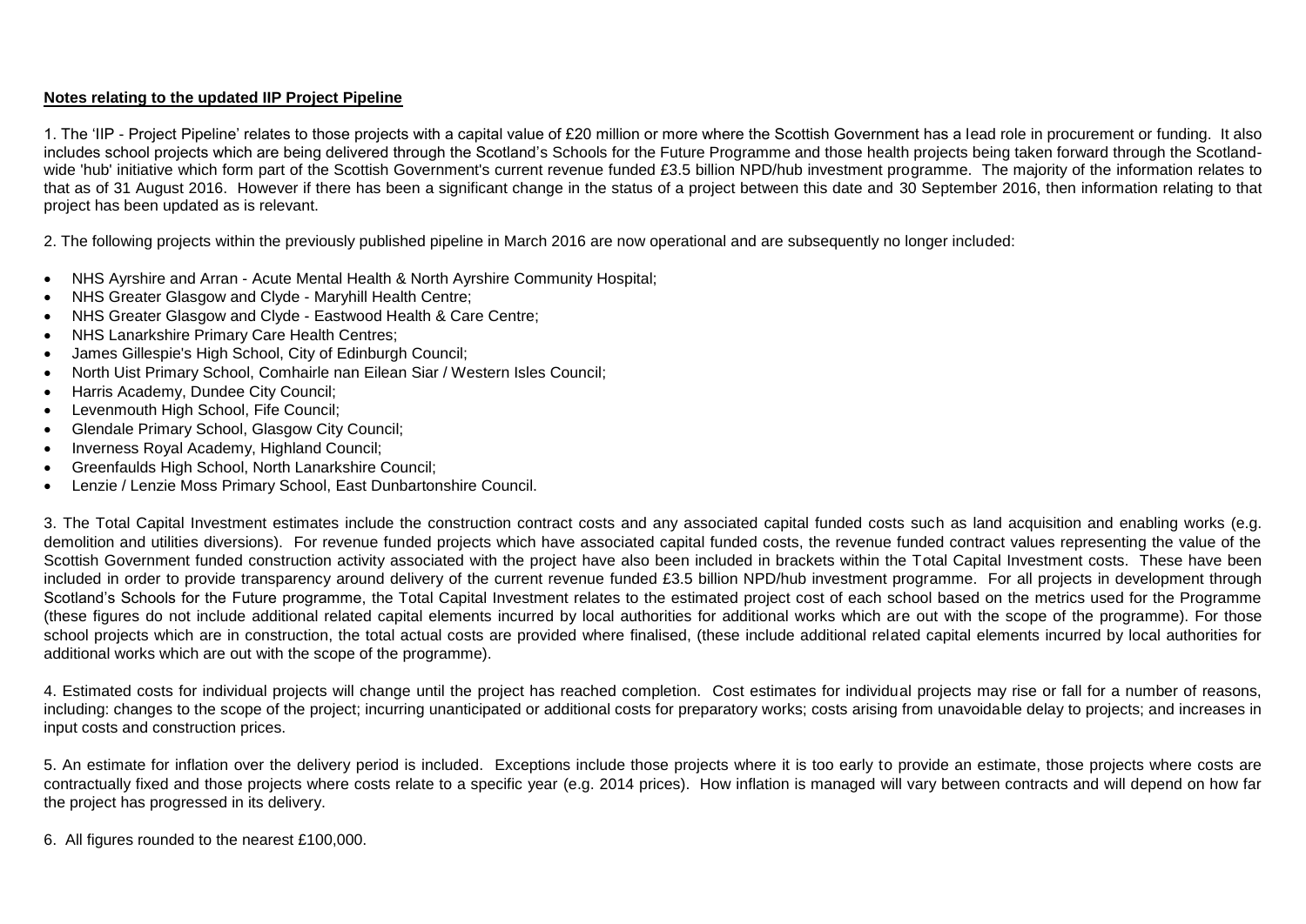**Notes relating to the updated IIP Project Pipeline**

1. The 'IIP - Project Pipeline' relates to those projects with a capital value of £20 million or more where the Scottish Government has a lead role in procurement or funding. It also includes school projects which are being delivered through the Scotland's Schools for the Future Programme and those health projects being taken forward through the Scotland-wide 'hub' initiative which form part of the Scottish Government's current revenue funded £3.5 billion NPD/hub investment programme. The majority of the information relates to that as of 31 August 2016. However if there has been a significant change in the status of a project between this date and 30 September 2016, then information relating to that project has been updated as is relevant.

2. The following projects within the previously published pipeline in March 2016 are now operational and are subsequently no longer included:

- NHS Ayrshire and Arran - Acute Mental Health & North Ayrshire Community Hospital;
- NHS Greater Glasgow and Clyde - Maryhill Health Centre;
- NHS Greater Glasgow and Clyde - Eastwood Health & Care Centre;
- NHS Lanarkshire Primary Care Health Centres;
- James Gillespie's High School, City of Edinburgh Council;
- North Uist Primary School, Comhairle nan Eilean Siar / Western Isles Council;
- Harris Academy, Dundee City Council;
- Levenmouth High School, Fife Council;
- Glendale Primary School, Glasgow City Council;
- Inverness Royal Academy, Highland Council;
- Greenfaulds High School, North Lanarkshire Council;
- Lenzie / Lenzie Moss Primary School, East Dunbartonshire Council.

3. The Total Capital Investment estimates include the construction contract costs and any associated capital funded costs such as land acquisition and enabling works (e.g. demolition and utilities diversions). For revenue funded projects which have associated capital funded costs, the revenue funded contract values representing the value of the Scottish Government funded construction activity associated with the project have also been included in brackets within the Total Capital Investment costs. These have been included in order to provide transparency around delivery of the current revenue funded £3.5 billion NPD/hub investment programme. For all projects in development through Scotland's Schools for the Future programme, the Total Capital Investment relates to the estimated project cost of each school based on the metrics used for the Programme (these figures do not include additional related capital elements incurred by local authorities for additional works which are out with the scope of the programme). For those school projects which are in construction, the total actual costs are provided where finalised, (these include additional related capital elements incurred by local authorities for additional works which are out with the scope of the programme).

4. Estimated costs for individual projects will change until the project has reached completion. Cost estimates for individual projects may rise or fall for a number of reasons, including: changes to the scope of the project; incurring unanticipated or additional costs for preparatory works; costs arising from unavoidable delay to projects; and increases in input costs and construction prices.

5. An estimate for inflation over the delivery period is included. Exceptions include those projects where it is too early to provide an estimate, those projects where costs are contractually fixed and those projects where costs relate to a specific year (e.g. 2014 prices). How inflation is managed will vary between contracts and will depend on how far the project has progressed in its delivery.

6. All figures rounded to the nearest £100,000.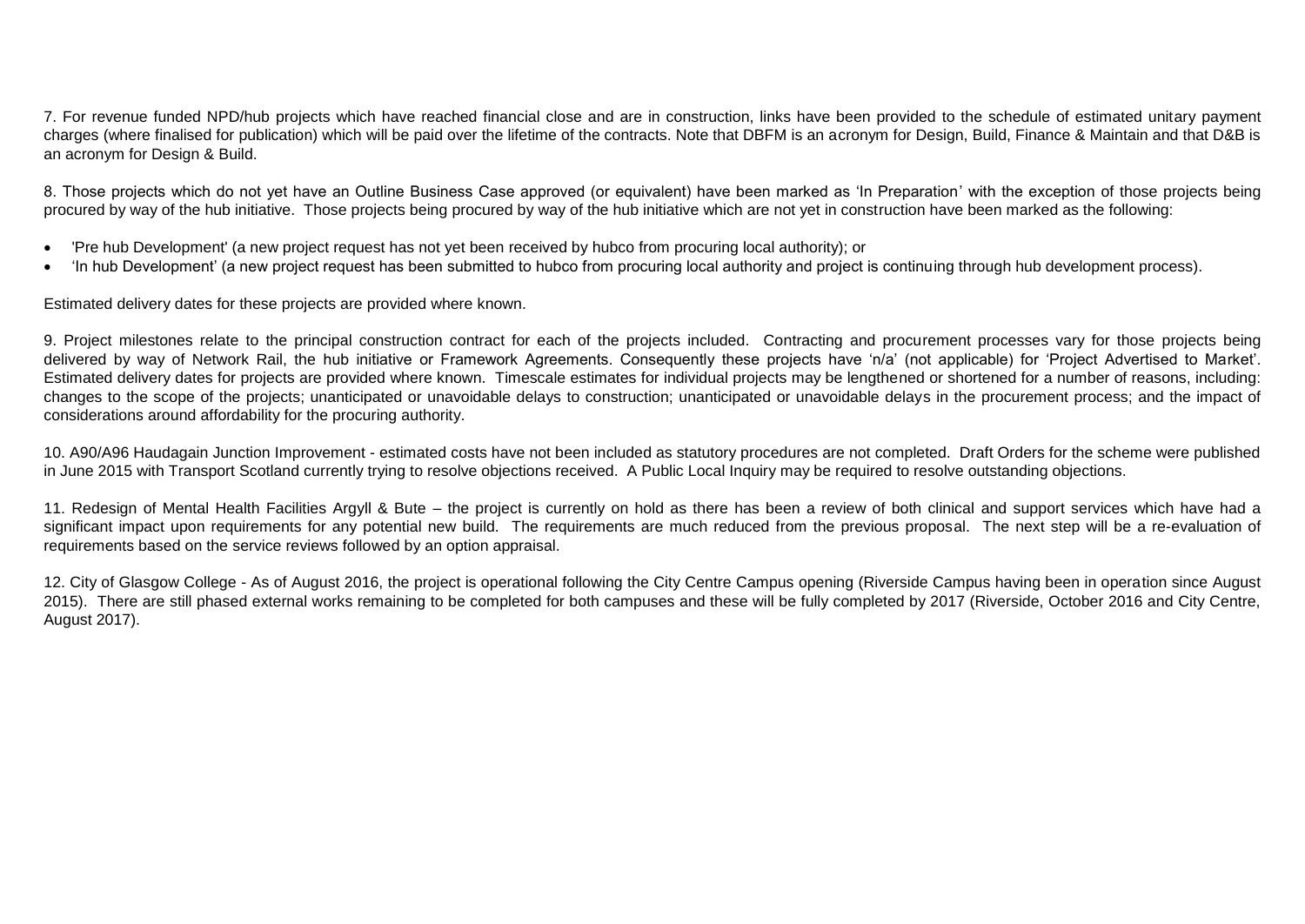7. For revenue funded NPD/hub projects which have reached financial close and are in construction, links have been provided to the schedule of estimated unitary payment charges (where finalised for publication) which will be paid over the lifetime of the contracts. Note that DBFM is an acronym for Design, Build, Finance & Maintain and that D&B is an acronym for Design & Build.

8. Those projects which do not yet have an Outline Business Case approved (or equivalent) have been marked as 'In Preparation' with the exception of those projects being procured by way of the hub initiative. Those projects being procured by way of the hub initiative which are not yet in construction have been marked as the following:

- 'Pre hub Development' (a new project request has not yet been received by hubco from procuring local authority); or
- 'In hub Development' (a new project request has been submitted to hubco from procuring local authority and project is continuing through hub development process).

Estimated delivery dates for these projects are provided where known.

9. Project milestones relate to the principal construction contract for each of the projects included. Contracting and procurement processes vary for those projects being delivered by way of Network Rail, the hub initiative or Framework Agreements. Consequently these projects have 'n/a' (not applicable) for 'Project Advertised to Market'. Estimated delivery dates for projects are provided where known. Timescale estimates for individual projects may be lengthened or shortened for a number of reasons, including: changes to the scope of the projects; unanticipated or unavoidable delays to construction; unanticipated or unavoidable delays in the procurement process; and the impact of considerations around affordability for the procuring authority.

10. A90/A96 Haudagain Junction Improvement - estimated costs have not been included as statutory procedures are not completed. Draft Orders for the scheme were published in June 2015 with Transport Scotland currently trying to resolve objections received. A Public Local Inquiry may be required to resolve outstanding objections.

11. Redesign of Mental Health Facilities Argyll & Bute – the project is currently on hold as there has been a review of both clinical and support services which have had a significant impact upon requirements for any potential new build. The requirements are much reduced from the previous proposal. The next step will be a re-evaluation of requirements based on the service reviews followed by an option appraisal.

12. City of Glasgow College - As of August 2016, the project is operational following the City Centre Campus opening (Riverside Campus having been in operation since August 2015). There are still phased external works remaining to be completed for both campuses and these will be fully completed by 2017 (Riverside, October 2016 and City Centre, August 2017).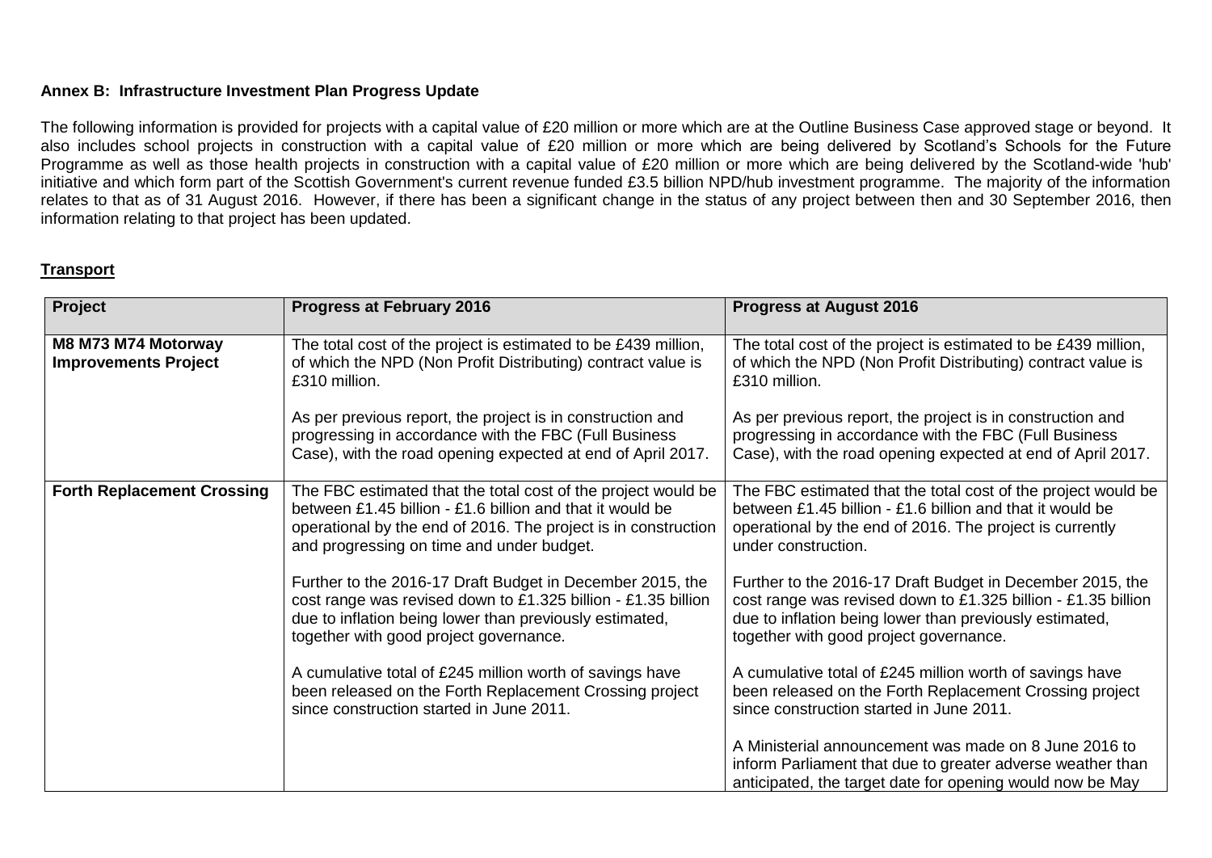**Annex B: Infrastructure Investment Plan Progress Update**

The following information is provided for projects with a capital value of £20 million or more which are at the Outline Business Case approved stage or beyond. It also includes school projects in construction with a capital value of £20 million or more which are being delivered by Scotland's Schools for the Future Programme as well as those health projects in construction with a capital value of £20 million or more which are being delivered by the Scotland-wide 'hub' initiative and which form part of the Scottish Government's current revenue funded £3.5 billion NPD/hub investment programme. The majority of the information relates to that as of 31 August 2016. However, if there has been a significant change in the status of any project between then and 30 September 2016, then information relating to that project has been updated.

**Transport**

| Project | Progress at February 2016 | Progress at August 2016 |
|---|---|---|
| **M8 M73 M74 Motorway Improvements Project** | The total cost of the project is estimated to be £439 million, of which the NPD (Non Profit Distributing) contract value is £310 million.<br><br>As per previous report, the project is in construction and progressing in accordance with the FBC (Full Business Case), with the road opening expected at end of April 2017. | The total cost of the project is estimated to be £439 million, of which the NPD (Non Profit Distributing) contract value is £310 million.<br><br>As per previous report, the project is in construction and progressing in accordance with the FBC (Full Business Case), with the road opening expected at end of April 2017. |
| **Forth Replacement Crossing** | The FBC estimated that the total cost of the project would be between £1.45 billion - £1.6 billion and that it would be operational by the end of 2016. The project is in construction and progressing on time and under budget.<br><br>Further to the 2016-17 Draft Budget in December 2015, the cost range was revised down to £1.325 billion - £1.35 billion due to inflation being lower than previously estimated, together with good project governance.<br><br>A cumulative total of £245 million worth of savings have been released on the Forth Replacement Crossing project since construction started in June 2011. | The FBC estimated that the total cost of the project would be between £1.45 billion - £1.6 billion and that it would be operational by the end of 2016. The project is currently under construction.<br><br>Further to the 2016-17 Draft Budget in December 2015, the cost range was revised down to £1.325 billion - £1.35 billion due to inflation being lower than previously estimated, together with good project governance.<br><br>A cumulative total of £245 million worth of savings have been released on the Forth Replacement Crossing project since construction started in June 2011.<br><br>A Ministerial announcement was made on 8 June 2016 to inform Parliament that due to greater adverse weather than anticipated, the target date for opening would now be May |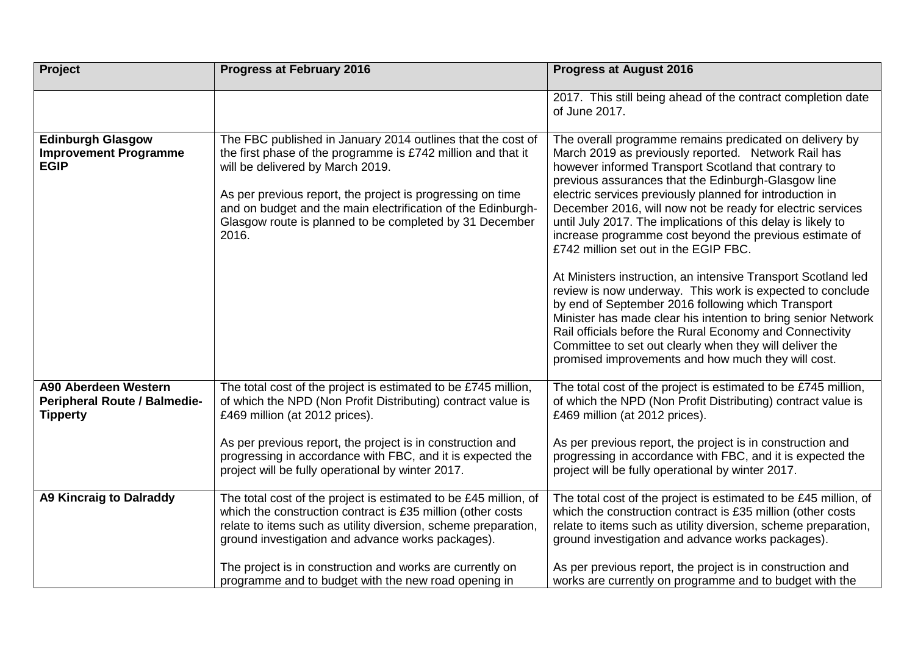| Project | Progress at February 2016 | Progress at August 2016 |
|---|---|---|
| | | 2017. This still being ahead of the contract completion date of June 2017. |
| **Edinburgh Glasgow Improvement Programme EGIP** | The FBC published in January 2014 outlines that the cost of the first phase of the programme is £742 million and that it will be delivered by March 2019.<br><br>As per previous report, the project is progressing on time and on budget and the main electrification of the Edinburgh-Glasgow route is planned to be completed by 31 December 2016. | The overall programme remains predicated on delivery by March 2019 as previously reported. Network Rail has however informed Transport Scotland that contrary to previous assurances that the Edinburgh-Glasgow line electric services previously planned for introduction in December 2016, will now not be ready for electric services until July 2017. The implications of this delay is likely to increase programme cost beyond the previous estimate of £742 million set out in the EGIP FBC.<br><br>At Ministers instruction, an intensive Transport Scotland led review is now underway. This work is expected to conclude by end of September 2016 following which Transport Minister has made clear his intention to bring senior Network Rail officials before the Rural Economy and Connectivity Committee to set out clearly when they will deliver the promised improvements and how much they will cost. |
| **A90 Aberdeen Western Peripheral Route / Balmedie-Tipperty** | The total cost of the project is estimated to be £745 million, of which the NPD (Non Profit Distributing) contract value is £469 million (at 2012 prices).<br><br>As per previous report, the project is in construction and progressing in accordance with FBC, and it is expected the project will be fully operational by winter 2017. | The total cost of the project is estimated to be £745 million, of which the NPD (Non Profit Distributing) contract value is £469 million (at 2012 prices).<br><br>As per previous report, the project is in construction and progressing in accordance with FBC, and it is expected the project will be fully operational by winter 2017. |
| **A9 Kincraig to Dalraddy** | The total cost of the project is estimated to be £45 million, of which the construction contract is £35 million (other costs relate to items such as utility diversion, scheme preparation, ground investigation and advance works packages).<br><br>The project is in construction and works are currently on programme and to budget with the new road opening in | The total cost of the project is estimated to be £45 million, of which the construction contract is £35 million (other costs relate to items such as utility diversion, scheme preparation, ground investigation and advance works packages).<br><br>As per previous report, the project is in construction and works are currently on programme and to budget with the |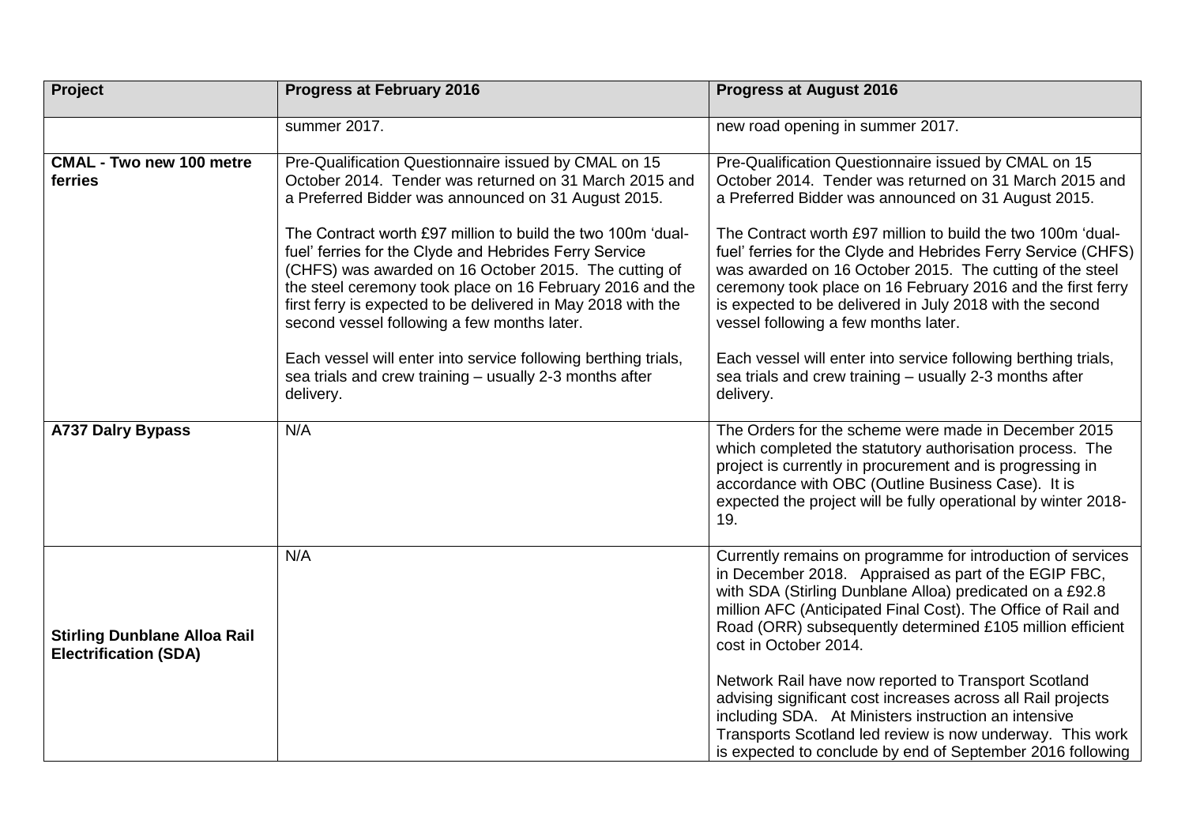| Project | Progress at February 2016 | Progress at August 2016 |
|---|---|---|
| | summer 2017. | new road opening in summer 2017. |
| **CMAL - Two new 100 metre ferries** | Pre-Qualification Questionnaire issued by CMAL on 15 October 2014. Tender was returned on 31 March 2015 and a Preferred Bidder was announced on 31 August 2015.<br><br>The Contract worth £97 million to build the two 100m 'dual-fuel' ferries for the Clyde and Hebrides Ferry Service (CHFS) was awarded on 16 October 2015. The cutting of the steel ceremony took place on 16 February 2016 and the first ferry is expected to be delivered in May 2018 with the second vessel following a few months later.<br><br>Each vessel will enter into service following berthing trials, sea trials and crew training – usually 2-3 months after delivery. | Pre-Qualification Questionnaire issued by CMAL on 15 October 2014. Tender was returned on 31 March 2015 and a Preferred Bidder was announced on 31 August 2015.<br><br>The Contract worth £97 million to build the two 100m 'dual-fuel' ferries for the Clyde and Hebrides Ferry Service (CHFS) was awarded on 16 October 2015. The cutting of the steel ceremony took place on 16 February 2016 and the first ferry is expected to be delivered in July 2018 with the second vessel following a few months later.<br><br>Each vessel will enter into service following berthing trials, sea trials and crew training – usually 2-3 months after delivery. |
| **A737 Dalry Bypass** | N/A | The Orders for the scheme were made in December 2015 which completed the statutory authorisation process. The project is currently in procurement and is progressing in accordance with OBC (Outline Business Case). It is expected the project will be fully operational by winter 2018-19. |
| **Stirling Dunblane Alloa Rail Electrification (SDA)** | N/A | Currently remains on programme for introduction of services in December 2018. Appraised as part of the EGIP FBC, with SDA (Stirling Dunblane Alloa) predicated on a £92.8 million AFC (Anticipated Final Cost). The Office of Rail and Road (ORR) subsequently determined £105 million efficient cost in October 2014.<br><br>Network Rail have now reported to Transport Scotland advising significant cost increases across all Rail projects including SDA. At Ministers instruction an intensive Transports Scotland led review is now underway. This work is expected to conclude by end of September 2016 following |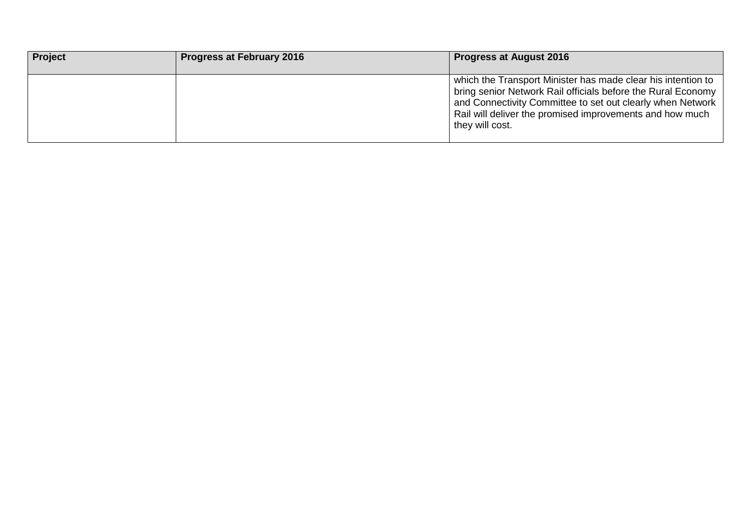| Project | Progress at February 2016 | Progress at August 2016 |
|---|---|---|
| | | which the Transport Minister has made clear his intention to bring senior Network Rail officials before the Rural Economy and Connectivity Committee to set out clearly when Network Rail will deliver the promised improvements and how much they will cost. |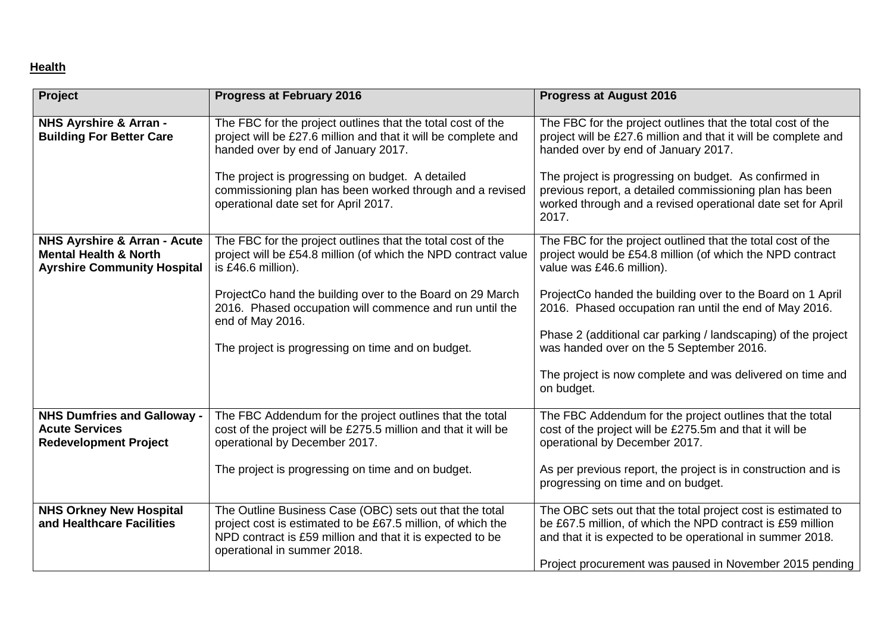**Health**

| Project | Progress at February 2016 | Progress at August 2016 |
|---|---|---|
| **NHS Ayrshire & Arran - Building For Better Care** | The FBC for the project outlines that the total cost of the project will be £27.6 million and that it will be complete and handed over by end of January 2017.<br><br>The project is progressing on budget. A detailed commissioning plan has been worked through and a revised operational date set for April 2017. | The FBC for the project outlines that the total cost of the project will be £27.6 million and that it will be complete and handed over by end of January 2017.<br><br>The project is progressing on budget. As confirmed in previous report, a detailed commissioning plan has been worked through and a revised operational date set for April 2017. |
| **NHS Ayrshire & Arran - Acute Mental Health & North Ayrshire Community Hospital** | The FBC for the project outlines that the total cost of the project will be £54.8 million (of which the NPD contract value is £46.6 million).<br><br>ProjectCo hand the building over to the Board on 29 March 2016. Phased occupation will commence and run until the end of May 2016.<br><br>The project is progressing on time and on budget. | The FBC for the project outlined that the total cost of the project would be £54.8 million (of which the NPD contract value was £46.6 million).<br><br>ProjectCo handed the building over to the Board on 1 April 2016. Phased occupation ran until the end of May 2016.<br><br>Phase 2 (additional car parking / landscaping) of the project was handed over on the 5 September 2016.<br><br>The project is now complete and was delivered on time and on budget. |
| **NHS Dumfries and Galloway - Acute Services Redevelopment Project** | The FBC Addendum for the project outlines that the total cost of the project will be £275.5 million and that it will be operational by December 2017.<br><br>The project is progressing on time and on budget. | The FBC Addendum for the project outlines that the total cost of the project will be £275.5m and that it will be operational by December 2017.<br><br>As per previous report, the project is in construction and is progressing on time and on budget. |
| **NHS Orkney New Hospital and Healthcare Facilities** | The Outline Business Case (OBC) sets out that the total project cost is estimated to be £67.5 million, of which the NPD contract is £59 million and that it is expected to be operational in summer 2018. | The OBC sets out that the total project cost is estimated to be £67.5 million, of which the NPD contract is £59 million and that it is expected to be operational in summer 2018.<br><br>Project procurement was paused in November 2015 pending |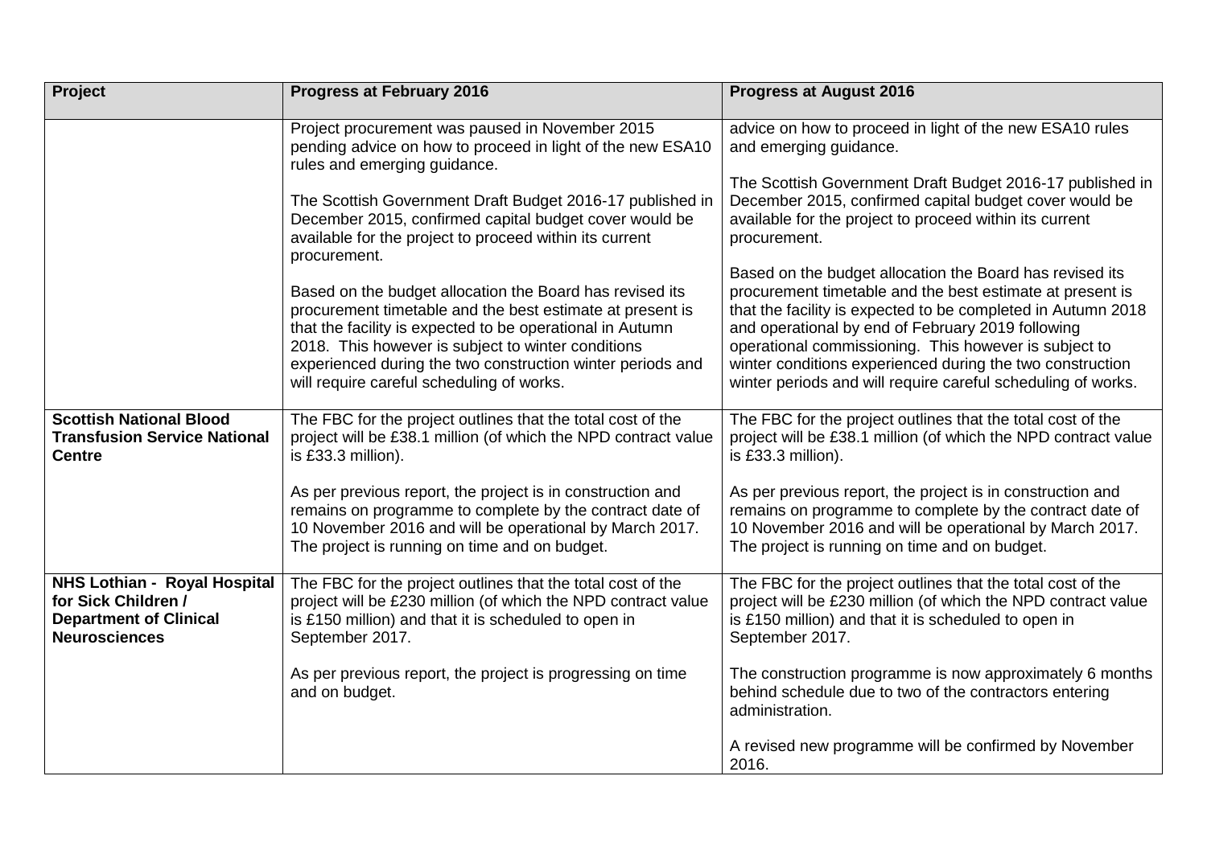| Project | Progress at February 2016 | Progress at August 2016 |
|---|---|---|
| | Project procurement was paused in November 2015 pending advice on how to proceed in light of the new ESA10 rules and emerging guidance.<br><br>The Scottish Government Draft Budget 2016-17 published in December 2015, confirmed capital budget cover would be available for the project to proceed within its current procurement.<br><br>Based on the budget allocation the Board has revised its procurement timetable and the best estimate at present is that the facility is expected to be operational in Autumn 2018. This however is subject to winter conditions experienced during the two construction winter periods and will require careful scheduling of works. | advice on how to proceed in light of the new ESA10 rules and emerging guidance.<br><br>The Scottish Government Draft Budget 2016-17 published in December 2015, confirmed capital budget cover would be available for the project to proceed within its current procurement.<br><br>Based on the budget allocation the Board has revised its procurement timetable and the best estimate at present is that the facility is expected to be completed in Autumn 2018 and operational by end of February 2019 following operational commissioning. This however is subject to winter conditions experienced during the two construction winter periods and will require careful scheduling of works. |
| **Scottish National Blood Transfusion Service National Centre** | The FBC for the project outlines that the total cost of the project will be £38.1 million (of which the NPD contract value is £33.3 million).<br><br>As per previous report, the project is in construction and remains on programme to complete by the contract date of 10 November 2016 and will be operational by March 2017. The project is running on time and on budget. | The FBC for the project outlines that the total cost of the project will be £38.1 million (of which the NPD contract value is £33.3 million).<br><br>As per previous report, the project is in construction and remains on programme to complete by the contract date of 10 November 2016 and will be operational by March 2017. The project is running on time and on budget. |
| **NHS Lothian - Royal Hospital for Sick Children / Department of Clinical Neurosciences** | The FBC for the project outlines that the total cost of the project will be £230 million (of which the NPD contract value is £150 million) and that it is scheduled to open in September 2017.<br><br>As per previous report, the project is progressing on time and on budget. | The FBC for the project outlines that the total cost of the project will be £230 million (of which the NPD contract value is £150 million) and that it is scheduled to open in September 2017.<br><br>The construction programme is now approximately 6 months behind schedule due to two of the contractors entering administration.<br><br>A revised new programme will be confirmed by November 2016. |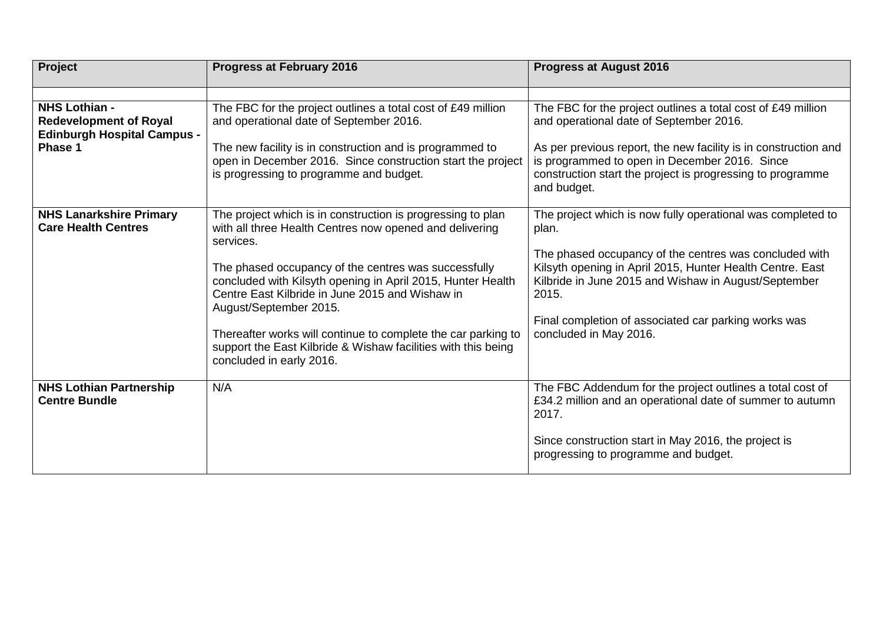| Project | Progress at February 2016 | Progress at August 2016 |
|---|---|---|
| | | |
| **NHS Lothian - Redevelopment of Royal Edinburgh Hospital Campus - Phase 1** | The FBC for the project outlines a total cost of £49 million and operational date of September 2016.<br><br>The new facility is in construction and is programmed to open in December 2016. Since construction start the project is progressing to programme and budget. | The FBC for the project outlines a total cost of £49 million and operational date of September 2016.<br><br>As per previous report, the new facility is in construction and is programmed to open in December 2016. Since construction start the project is progressing to programme and budget. |
| **NHS Lanarkshire Primary Care Health Centres** | The project which is in construction is progressing to plan with all three Health Centres now opened and delivering services.<br><br>The phased occupancy of the centres was successfully concluded with Kilsyth opening in April 2015, Hunter Health Centre East Kilbride in June 2015 and Wishaw in August/September 2015.<br><br>Thereafter works will continue to complete the car parking to support the East Kilbride & Wishaw facilities with this being concluded in early 2016. | The project which is now fully operational was completed to plan.<br><br>The phased occupancy of the centres was concluded with Kilsyth opening in April 2015, Hunter Health Centre. East Kilbride in June 2015 and Wishaw in August/September 2015.<br><br>Final completion of associated car parking works was concluded in May 2016. |
| **NHS Lothian Partnership Centre Bundle** | N/A | The FBC Addendum for the project outlines a total cost of £34.2 million and an operational date of summer to autumn 2017.<br><br>Since construction start in May 2016, the project is progressing to programme and budget. |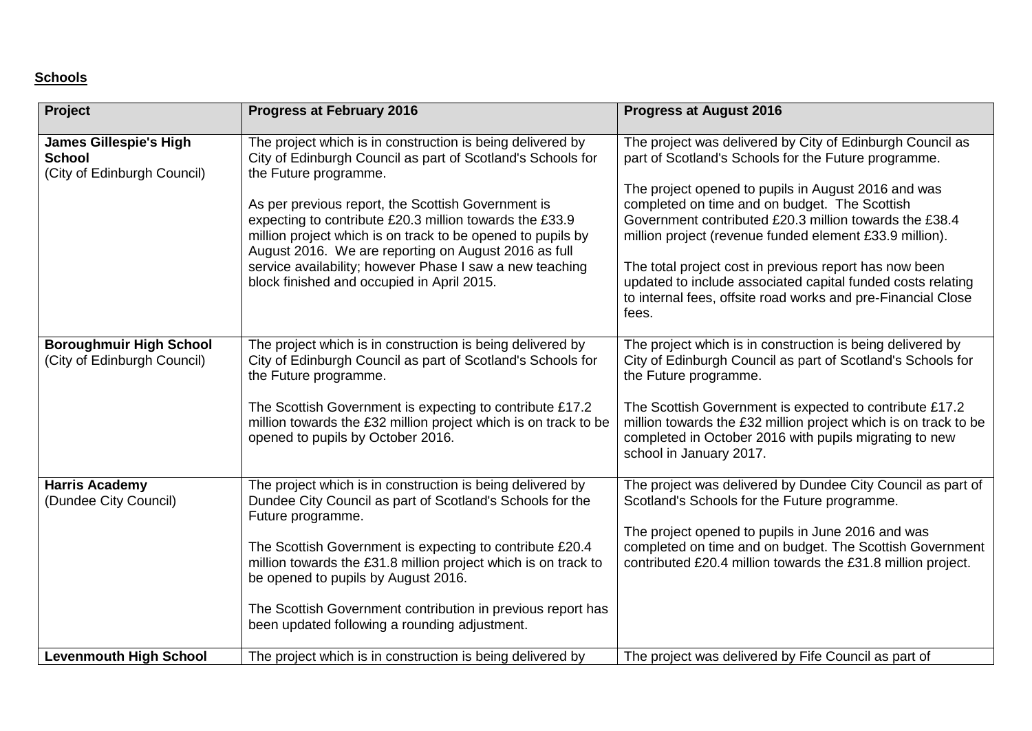**Schools**

| Project | Progress at February 2016 | Progress at August 2016 |
|---|---|---|
| **James Gillespie's High School** (City of Edinburgh Council) | The project which is in construction is being delivered by City of Edinburgh Council as part of Scotland's Schools for the Future programme.<br><br>As per previous report, the Scottish Government is expecting to contribute £20.3 million towards the £33.9 million project which is on track to be opened to pupils by August 2016. We are reporting on August 2016 as full service availability; however Phase I saw a new teaching block finished and occupied in April 2015. | The project was delivered by City of Edinburgh Council as part of Scotland's Schools for the Future programme.<br><br>The project opened to pupils in August 2016 and was completed on time and on budget. The Scottish Government contributed £20.3 million towards the £38.4 million project (revenue funded element £33.9 million).<br><br>The total project cost in previous report has now been updated to include associated capital funded costs relating to internal fees, offsite road works and pre-Financial Close fees. |
| **Boroughmuir High School** (City of Edinburgh Council) | The project which is in construction is being delivered by City of Edinburgh Council as part of Scotland's Schools for the Future programme.<br><br>The Scottish Government is expecting to contribute £17.2 million towards the £32 million project which is on track to be opened to pupils by October 2016. | The project which is in construction is being delivered by City of Edinburgh Council as part of Scotland's Schools for the Future programme.<br><br>The Scottish Government is expected to contribute £17.2 million towards the £32 million project which is on track to be completed in October 2016 with pupils migrating to new school in January 2017. |
| **Harris Academy** (Dundee City Council) | The project which is in construction is being delivered by Dundee City Council as part of Scotland's Schools for the Future programme.<br><br>The Scottish Government is expecting to contribute £20.4 million towards the £31.8 million project which is on track to be opened to pupils by August 2016.<br><br>The Scottish Government contribution in previous report has been updated following a rounding adjustment. | The project was delivered by Dundee City Council as part of Scotland's Schools for the Future programme.<br><br>The project opened to pupils in June 2016 and was completed on time and on budget. The Scottish Government contributed £20.4 million towards the £31.8 million project. |
| **Levenmouth High School** | The project which is in construction is being delivered by | The project was delivered by Fife Council as part of |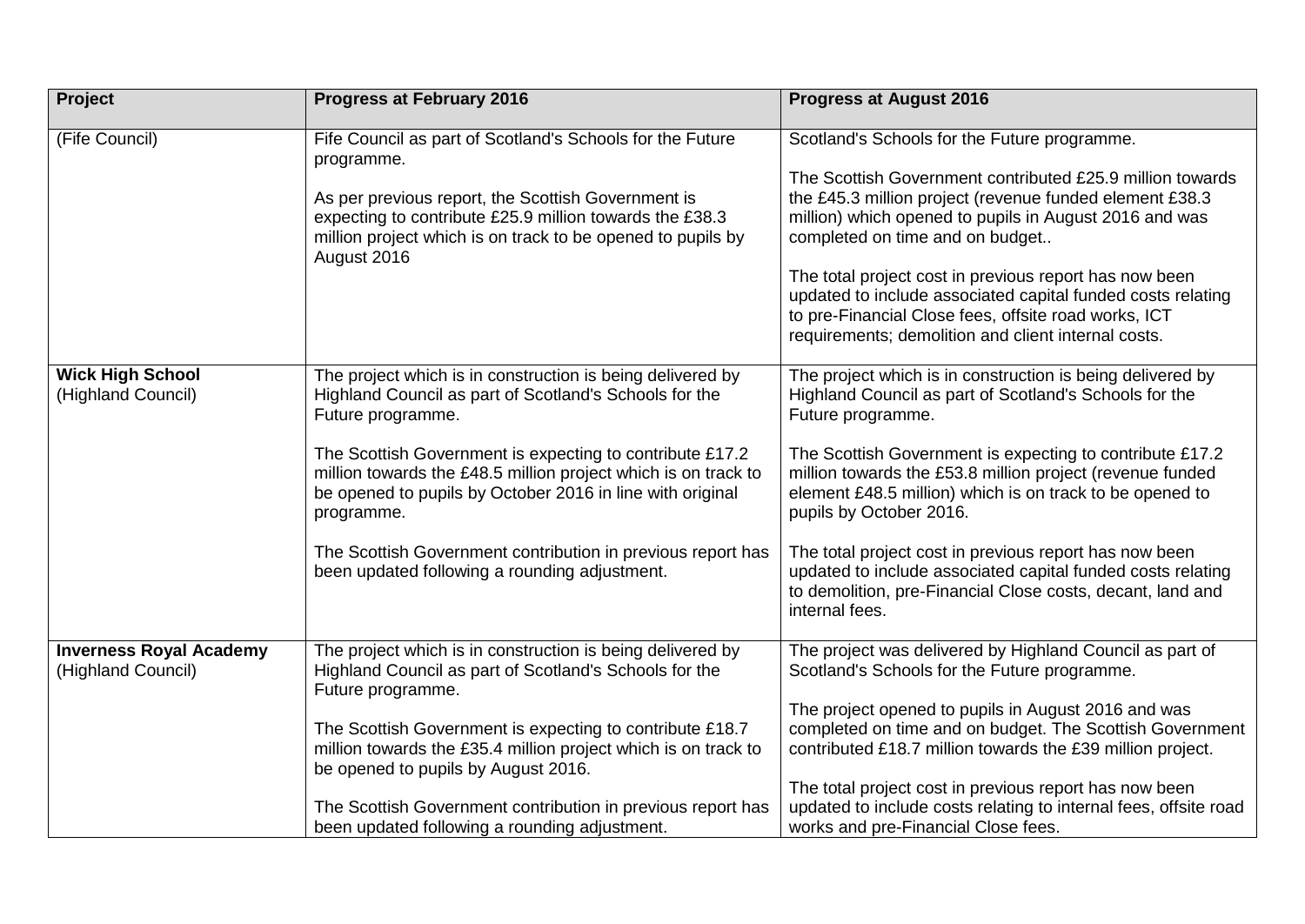| Project | Progress at February 2016 | Progress at August 2016 |
|---|---|---|
| (Fife Council) | Fife Council as part of Scotland's Schools for the Future programme.<br><br>As per previous report, the Scottish Government is expecting to contribute £25.9 million towards the £38.3 million project which is on track to be opened to pupils by August 2016 | Scotland's Schools for the Future programme.<br><br>The Scottish Government contributed £25.9 million towards the £45.3 million project (revenue funded element £38.3 million) which opened to pupils in August 2016 and was completed on time and on budget..<br><br>The total project cost in previous report has now been updated to include associated capital funded costs relating to pre-Financial Close fees, offsite road works, ICT requirements; demolition and client internal costs. |
| **Wick High School** (Highland Council) | The project which is in construction is being delivered by Highland Council as part of Scotland's Schools for the Future programme.<br><br>The Scottish Government is expecting to contribute £17.2 million towards the £48.5 million project which is on track to be opened to pupils by October 2016 in line with original programme.<br><br>The Scottish Government contribution in previous report has been updated following a rounding adjustment. | The project which is in construction is being delivered by Highland Council as part of Scotland's Schools for the Future programme.<br><br>The Scottish Government is expecting to contribute £17.2 million towards the £53.8 million project (revenue funded element £48.5 million) which is on track to be opened to pupils by October 2016.<br><br>The total project cost in previous report has now been updated to include associated capital funded costs relating to demolition, pre-Financial Close costs, decant, land and internal fees. |
| **Inverness Royal Academy** (Highland Council) | The project which is in construction is being delivered by Highland Council as part of Scotland's Schools for the Future programme.<br><br>The Scottish Government is expecting to contribute £18.7 million towards the £35.4 million project which is on track to be opened to pupils by August 2016.<br><br>The Scottish Government contribution in previous report has been updated following a rounding adjustment. | The project was delivered by Highland Council as part of Scotland's Schools for the Future programme.<br><br>The project opened to pupils in August 2016 and was completed on time and on budget. The Scottish Government contributed £18.7 million towards the £39 million project.<br><br>The total project cost in previous report has now been updated to include costs relating to internal fees, offsite road works and pre-Financial Close fees. |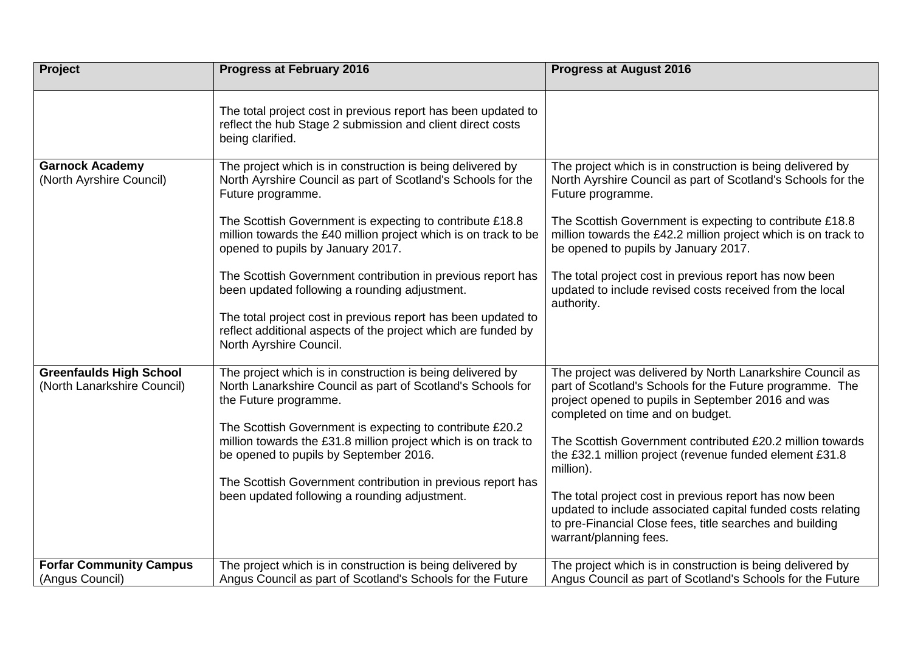| Project | Progress at February 2016 | Progress at August 2016 |
|---|---|---|
| | The total project cost in previous report has been updated to reflect the hub Stage 2 submission and client direct costs being clarified. | |
| **Garnock Academy** (North Ayrshire Council) | The project which is in construction is being delivered by North Ayrshire Council as part of Scotland's Schools for the Future programme.<br><br>The Scottish Government is expecting to contribute £18.8 million towards the £40 million project which is on track to be opened to pupils by January 2017.<br><br>The Scottish Government contribution in previous report has been updated following a rounding adjustment.<br><br>The total project cost in previous report has been updated to reflect additional aspects of the project which are funded by North Ayrshire Council. | The project which is in construction is being delivered by North Ayrshire Council as part of Scotland's Schools for the Future programme.<br><br>The Scottish Government is expecting to contribute £18.8 million towards the £42.2 million project which is on track to be opened to pupils by January 2017.<br><br>The total project cost in previous report has now been updated to include revised costs received from the local authority. |
| **Greenfaulds High School** (North Lanarkshire Council) | The project which is in construction is being delivered by North Lanarkshire Council as part of Scotland's Schools for the Future programme.<br><br>The Scottish Government is expecting to contribute £20.2 million towards the £31.8 million project which is on track to be opened to pupils by September 2016.<br><br>The Scottish Government contribution in previous report has been updated following a rounding adjustment. | The project was delivered by North Lanarkshire Council as part of Scotland's Schools for the Future programme. The project opened to pupils in September 2016 and was completed on time and on budget.<br><br>The Scottish Government contributed £20.2 million towards the £32.1 million project (revenue funded element £31.8 million).<br><br>The total project cost in previous report has now been updated to include associated capital funded costs relating to pre-Financial Close fees, title searches and building warrant/planning fees. |
| **Forfar Community Campus** (Angus Council) | The project which is in construction is being delivered by Angus Council as part of Scotland's Schools for the Future | The project which is in construction is being delivered by Angus Council as part of Scotland's Schools for the Future |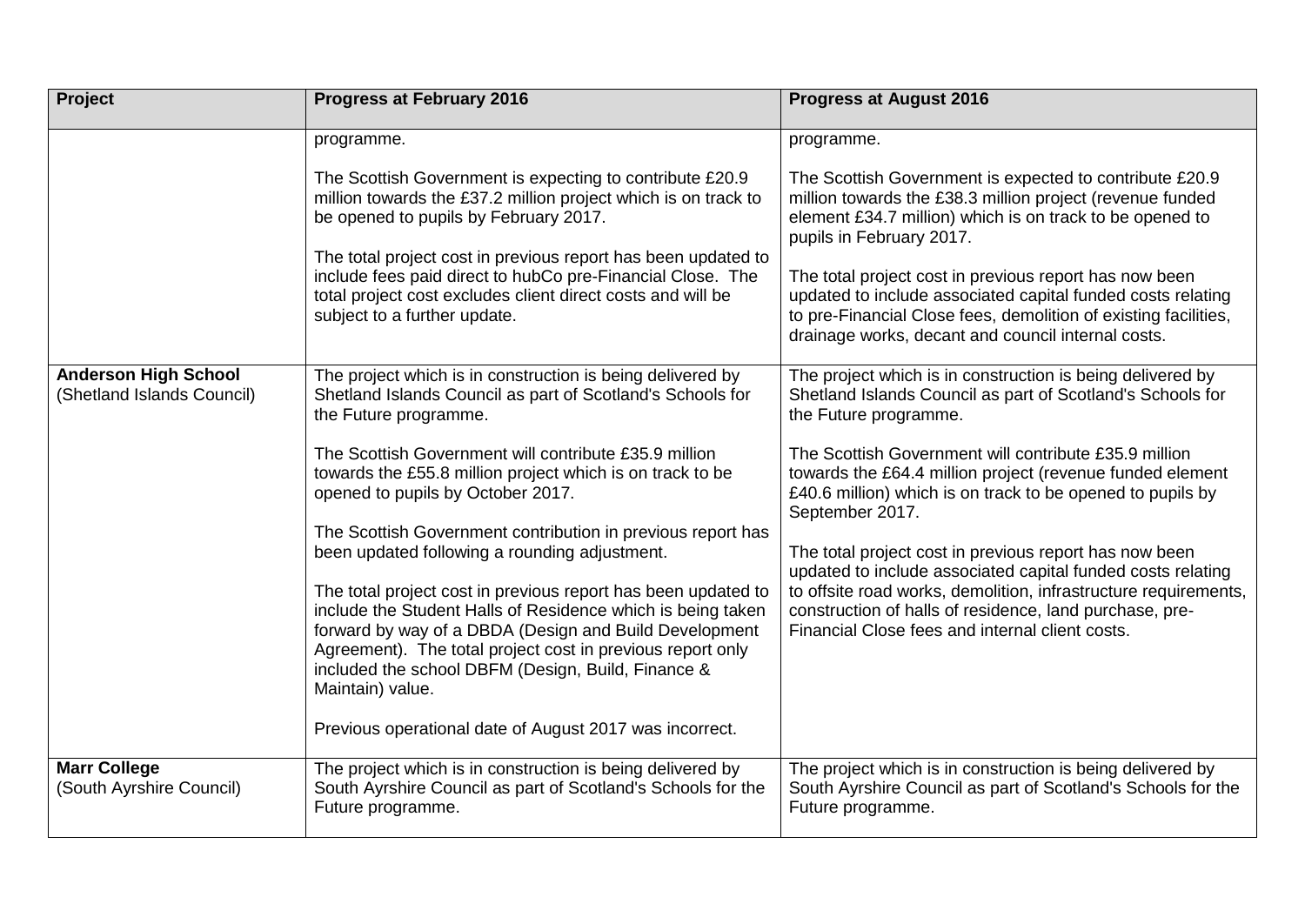| Project | Progress at February 2016 | Progress at August 2016 |
|---|---|---|
| | programme.<br><br>The Scottish Government is expecting to contribute £20.9 million towards the £37.2 million project which is on track to be opened to pupils by February 2017.<br><br>The total project cost in previous report has been updated to include fees paid direct to hubCo pre-Financial Close. The total project cost excludes client direct costs and will be subject to a further update. | programme.<br><br>The Scottish Government is expected to contribute £20.9 million towards the £38.3 million project (revenue funded element £34.7 million) which is on track to be opened to pupils in February 2017.<br><br>The total project cost in previous report has now been updated to include associated capital funded costs relating to pre-Financial Close fees, demolition of existing facilities, drainage works, decant and council internal costs. |
| **Anderson High School** (Shetland Islands Council) | The project which is in construction is being delivered by Shetland Islands Council as part of Scotland's Schools for the Future programme.<br><br>The Scottish Government will contribute £35.9 million towards the £55.8 million project which is on track to be opened to pupils by October 2017.<br><br>The Scottish Government contribution in previous report has been updated following a rounding adjustment.<br><br>The total project cost in previous report has been updated to include the Student Halls of Residence which is being taken forward by way of a DBDA (Design and Build Development Agreement). The total project cost in previous report only included the school DBFM (Design, Build, Finance & Maintain) value.<br><br>Previous operational date of August 2017 was incorrect. | The project which is in construction is being delivered by Shetland Islands Council as part of Scotland's Schools for the Future programme.<br><br>The Scottish Government will contribute £35.9 million towards the £64.4 million project (revenue funded element £40.6 million) which is on track to be opened to pupils by September 2017.<br><br>The total project cost in previous report has now been updated to include associated capital funded costs relating to offsite road works, demolition, infrastructure requirements, construction of halls of residence, land purchase, pre-Financial Close fees and internal client costs. |
| **Marr College** (South Ayrshire Council) | The project which is in construction is being delivered by South Ayrshire Council as part of Scotland's Schools for the Future programme. | The project which is in construction is being delivered by South Ayrshire Council as part of Scotland's Schools for the Future programme. |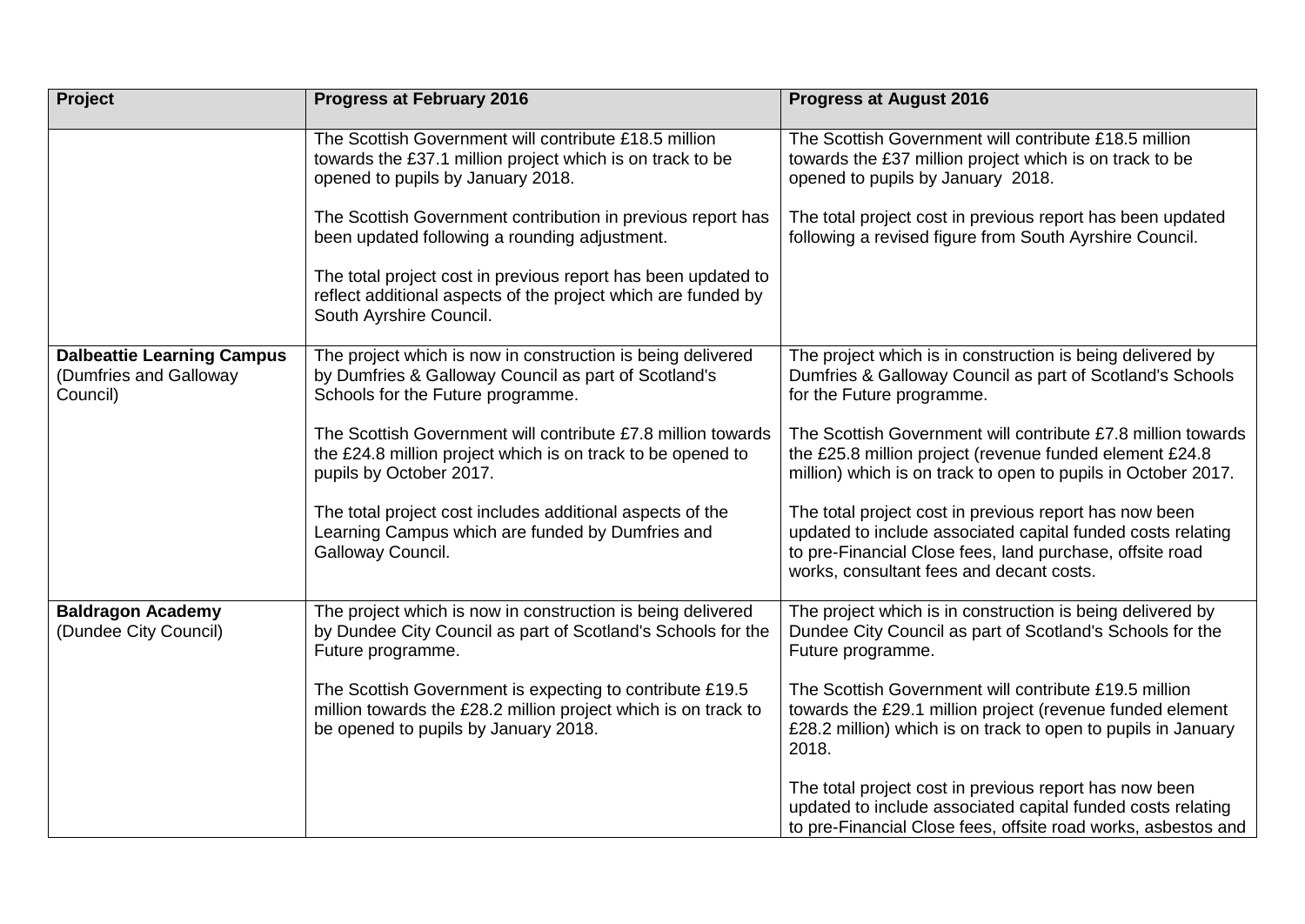| Project | Progress at February 2016 | Progress at August 2016 |
|---|---|---|
| | The Scottish Government will contribute £18.5 million towards the £37.1 million project which is on track to be opened to pupils by January 2018.<br><br>The Scottish Government contribution in previous report has been updated following a rounding adjustment.<br><br>The total project cost in previous report has been updated to reflect additional aspects of the project which are funded by South Ayrshire Council. | The Scottish Government will contribute £18.5 million towards the £37 million project which is on track to be opened to pupils by January 2018.<br><br>The total project cost in previous report has been updated following a revised figure from South Ayrshire Council. |
| **Dalbeattie Learning Campus** (Dumfries and Galloway Council) | The project which is now in construction is being delivered by Dumfries & Galloway Council as part of Scotland's Schools for the Future programme.<br><br>The Scottish Government will contribute £7.8 million towards the £24.8 million project which is on track to be opened to pupils by October 2017.<br><br>The total project cost includes additional aspects of the Learning Campus which are funded by Dumfries and Galloway Council. | The project which is in construction is being delivered by Dumfries & Galloway Council as part of Scotland's Schools for the Future programme.<br><br>The Scottish Government will contribute £7.8 million towards the £25.8 million project (revenue funded element £24.8 million) which is on track to open to pupils in October 2017.<br><br>The total project cost in previous report has now been updated to include associated capital funded costs relating to pre-Financial Close fees, land purchase, offsite road works, consultant fees and decant costs. |
| **Baldragon Academy** (Dundee City Council) | The project which is now in construction is being delivered by Dundee City Council as part of Scotland's Schools for the Future programme.<br><br>The Scottish Government is expecting to contribute £19.5 million towards the £28.2 million project which is on track to be opened to pupils by January 2018. | The project which is in construction is being delivered by Dundee City Council as part of Scotland's Schools for the Future programme.<br><br>The Scottish Government will contribute £19.5 million towards the £29.1 million project (revenue funded element £28.2 million) which is on track to open to pupils in January 2018.<br><br>The total project cost in previous report has now been updated to include associated capital funded costs relating to pre-Financial Close fees, offsite road works, asbestos and |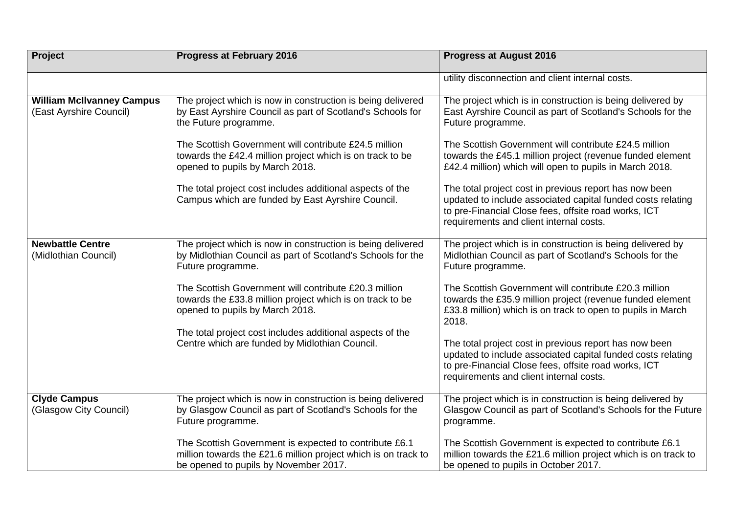| Project | Progress at February 2016 | Progress at August 2016 |
|---|---|---|
| | | utility disconnection and client internal costs. |
| **William McIlvanney Campus** (East Ayrshire Council) | The project which is now in construction is being delivered by East Ayrshire Council as part of Scotland's Schools for the Future programme.<br><br>The Scottish Government will contribute £24.5 million towards the £42.4 million project which is on track to be opened to pupils by March 2018.<br><br>The total project cost includes additional aspects of the Campus which are funded by East Ayrshire Council. | The project which is in construction is being delivered by East Ayrshire Council as part of Scotland's Schools for the Future programme.<br><br>The Scottish Government will contribute £24.5 million towards the £45.1 million project (revenue funded element £42.4 million) which will open to pupils in March 2018.<br><br>The total project cost in previous report has now been updated to include associated capital funded costs relating to pre-Financial Close fees, offsite road works, ICT requirements and client internal costs. |
| **Newbattle Centre** (Midlothian Council) | The project which is now in construction is being delivered by Midlothian Council as part of Scotland's Schools for the Future programme.<br><br>The Scottish Government will contribute £20.3 million towards the £33.8 million project which is on track to be opened to pupils by March 2018.<br><br>The total project cost includes additional aspects of the Centre which are funded by Midlothian Council. | The project which is in construction is being delivered by Midlothian Council as part of Scotland's Schools for the Future programme.<br><br>The Scottish Government will contribute £20.3 million towards the £35.9 million project (revenue funded element £33.8 million) which is on track to open to pupils in March 2018.<br><br>The total project cost in previous report has now been updated to include associated capital funded costs relating to pre-Financial Close fees, offsite road works, ICT requirements and client internal costs. |
| **Clyde Campus** (Glasgow City Council) | The project which is now in construction is being delivered by Glasgow Council as part of Scotland's Schools for the Future programme.<br><br>The Scottish Government is expected to contribute £6.1 million towards the £21.6 million project which is on track to be opened to pupils by November 2017. | The project which is in construction is being delivered by Glasgow Council as part of Scotland's Schools for the Future programme.<br><br>The Scottish Government is expected to contribute £6.1 million towards the £21.6 million project which is on track to be opened to pupils in October 2017. |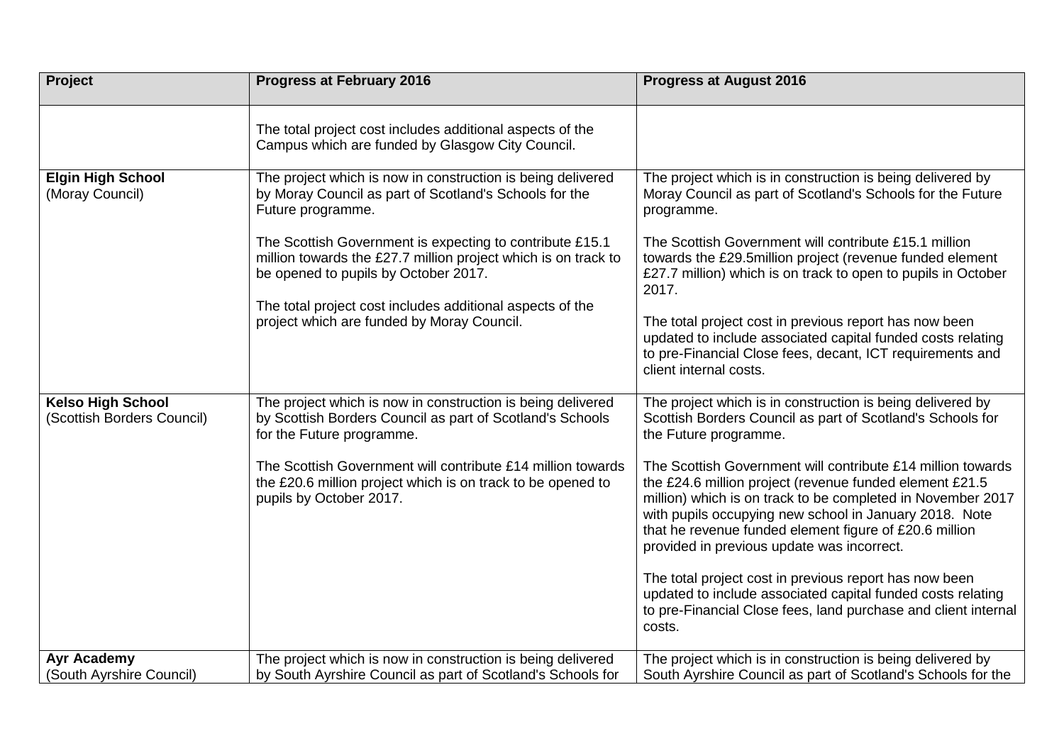| Project | Progress at February 2016 | Progress at August 2016 |
|---|---|---|
| | The total project cost includes additional aspects of the Campus which are funded by Glasgow City Council. | |
| **Elgin High School** (Moray Council) | The project which is now in construction is being delivered by Moray Council as part of Scotland's Schools for the Future programme.<br><br>The Scottish Government is expecting to contribute £15.1 million towards the £27.7 million project which is on track to be opened to pupils by October 2017.<br><br>The total project cost includes additional aspects of the project which are funded by Moray Council. | The project which is in construction is being delivered by Moray Council as part of Scotland's Schools for the Future programme.<br><br>The Scottish Government will contribute £15.1 million towards the £29.5million project (revenue funded element £27.7 million) which is on track to open to pupils in October 2017.<br><br>The total project cost in previous report has now been updated to include associated capital funded costs relating to pre-Financial Close fees, decant, ICT requirements and client internal costs. |
| **Kelso High School** (Scottish Borders Council) | The project which is now in construction is being delivered by Scottish Borders Council as part of Scotland's Schools for the Future programme.<br><br>The Scottish Government will contribute £14 million towards the £20.6 million project which is on track to be opened to pupils by October 2017. | The project which is in construction is being delivered by Scottish Borders Council as part of Scotland's Schools for the Future programme.<br><br>The Scottish Government will contribute £14 million towards the £24.6 million project (revenue funded element £21.5 million) which is on track to be completed in November 2017 with pupils occupying new school in January 2018. Note that he revenue funded element figure of £20.6 million provided in previous update was incorrect.<br><br>The total project cost in previous report has now been updated to include associated capital funded costs relating to pre-Financial Close fees, land purchase and client internal costs. |
| **Ayr Academy** (South Ayrshire Council) | The project which is now in construction is being delivered by South Ayrshire Council as part of Scotland's Schools for | The project which is in construction is being delivered by South Ayrshire Council as part of Scotland's Schools for the |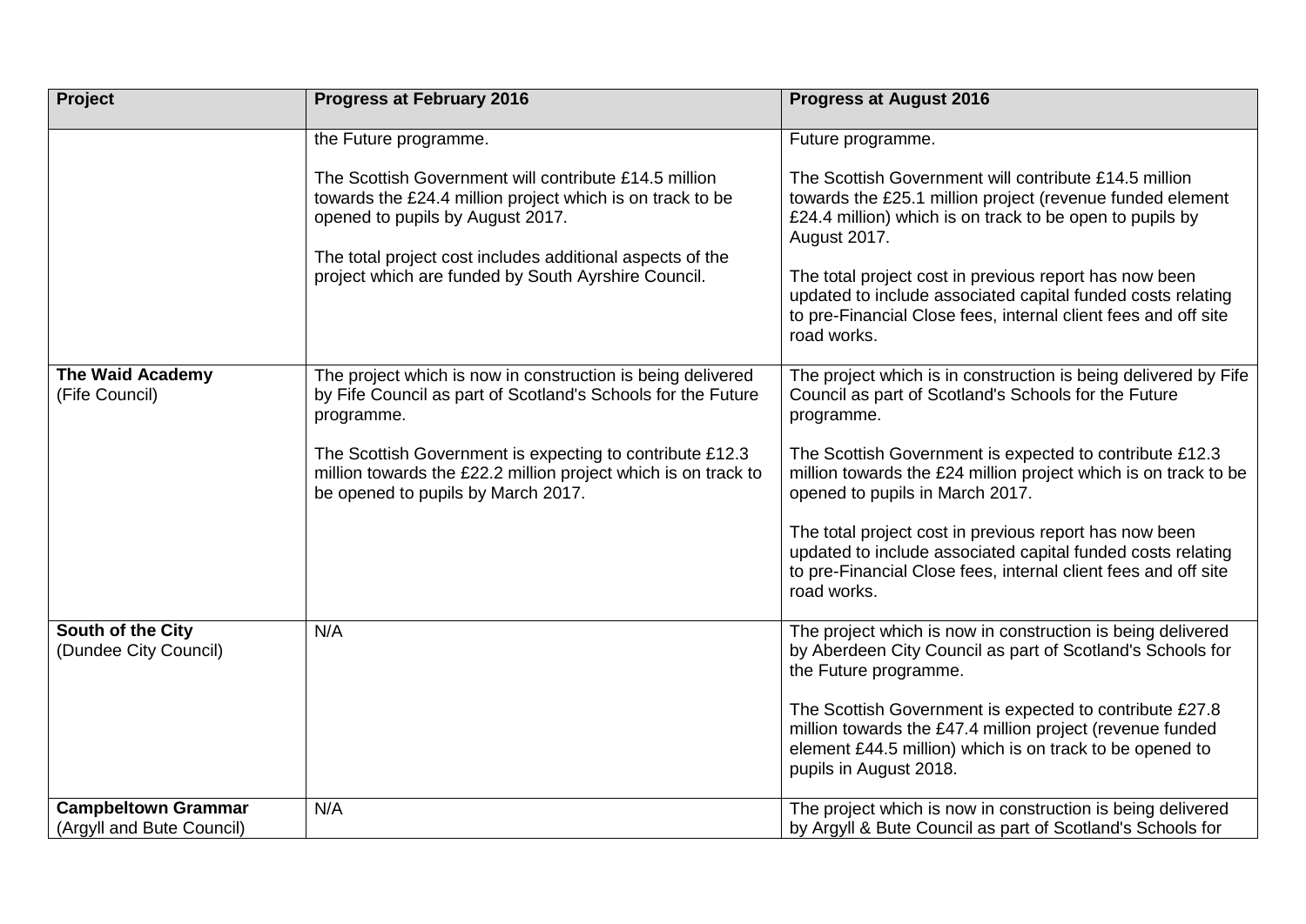| Project | Progress at February 2016 | Progress at August 2016 |
|---|---|---|
| | the Future programme.<br><br>The Scottish Government will contribute £14.5 million towards the £24.4 million project which is on track to be opened to pupils by August 2017.<br><br>The total project cost includes additional aspects of the project which are funded by South Ayrshire Council. | Future programme.<br><br>The Scottish Government will contribute £14.5 million towards the £25.1 million project (revenue funded element £24.4 million) which is on track to be open to pupils by August 2017.<br><br>The total project cost in previous report has now been updated to include associated capital funded costs relating to pre-Financial Close fees, internal client fees and off site road works. |
| **The Waid Academy**<br>(Fife Council) | The project which is now in construction is being delivered by Fife Council as part of Scotland's Schools for the Future programme.<br><br>The Scottish Government is expecting to contribute £12.3 million towards the £22.2 million project which is on track to be opened to pupils by March 2017. | The project which is in construction is being delivered by Fife Council as part of Scotland's Schools for the Future programme.<br><br>The Scottish Government is expected to contribute £12.3 million towards the £24 million project which is on track to be opened to pupils in March 2017.<br><br>The total project cost in previous report has now been updated to include associated capital funded costs relating to pre-Financial Close fees, internal client fees and off site road works. |
| **South of the City**<br>(Dundee City Council) | N/A | The project which is now in construction is being delivered by Aberdeen City Council as part of Scotland's Schools for the Future programme.<br><br>The Scottish Government is expected to contribute £27.8 million towards the £47.4 million project (revenue funded element £44.5 million) which is on track to be opened to pupils in August 2018. |
| **Campbeltown Grammar**<br>(Argyll and Bute Council) | N/A | The project which is now in construction is being delivered by Argyll & Bute Council as part of Scotland's Schools for |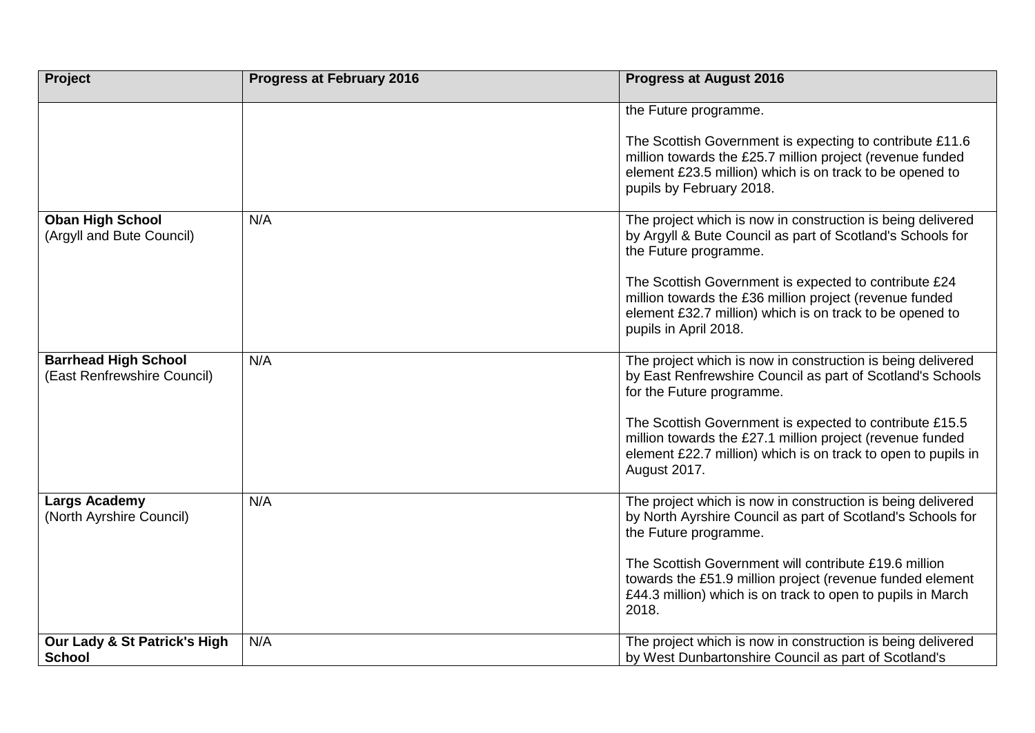| Project | Progress at February 2016 | Progress at August 2016 |
|---|---|---|
| | | the Future programme.<br><br>The Scottish Government is expecting to contribute £11.6 million towards the £25.7 million project (revenue funded element £23.5 million) which is on track to be opened to pupils by February 2018. |
| **Oban High School** (Argyll and Bute Council) | N/A | The project which is now in construction is being delivered by Argyll & Bute Council as part of Scotland's Schools for the Future programme.<br><br>The Scottish Government is expected to contribute £24 million towards the £36 million project (revenue funded element £32.7 million) which is on track to be opened to pupils in April 2018. |
| **Barrhead High School** (East Renfrewshire Council) | N/A | The project which is now in construction is being delivered by East Renfrewshire Council as part of Scotland's Schools for the Future programme.<br><br>The Scottish Government is expected to contribute £15.5 million towards the £27.1 million project (revenue funded element £22.7 million) which is on track to open to pupils in August 2017. |
| **Largs Academy** (North Ayrshire Council) | N/A | The project which is now in construction is being delivered by North Ayrshire Council as part of Scotland's Schools for the Future programme.<br><br>The Scottish Government will contribute £19.6 million towards the £51.9 million project (revenue funded element £44.3 million) which is on track to open to pupils in March 2018. |
| **Our Lady & St Patrick's High School** | N/A | The project which is now in construction is being delivered by West Dunbartonshire Council as part of Scotland's |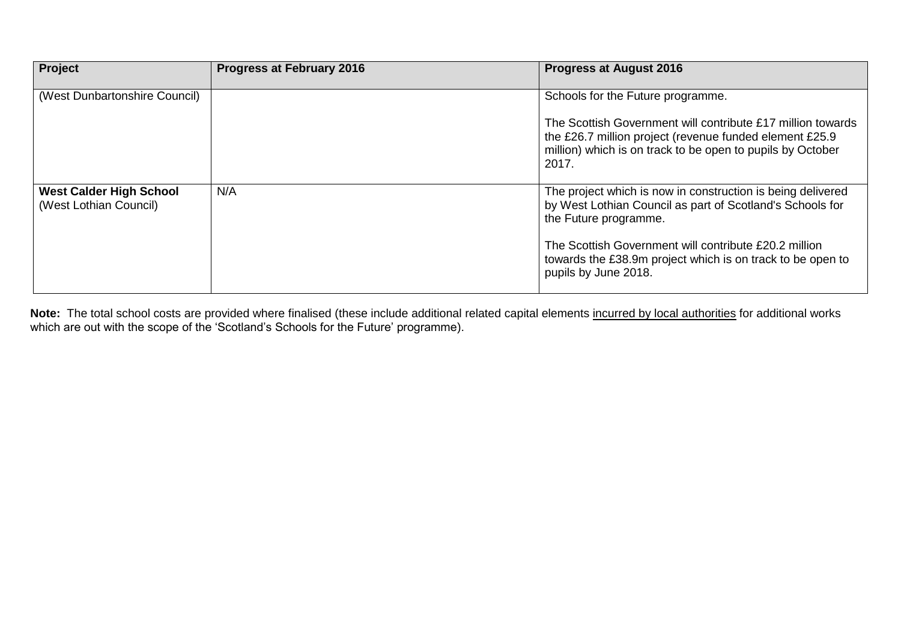| Project | Progress at February 2016 | Progress at August 2016 |
|---|---|---|
| (West Dunbartonshire Council) | | Schools for the Future programme.<br><br>The Scottish Government will contribute £17 million towards the £26.7 million project (revenue funded element £25.9 million) which is on track to be open to pupils by October 2017. |
| **West Calder High School** (West Lothian Council) | N/A | The project which is now in construction is being delivered by West Lothian Council as part of Scotland's Schools for the Future programme.<br><br>The Scottish Government will contribute £20.2 million towards the £38.9m project which is on track to be open to pupils by June 2018. |

**Note:** The total school costs are provided where finalised (these include additional related capital elements incurred by local authorities for additional works which are out with the scope of the 'Scotland's Schools for the Future' programme).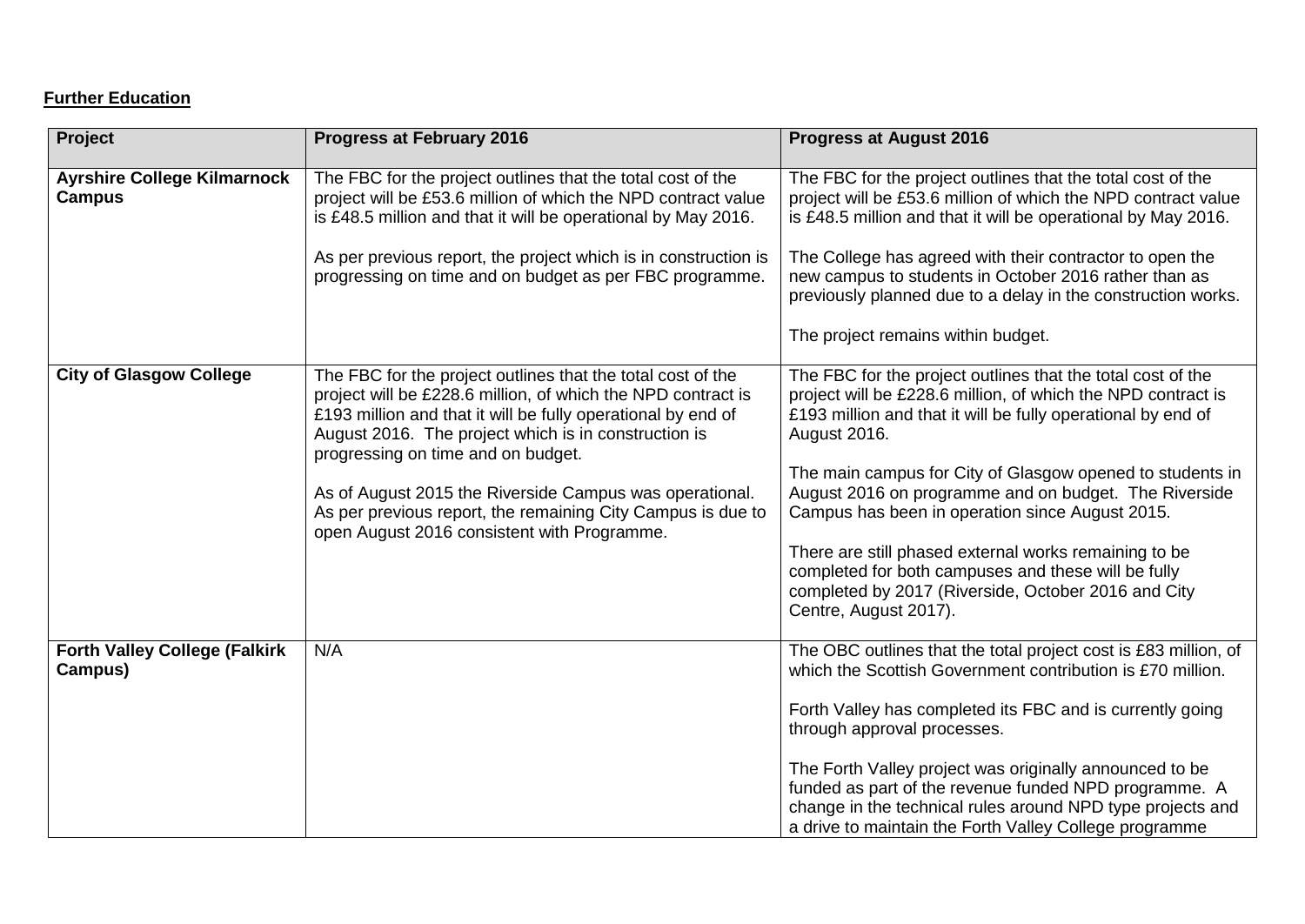**Further Education**

| Project | Progress at February 2016 | Progress at August 2016 |
|---|---|---|
| **Ayrshire College Kilmarnock Campus** | The FBC for the project outlines that the total cost of the project will be £53.6 million of which the NPD contract value is £48.5 million and that it will be operational by May 2016.<br><br>As per previous report, the project which is in construction is progressing on time and on budget as per FBC programme. | The FBC for the project outlines that the total cost of the project will be £53.6 million of which the NPD contract value is £48.5 million and that it will be operational by May 2016.<br><br>The College has agreed with their contractor to open the new campus to students in October 2016 rather than as previously planned due to a delay in the construction works.<br><br>The project remains within budget. |
| **City of Glasgow College** | The FBC for the project outlines that the total cost of the project will be £228.6 million, of which the NPD contract is £193 million and that it will be fully operational by end of August 2016. The project which is in construction is progressing on time and on budget.<br><br>As of August 2015 the Riverside Campus was operational. As per previous report, the remaining City Campus is due to open August 2016 consistent with Programme. | The FBC for the project outlines that the total cost of the project will be £228.6 million, of which the NPD contract is £193 million and that it will be fully operational by end of August 2016.<br><br>The main campus for City of Glasgow opened to students in August 2016 on programme and on budget. The Riverside Campus has been in operation since August 2015.<br><br>There are still phased external works remaining to be completed for both campuses and these will be fully completed by 2017 (Riverside, October 2016 and City Centre, August 2017). |
| **Forth Valley College (Falkirk Campus)** | N/A | The OBC outlines that the total project cost is £83 million, of which the Scottish Government contribution is £70 million.<br><br>Forth Valley has completed its FBC and is currently going through approval processes.<br><br>The Forth Valley project was originally announced to be funded as part of the revenue funded NPD programme. A change in the technical rules around NPD type projects and a drive to maintain the Forth Valley College programme |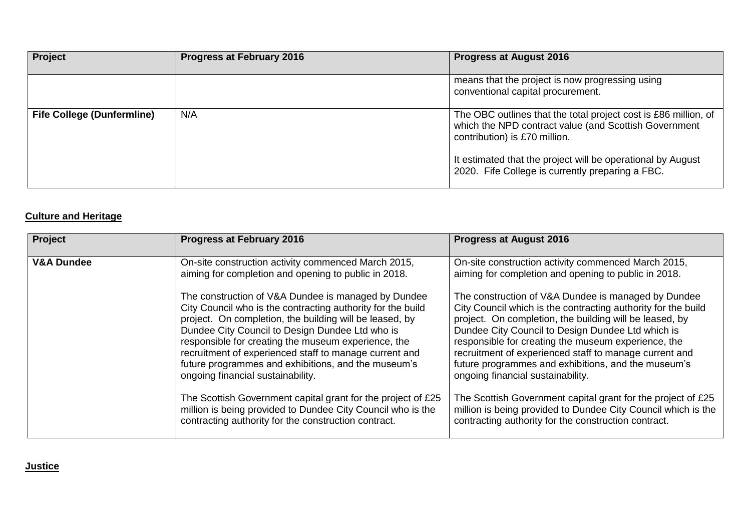| Project | Progress at February 2016 | Progress at August 2016 |
|---|---|---|
| | | means that the project is now progressing using conventional capital procurement. |
| **Fife College (Dunfermline)** | N/A | The OBC outlines that the total project cost is £86 million, of which the NPD contract value (and Scottish Government contribution) is £70 million.<br><br>It estimated that the project will be operational by August 2020. Fife College is currently preparing a FBC. |

**Culture and Heritage**

| Project | Progress at February 2016 | Progress at August 2016 |
|---|---|---|
| **V&A Dundee** | On-site construction activity commenced March 2015, aiming for completion and opening to public in 2018.<br><br>The construction of V&A Dundee is managed by Dundee City Council who is the contracting authority for the build project. On completion, the building will be leased, by Dundee City Council to Design Dundee Ltd who is responsible for creating the museum experience, the recruitment of experienced staff to manage current and future programmes and exhibitions, and the museum's ongoing financial sustainability.<br><br>The Scottish Government capital grant for the project of £25 million is being provided to Dundee City Council who is the contracting authority for the construction contract. | On-site construction activity commenced March 2015, aiming for completion and opening to public in 2018.<br><br>The construction of V&A Dundee is managed by Dundee City Council which is the contracting authority for the build project. On completion, the building will be leased, by Dundee City Council to Design Dundee Ltd which is responsible for creating the museum experience, the recruitment of experienced staff to manage current and future programmes and exhibitions, and the museum's ongoing financial sustainability.<br><br>The Scottish Government capital grant for the project of £25 million is being provided to Dundee City Council which is the contracting authority for the construction contract. |

**Justice**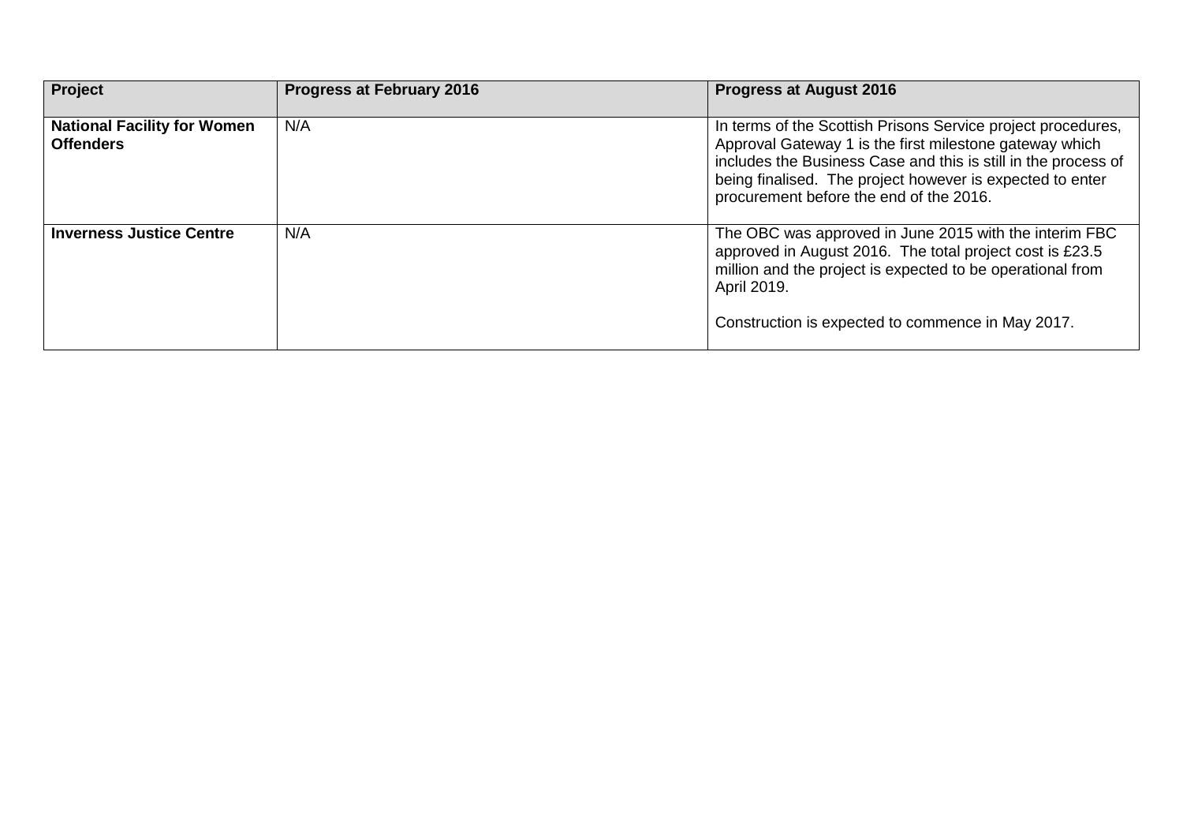| Project | Progress at February 2016 | Progress at August 2016 |
|---|---|---|
| **National Facility for Women Offenders** | N/A | In terms of the Scottish Prisons Service project procedures, Approval Gateway 1 is the first milestone gateway which includes the Business Case and this is still in the process of being finalised. The project however is expected to enter procurement before the end of the 2016. |
| **Inverness Justice Centre** | N/A | The OBC was approved in June 2015 with the interim FBC approved in August 2016. The total project cost is £23.5 million and the project is expected to be operational from April 2019.<br><br>Construction is expected to commence in May 2017. |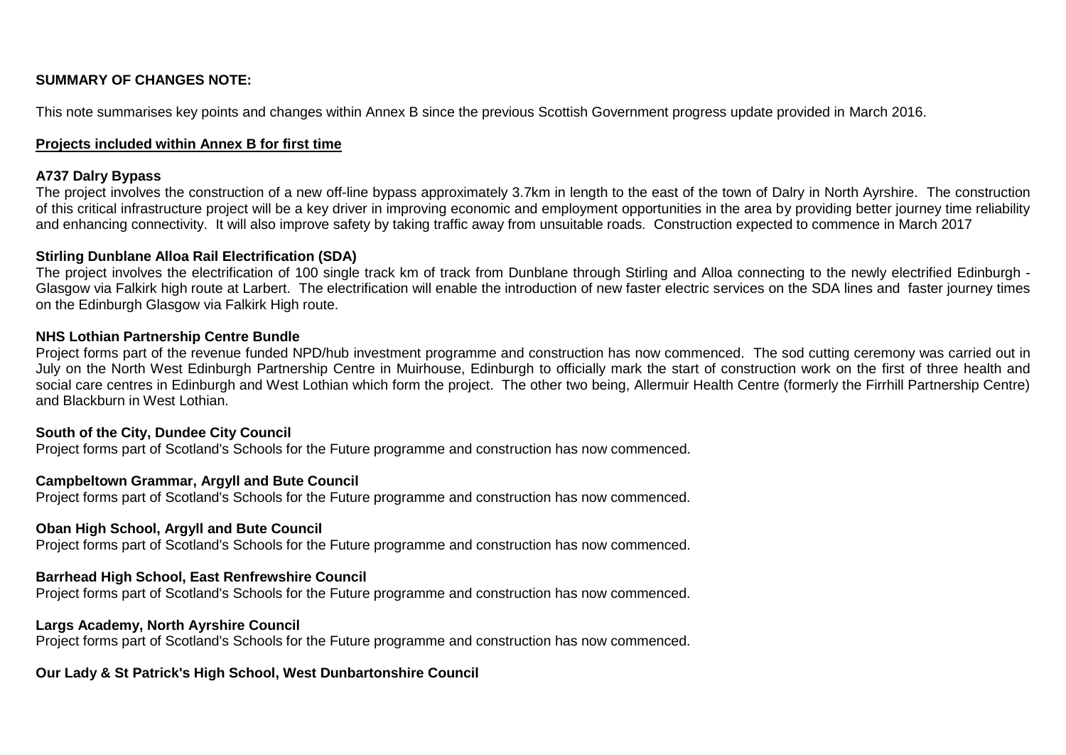**SUMMARY OF CHANGES NOTE:**

This note summarises key points and changes within Annex B since the previous Scottish Government progress update provided in March 2016.

**Projects included within Annex B for first time**

**A737 Dalry Bypass**

The project involves the construction of a new off-line bypass approximately 3.7km in length to the east of the town of Dalry in North Ayrshire. The construction of this critical infrastructure project will be a key driver in improving economic and employment opportunities in the area by providing better journey time reliability and enhancing connectivity. It will also improve safety by taking traffic away from unsuitable roads. Construction expected to commence in March 2017

**Stirling Dunblane Alloa Rail Electrification (SDA)**

The project involves the electrification of 100 single track km of track from Dunblane through Stirling and Alloa connecting to the newly electrified Edinburgh - Glasgow via Falkirk high route at Larbert. The electrification will enable the introduction of new faster electric services on the SDA lines and faster journey times on the Edinburgh Glasgow via Falkirk High route.

**NHS Lothian Partnership Centre Bundle**

Project forms part of the revenue funded NPD/hub investment programme and construction has now commenced. The sod cutting ceremony was carried out in July on the North West Edinburgh Partnership Centre in Muirhouse, Edinburgh to officially mark the start of construction work on the first of three health and social care centres in Edinburgh and West Lothian which form the project. The other two being, Allermuir Health Centre (formerly the Firrhill Partnership Centre) and Blackburn in West Lothian.

**South of the City, Dundee City Council**

Project forms part of Scotland's Schools for the Future programme and construction has now commenced.

**Campbeltown Grammar, Argyll and Bute Council**

Project forms part of Scotland's Schools for the Future programme and construction has now commenced.

**Oban High School, Argyll and Bute Council**

Project forms part of Scotland's Schools for the Future programme and construction has now commenced.

**Barrhead High School, East Renfrewshire Council**

Project forms part of Scotland's Schools for the Future programme and construction has now commenced.

**Largs Academy, North Ayrshire Council**

Project forms part of Scotland's Schools for the Future programme and construction has now commenced.

**Our Lady & St Patrick's High School, West Dunbartonshire Council**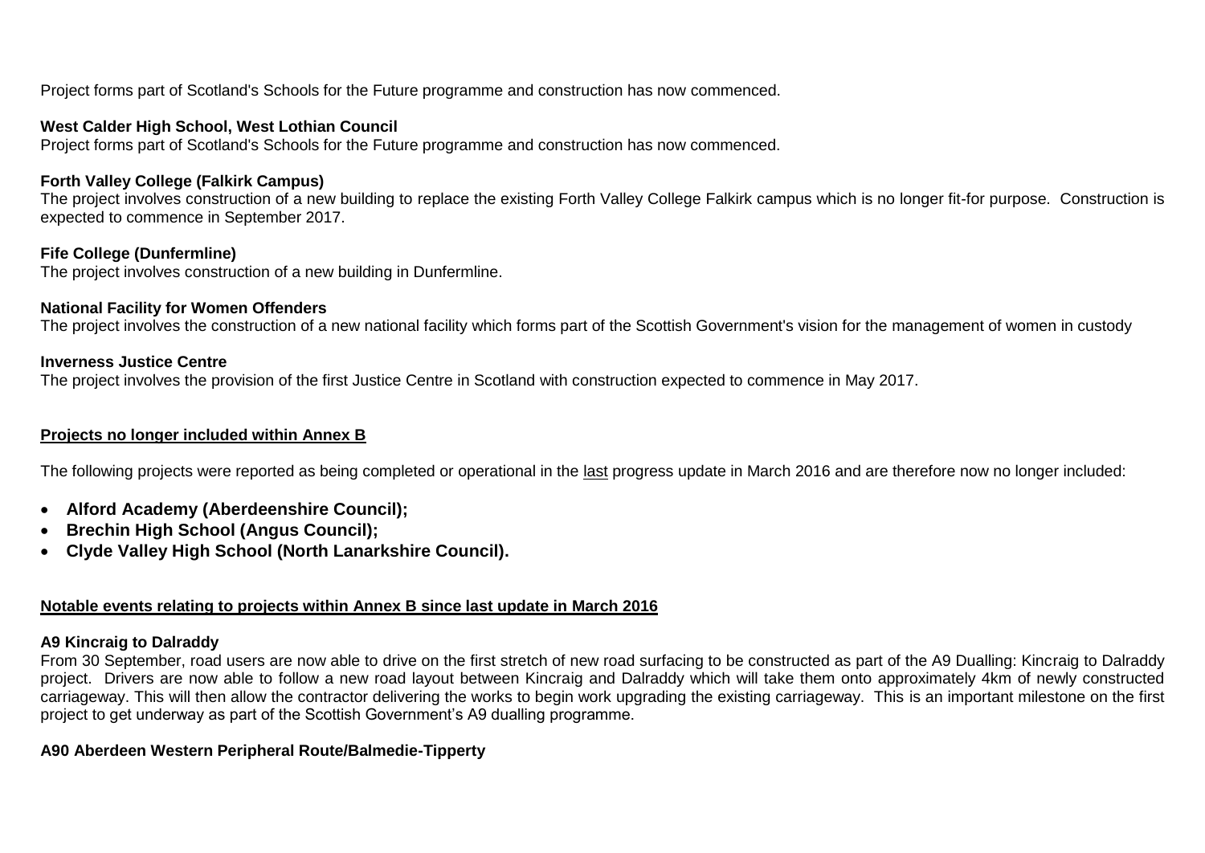Project forms part of Scotland's Schools for the Future programme and construction has now commenced.

**West Calder High School, West Lothian Council**
Project forms part of Scotland's Schools for the Future programme and construction has now commenced.

**Forth Valley College (Falkirk Campus)**
The project involves construction of a new building to replace the existing Forth Valley College Falkirk campus which is no longer fit-for purpose. Construction is expected to commence in September 2017.

**Fife College (Dunfermline)**
The project involves construction of a new building in Dunfermline.

**National Facility for Women Offenders**
The project involves the construction of a new national facility which forms part of the Scottish Government's vision for the management of women in custody

**Inverness Justice Centre**
The project involves the provision of the first Justice Centre in Scotland with construction expected to commence in May 2017.

## Projects no longer included within Annex B

The following projects were reported as being completed or operational in the last progress update in March 2016 and are therefore now no longer included:

- **Alford Academy (Aberdeenshire Council);**
- **Brechin High School (Angus Council);**
- **Clyde Valley High School (North Lanarkshire Council).**

## Notable events relating to projects within Annex B since last update in March 2016

**A9 Kincraig to Dalraddy**
From 30 September, road users are now able to drive on the first stretch of new road surfacing to be constructed as part of the A9 Dualling: Kincraig to Dalraddy project. Drivers are now able to follow a new road layout between Kincraig and Dalraddy which will take them onto approximately 4km of newly constructed carriageway. This will then allow the contractor delivering the works to begin work upgrading the existing carriageway. This is an important milestone on the first project to get underway as part of the Scottish Government's A9 dualling programme.

**A90 Aberdeen Western Peripheral Route/Balmedie-Tipperty**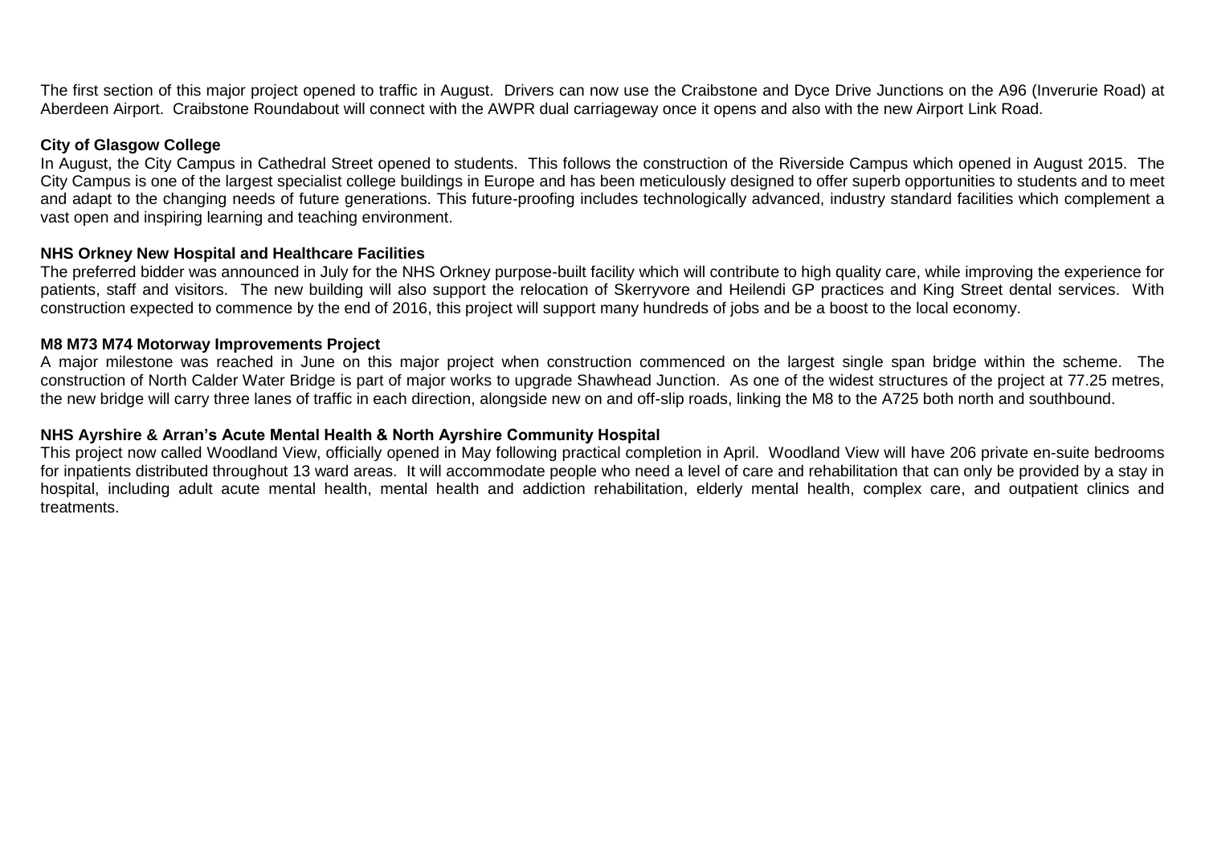The first section of this major project opened to traffic in August. Drivers can now use the Craibstone and Dyce Drive Junctions on the A96 (Inverurie Road) at Aberdeen Airport. Craibstone Roundabout will connect with the AWPR dual carriageway once it opens and also with the new Airport Link Road.

**City of Glasgow College**

In August, the City Campus in Cathedral Street opened to students. This follows the construction of the Riverside Campus which opened in August 2015. The City Campus is one of the largest specialist college buildings in Europe and has been meticulously designed to offer superb opportunities to students and to meet and adapt to the changing needs of future generations. This future-proofing includes technologically advanced, industry standard facilities which complement a vast open and inspiring learning and teaching environment.

**NHS Orkney New Hospital and Healthcare Facilities**

The preferred bidder was announced in July for the NHS Orkney purpose-built facility which will contribute to high quality care, while improving the experience for patients, staff and visitors. The new building will also support the relocation of Skerryvore and Heilendi GP practices and King Street dental services. With construction expected to commence by the end of 2016, this project will support many hundreds of jobs and be a boost to the local economy.

**M8 M73 M74 Motorway Improvements Project**

A major milestone was reached in June on this major project when construction commenced on the largest single span bridge within the scheme. The construction of North Calder Water Bridge is part of major works to upgrade Shawhead Junction. As one of the widest structures of the project at 77.25 metres, the new bridge will carry three lanes of traffic in each direction, alongside new on and off-slip roads, linking the M8 to the A725 both north and southbound.

**NHS Ayrshire & Arran's Acute Mental Health & North Ayrshire Community Hospital**

This project now called Woodland View, officially opened in May following practical completion in April. Woodland View will have 206 private en-suite bedrooms for inpatients distributed throughout 13 ward areas. It will accommodate people who need a level of care and rehabilitation that can only be provided by a stay in hospital, including adult acute mental health, mental health and addiction rehabilitation, elderly mental health, complex care, and outpatient clinics and treatments.